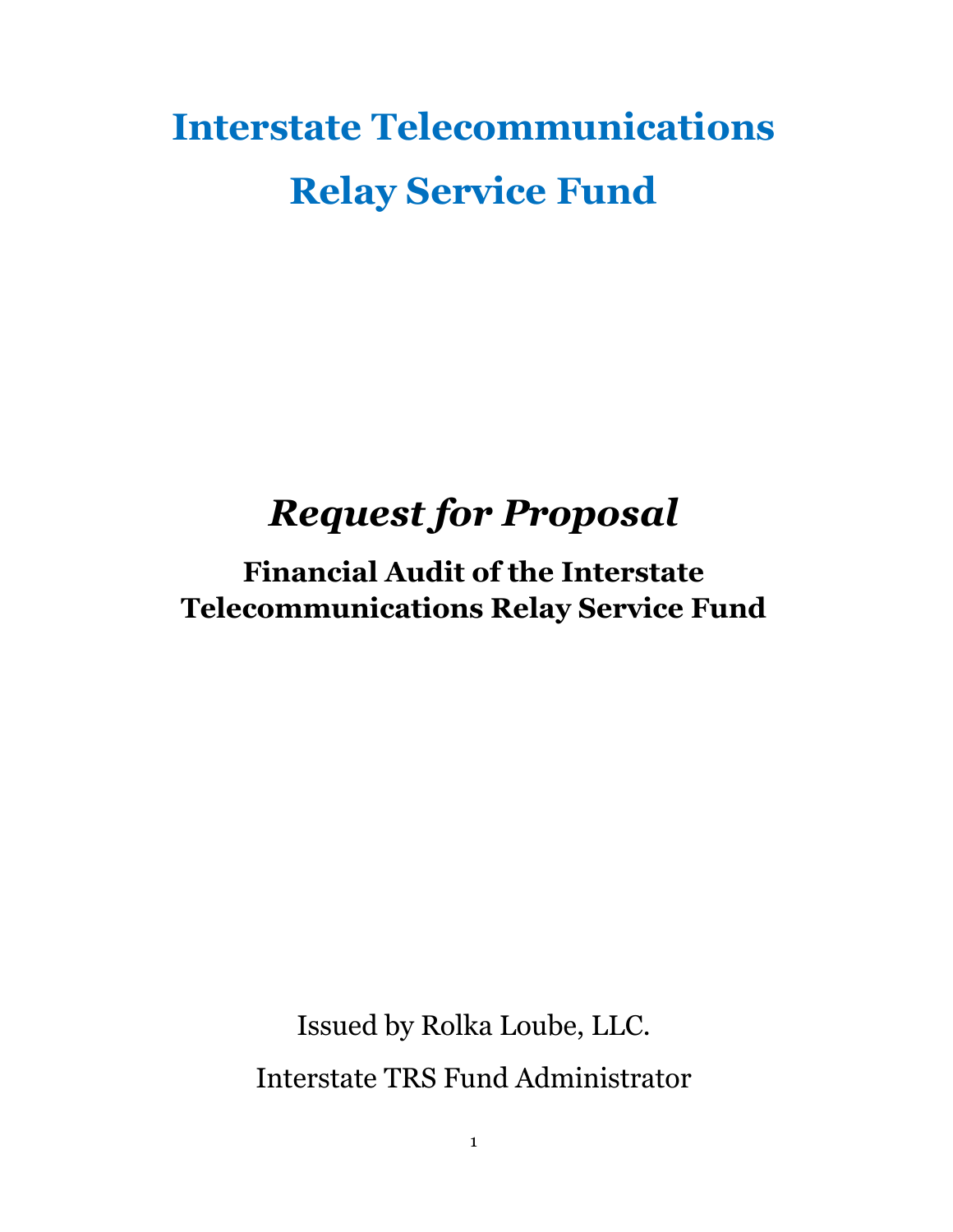# Interstate Telecommunications Relay Service Fund

## *Request for Proposal*

### Financial Audit of the Interstate Telecommunications Relay Service Fund

Issued by Rolka Loube, LLC.

Interstate TRS Fund Administrator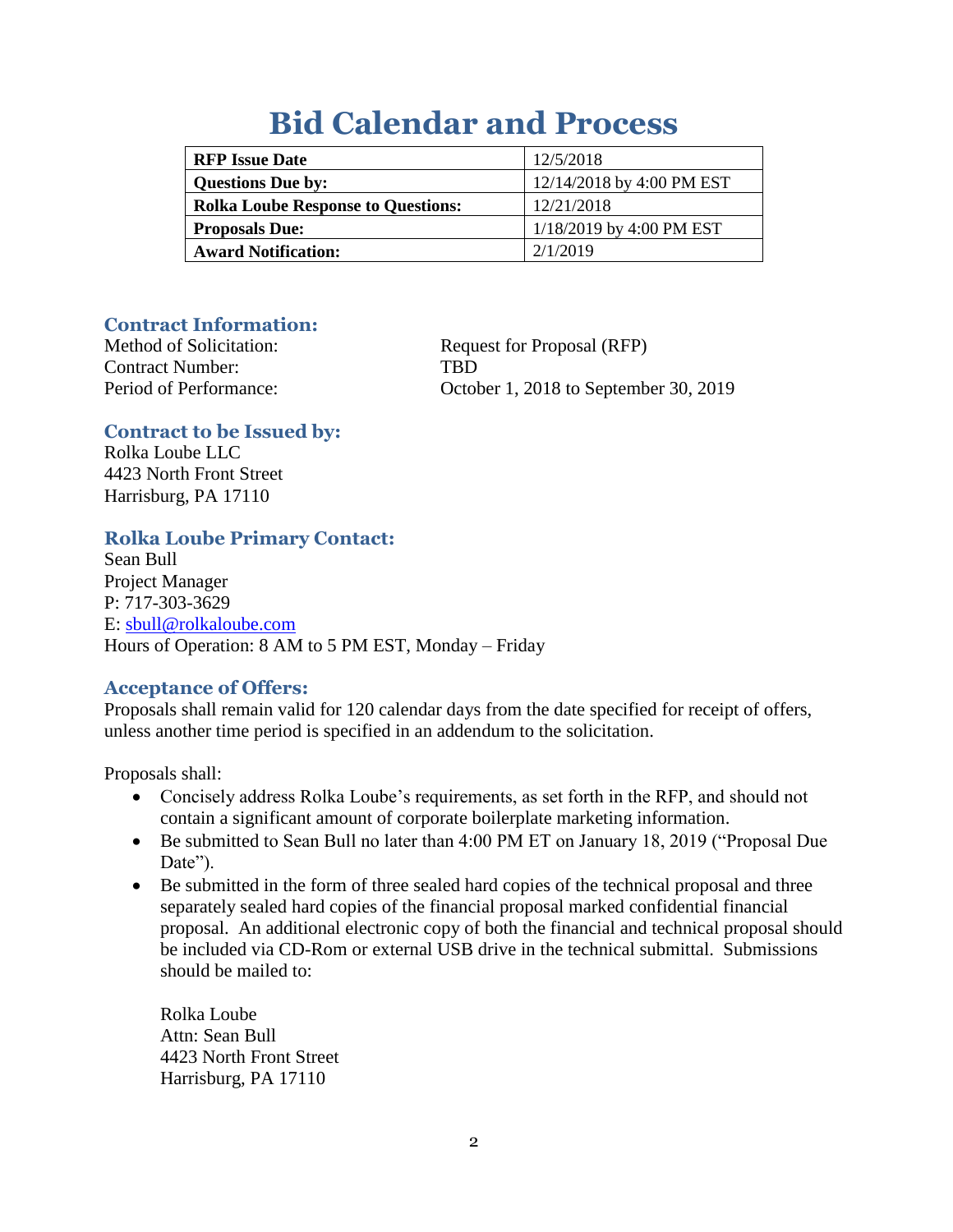# Bid Calendar and Process

| RFP Issue Date | 12/5/2018 |
|---|---|
| **Questions Due by:** | 12/14/2018 by 4:00 PM EST |
| **Rolka Loube Response to Questions:** | 12/21/2018 |
| **Proposals Due:** | 1/18/2019 by 4:00 PM EST |
| **Award Notification:** | 2/1/2019 |

## Contract Information:

Method of Solicitation: Request for Proposal (RFP)
Contract Number: TBD
Period of Performance: October 1, 2018 to September 30, 2019

## Contract to be Issued by:

Rolka Loube LLC
4423 North Front Street
Harrisburg, PA 17110

## Rolka Loube Primary Contact:

Sean Bull
Project Manager
P: 717-303-3629
E: sbull@rolkaloube.com
Hours of Operation: 8 AM to 5 PM EST, Monday – Friday

## Acceptance of Offers:

Proposals shall remain valid for 120 calendar days from the date specified for receipt of offers, unless another time period is specified in an addendum to the solicitation.

Proposals shall:

- Concisely address Rolka Loube's requirements, as set forth in the RFP, and should not contain a significant amount of corporate boilerplate marketing information.
- Be submitted to Sean Bull no later than 4:00 PM ET on January 18, 2019 ("Proposal Due Date").
- Be submitted in the form of three sealed hard copies of the technical proposal and three separately sealed hard copies of the financial proposal marked confidential financial proposal. An additional electronic copy of both the financial and technical proposal should be included via CD-Rom or external USB drive in the technical submittal. Submissions should be mailed to:

  Rolka Loube
  Attn: Sean Bull
  4423 North Front Street
  Harrisburg, PA 17110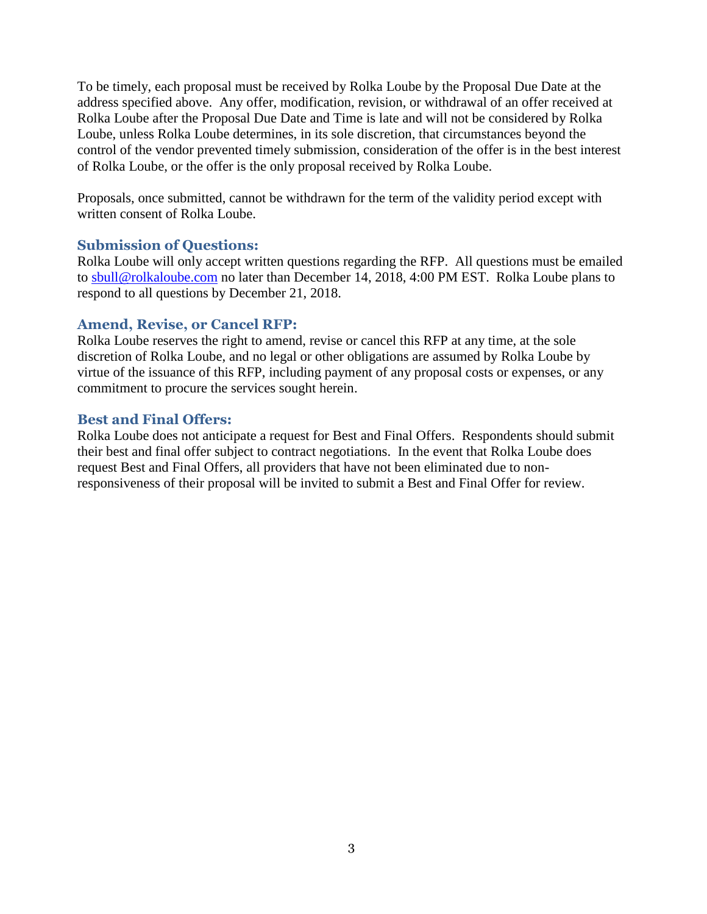To be timely, each proposal must be received by Rolka Loube by the Proposal Due Date at the address specified above. Any offer, modification, revision, or withdrawal of an offer received at Rolka Loube after the Proposal Due Date and Time is late and will not be considered by Rolka Loube, unless Rolka Loube determines, in its sole discretion, that circumstances beyond the control of the vendor prevented timely submission, consideration of the offer is in the best interest of Rolka Loube, or the offer is the only proposal received by Rolka Loube.

Proposals, once submitted, cannot be withdrawn for the term of the validity period except with written consent of Rolka Loube.

### Submission of Questions:

Rolka Loube will only accept written questions regarding the RFP. All questions must be emailed to sbull@rolkaloube.com no later than December 14, 2018, 4:00 PM EST. Rolka Loube plans to respond to all questions by December 21, 2018.

### Amend, Revise, or Cancel RFP:

Rolka Loube reserves the right to amend, revise or cancel this RFP at any time, at the sole discretion of Rolka Loube, and no legal or other obligations are assumed by Rolka Loube by virtue of the issuance of this RFP, including payment of any proposal costs or expenses, or any commitment to procure the services sought herein.

### Best and Final Offers:

Rolka Loube does not anticipate a request for Best and Final Offers. Respondents should submit their best and final offer subject to contract negotiations. In the event that Rolka Loube does request Best and Final Offers, all providers that have not been eliminated due to non-responsiveness of their proposal will be invited to submit a Best and Final Offer for review.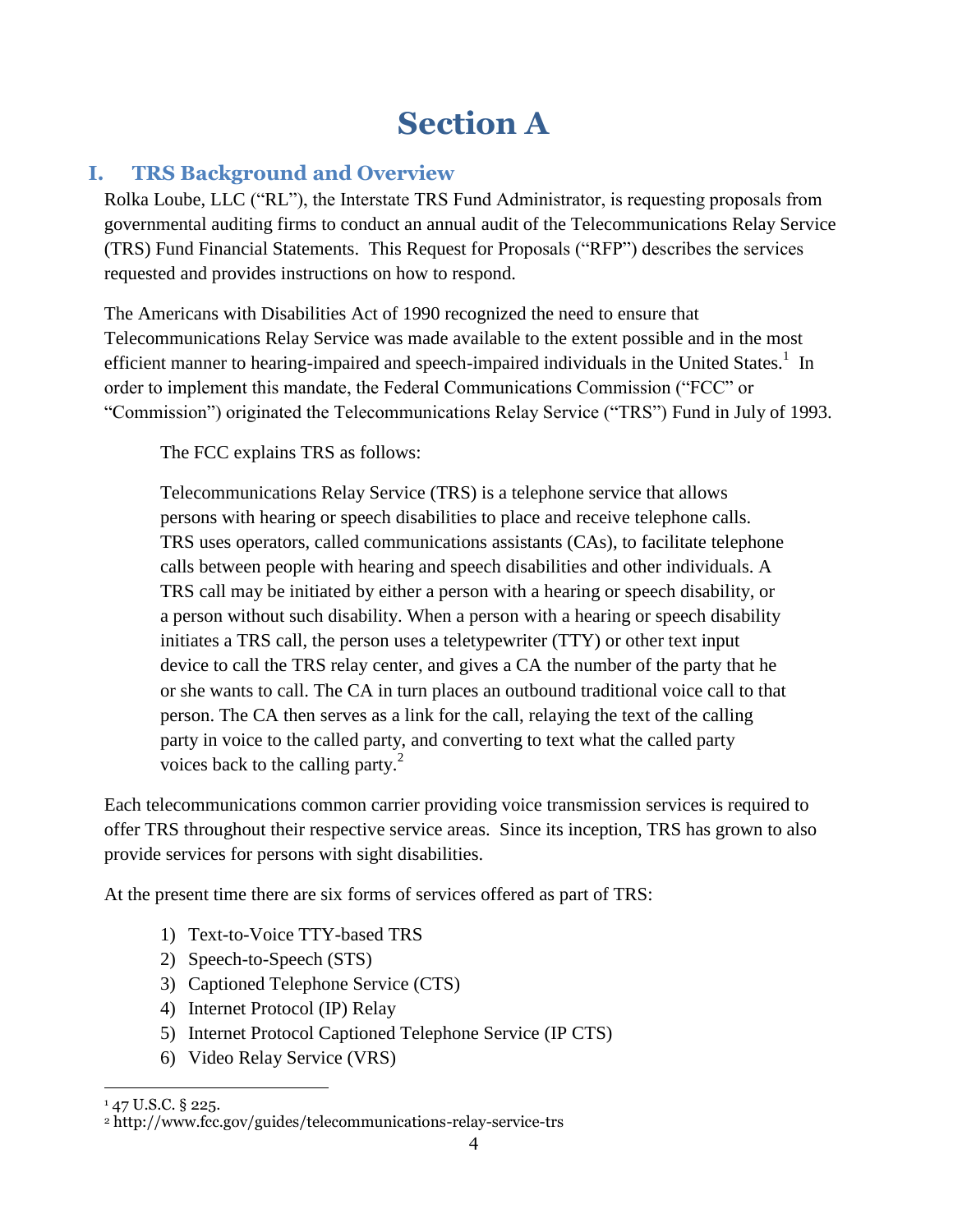# Section A

## I. TRS Background and Overview

Rolka Loube, LLC ("RL"), the Interstate TRS Fund Administrator, is requesting proposals from governmental auditing firms to conduct an annual audit of the Telecommunications Relay Service (TRS) Fund Financial Statements. This Request for Proposals ("RFP") describes the services requested and provides instructions on how to respond.

The Americans with Disabilities Act of 1990 recognized the need to ensure that Telecommunications Relay Service was made available to the extent possible and in the most efficient manner to hearing-impaired and speech-impaired individuals in the United States.[1] In order to implement this mandate, the Federal Communications Commission ("FCC" or "Commission") originated the Telecommunications Relay Service ("TRS") Fund in July of 1993.

> The FCC explains TRS as follows:
>
> Telecommunications Relay Service (TRS) is a telephone service that allows persons with hearing or speech disabilities to place and receive telephone calls. TRS uses operators, called communications assistants (CAs), to facilitate telephone calls between people with hearing and speech disabilities and other individuals. A TRS call may be initiated by either a person with a hearing or speech disability, or a person without such disability. When a person with a hearing or speech disability initiates a TRS call, the person uses a teletypewriter (TTY) or other text input device to call the TRS relay center, and gives a CA the number of the party that he or she wants to call. The CA in turn places an outbound traditional voice call to that person. The CA then serves as a link for the call, relaying the text of the calling party in voice to the called party, and converting to text what the called party voices back to the calling party.[2]

Each telecommunications common carrier providing voice transmission services is required to offer TRS throughout their respective service areas. Since its inception, TRS has grown to also provide services for persons with sight disabilities.

At the present time there are six forms of services offered as part of TRS:

1) Text-to-Voice TTY-based TRS
2) Speech-to-Speech (STS)
3) Captioned Telephone Service (CTS)
4) Internet Protocol (IP) Relay
5) Internet Protocol Captioned Telephone Service (IP CTS)
6) Video Relay Service (VRS)

---

[1] 47 U.S.C. § 225.

[2] http://www.fcc.gov/guides/telecommunications-relay-service-trs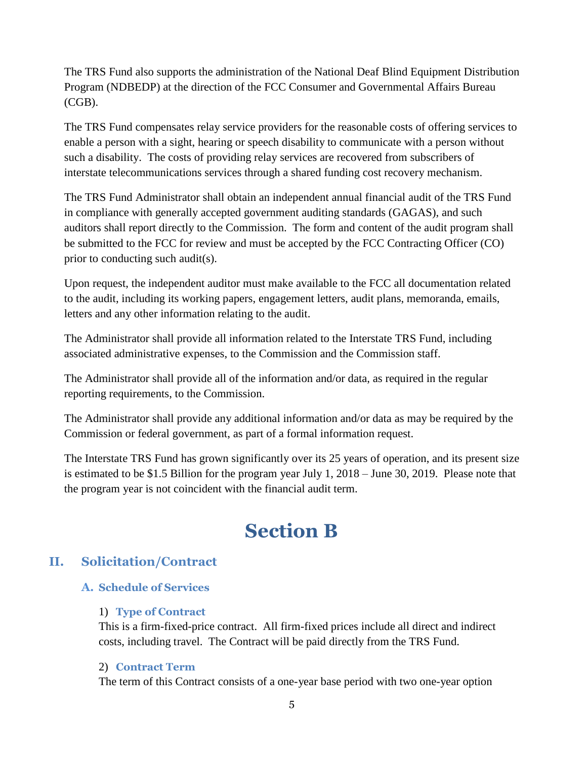The TRS Fund also supports the administration of the National Deaf Blind Equipment Distribution Program (NDBEDP) at the direction of the FCC Consumer and Governmental Affairs Bureau (CGB).

The TRS Fund compensates relay service providers for the reasonable costs of offering services to enable a person with a sight, hearing or speech disability to communicate with a person without such a disability. The costs of providing relay services are recovered from subscribers of interstate telecommunications services through a shared funding cost recovery mechanism.

The TRS Fund Administrator shall obtain an independent annual financial audit of the TRS Fund in compliance with generally accepted government auditing standards (GAGAS), and such auditors shall report directly to the Commission. The form and content of the audit program shall be submitted to the FCC for review and must be accepted by the FCC Contracting Officer (CO) prior to conducting such audit(s).

Upon request, the independent auditor must make available to the FCC all documentation related to the audit, including its working papers, engagement letters, audit plans, memoranda, emails, letters and any other information relating to the audit.

The Administrator shall provide all information related to the Interstate TRS Fund, including associated administrative expenses, to the Commission and the Commission staff.

The Administrator shall provide all of the information and/or data, as required in the regular reporting requirements, to the Commission.

The Administrator shall provide any additional information and/or data as may be required by the Commission or federal government, as part of a formal information request.

The Interstate TRS Fund has grown significantly over its 25 years of operation, and its present size is estimated to be $1.5 Billion for the program year July 1, 2018 – June 30, 2019. Please note that the program year is not coincident with the financial audit term.

# Section B

## II. Solicitation/Contract

### A. Schedule of Services

#### 1) Type of Contract

This is a firm-fixed-price contract. All firm-fixed prices include all direct and indirect costs, including travel. The Contract will be paid directly from the TRS Fund.

#### 2) Contract Term

The term of this Contract consists of a one-year base period with two one-year option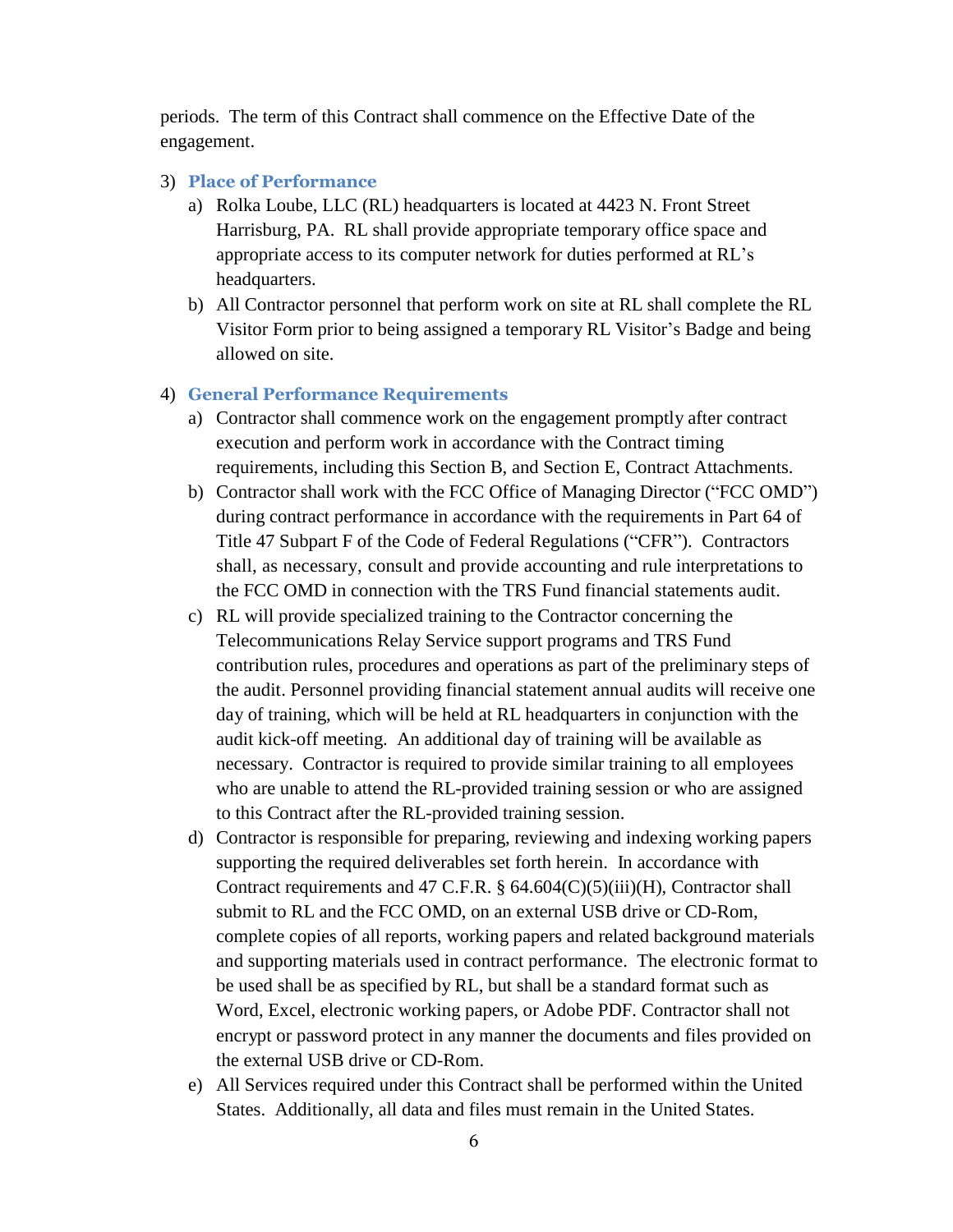periods. The term of this Contract shall commence on the Effective Date of the engagement.

3) **Place of Performance**
   a) Rolka Loube, LLC (RL) headquarters is located at 4423 N. Front Street Harrisburg, PA. RL shall provide appropriate temporary office space and appropriate access to its computer network for duties performed at RL's headquarters.
   b) All Contractor personnel that perform work on site at RL shall complete the RL Visitor Form prior to being assigned a temporary RL Visitor's Badge and being allowed on site.

4) **General Performance Requirements**
   a) Contractor shall commence work on the engagement promptly after contract execution and perform work in accordance with the Contract timing requirements, including this Section B, and Section E, Contract Attachments.
   b) Contractor shall work with the FCC Office of Managing Director ("FCC OMD") during contract performance in accordance with the requirements in Part 64 of Title 47 Subpart F of the Code of Federal Regulations ("CFR"). Contractors shall, as necessary, consult and provide accounting and rule interpretations to the FCC OMD in connection with the TRS Fund financial statements audit.
   c) RL will provide specialized training to the Contractor concerning the Telecommunications Relay Service support programs and TRS Fund contribution rules, procedures and operations as part of the preliminary steps of the audit. Personnel providing financial statement annual audits will receive one day of training, which will be held at RL headquarters in conjunction with the audit kick-off meeting. An additional day of training will be available as necessary. Contractor is required to provide similar training to all employees who are unable to attend the RL-provided training session or who are assigned to this Contract after the RL-provided training session.
   d) Contractor is responsible for preparing, reviewing and indexing working papers supporting the required deliverables set forth herein. In accordance with Contract requirements and 47 C.F.R. § 64.604(C)(5)(iii)(H), Contractor shall submit to RL and the FCC OMD, on an external USB drive or CD-Rom, complete copies of all reports, working papers and related background materials and supporting materials used in contract performance. The electronic format to be used shall be as specified by RL, but shall be a standard format such as Word, Excel, electronic working papers, or Adobe PDF. Contractor shall not encrypt or password protect in any manner the documents and files provided on the external USB drive or CD-Rom.
   e) All Services required under this Contract shall be performed within the United States. Additionally, all data and files must remain in the United States.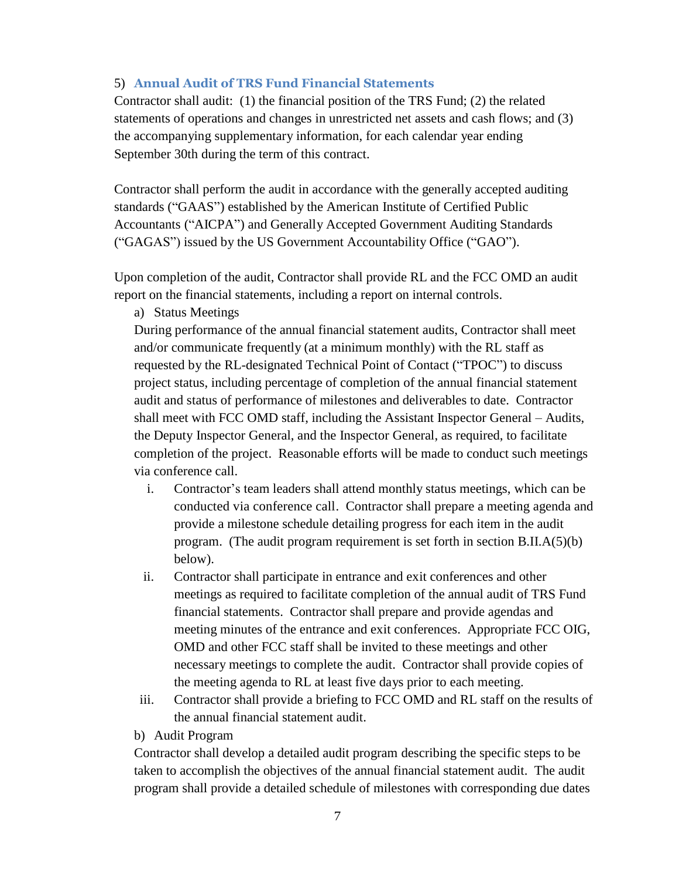5) **Annual Audit of TRS Fund Financial Statements**

Contractor shall audit: (1) the financial position of the TRS Fund; (2) the related statements of operations and changes in unrestricted net assets and cash flows; and (3) the accompanying supplementary information, for each calendar year ending September 30th during the term of this contract.

Contractor shall perform the audit in accordance with the generally accepted auditing standards ("GAAS") established by the American Institute of Certified Public Accountants ("AICPA") and Generally Accepted Government Auditing Standards ("GAGAS") issued by the US Government Accountability Office ("GAO").

Upon completion of the audit, Contractor shall provide RL and the FCC OMD an audit report on the financial statements, including a report on internal controls.

a) Status Meetings

During performance of the annual financial statement audits, Contractor shall meet and/or communicate frequently (at a minimum monthly) with the RL staff as requested by the RL-designated Technical Point of Contact ("TPOC") to discuss project status, including percentage of completion of the annual financial statement audit and status of performance of milestones and deliverables to date. Contractor shall meet with FCC OMD staff, including the Assistant Inspector General – Audits, the Deputy Inspector General, and the Inspector General, as required, to facilitate completion of the project. Reasonable efforts will be made to conduct such meetings via conference call.

i. Contractor's team leaders shall attend monthly status meetings, which can be conducted via conference call. Contractor shall prepare a meeting agenda and provide a milestone schedule detailing progress for each item in the audit program. (The audit program requirement is set forth in section B.II.A(5)(b) below).

ii. Contractor shall participate in entrance and exit conferences and other meetings as required to facilitate completion of the annual audit of TRS Fund financial statements. Contractor shall prepare and provide agendas and meeting minutes of the entrance and exit conferences. Appropriate FCC OIG, OMD and other FCC staff shall be invited to these meetings and other necessary meetings to complete the audit. Contractor shall provide copies of the meeting agenda to RL at least five days prior to each meeting.

iii. Contractor shall provide a briefing to FCC OMD and RL staff on the results of the annual financial statement audit.

b) Audit Program

Contractor shall develop a detailed audit program describing the specific steps to be taken to accomplish the objectives of the annual financial statement audit. The audit program shall provide a detailed schedule of milestones with corresponding due dates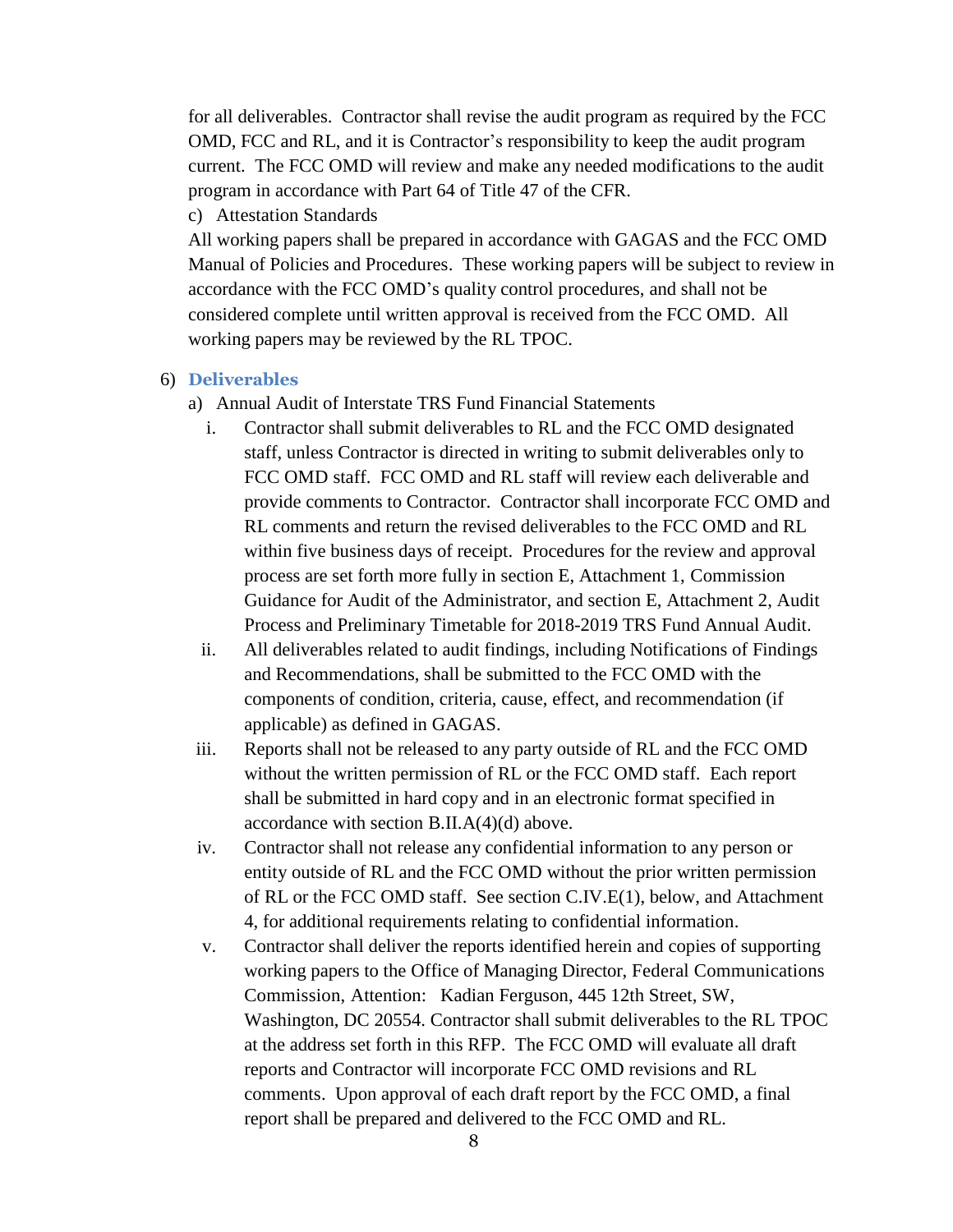for all deliverables. Contractor shall revise the audit program as required by the FCC OMD, FCC and RL, and it is Contractor's responsibility to keep the audit program current. The FCC OMD will review and make any needed modifications to the audit program in accordance with Part 64 of Title 47 of the CFR.

c) Attestation Standards

All working papers shall be prepared in accordance with GAGAS and the FCC OMD Manual of Policies and Procedures. These working papers will be subject to review in accordance with the FCC OMD's quality control procedures, and shall not be considered complete until written approval is received from the FCC OMD. All working papers may be reviewed by the RL TPOC.

6) **Deliverables**

a) Annual Audit of Interstate TRS Fund Financial Statements

i. Contractor shall submit deliverables to RL and the FCC OMD designated staff, unless Contractor is directed in writing to submit deliverables only to FCC OMD staff. FCC OMD and RL staff will review each deliverable and provide comments to Contractor. Contractor shall incorporate FCC OMD and RL comments and return the revised deliverables to the FCC OMD and RL within five business days of receipt. Procedures for the review and approval process are set forth more fully in section E, Attachment 1, Commission Guidance for Audit of the Administrator, and section E, Attachment 2, Audit Process and Preliminary Timetable for 2018-2019 TRS Fund Annual Audit.

ii. All deliverables related to audit findings, including Notifications of Findings and Recommendations, shall be submitted to the FCC OMD with the components of condition, criteria, cause, effect, and recommendation (if applicable) as defined in GAGAS.

iii. Reports shall not be released to any party outside of RL and the FCC OMD without the written permission of RL or the FCC OMD staff. Each report shall be submitted in hard copy and in an electronic format specified in accordance with section B.II.A(4)(d) above.

iv. Contractor shall not release any confidential information to any person or entity outside of RL and the FCC OMD without the prior written permission of RL or the FCC OMD staff. See section C.IV.E(1), below, and Attachment 4, for additional requirements relating to confidential information.

v. Contractor shall deliver the reports identified herein and copies of supporting working papers to the Office of Managing Director, Federal Communications Commission, Attention: Kadian Ferguson, 445 12th Street, SW, Washington, DC 20554. Contractor shall submit deliverables to the RL TPOC at the address set forth in this RFP. The FCC OMD will evaluate all draft reports and Contractor will incorporate FCC OMD revisions and RL comments. Upon approval of each draft report by the FCC OMD, a final report shall be prepared and delivered to the FCC OMD and RL.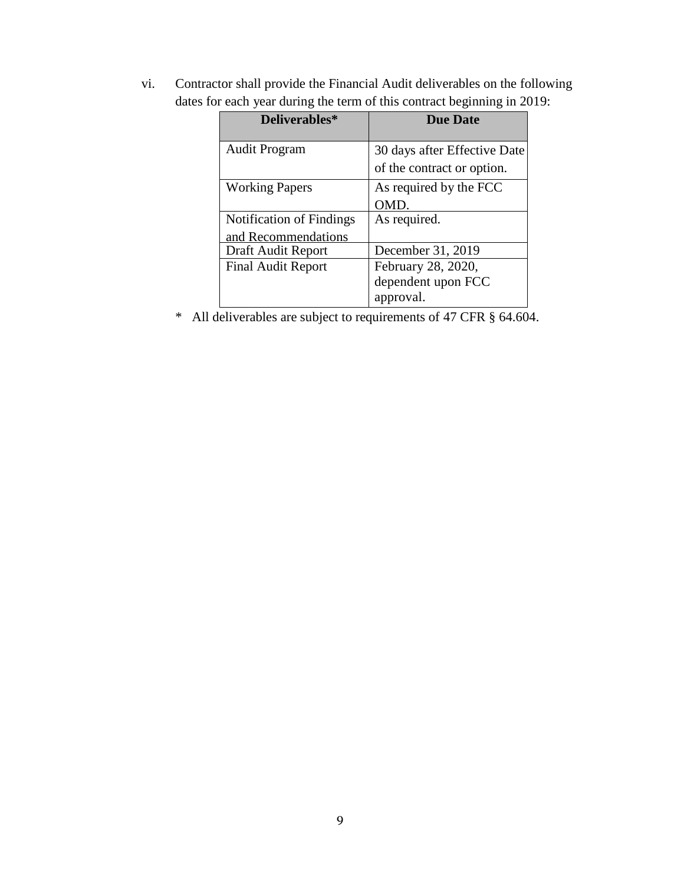vi. Contractor shall provide the Financial Audit deliverables on the following dates for each year during the term of this contract beginning in 2019:

| Deliverables* | Due Date |
| --- | --- |
| Audit Program | 30 days after Effective Date of the contract or option. |
| Working Papers | As required by the FCC OMD. |
| Notification of Findings and Recommendations | As required. |
| Draft Audit Report | December 31, 2019 |
| Final Audit Report | February 28, 2020, dependent upon FCC approval. |

\* All deliverables are subject to requirements of 47 CFR § 64.604.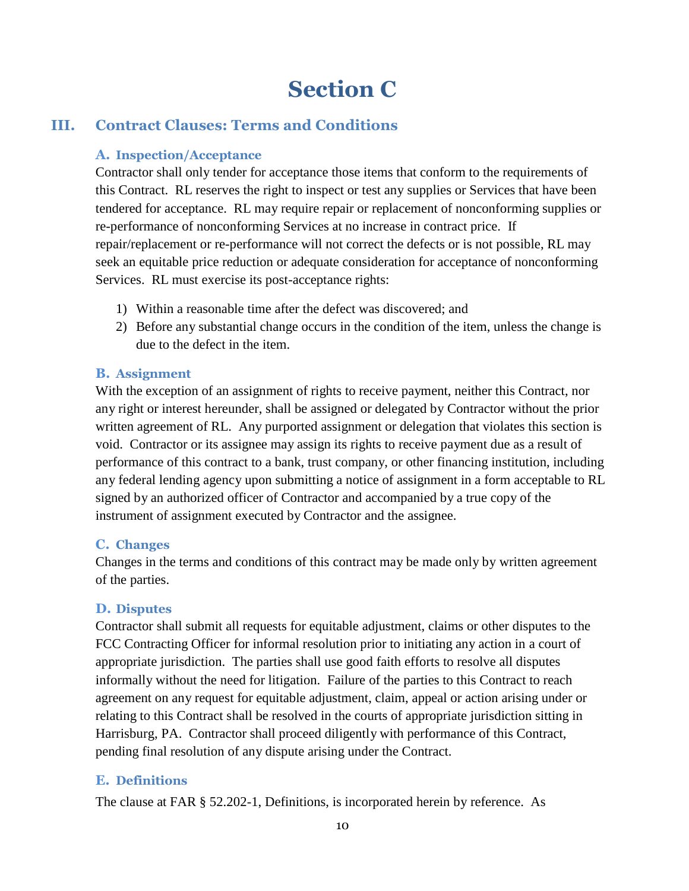# Section C

## III. Contract Clauses: Terms and Conditions

### A. Inspection/Acceptance

Contractor shall only tender for acceptance those items that conform to the requirements of this Contract. RL reserves the right to inspect or test any supplies or Services that have been tendered for acceptance. RL may require repair or replacement of nonconforming supplies or re-performance of nonconforming Services at no increase in contract price. If repair/replacement or re-performance will not correct the defects or is not possible, RL may seek an equitable price reduction or adequate consideration for acceptance of nonconforming Services. RL must exercise its post-acceptance rights:

1) Within a reasonable time after the defect was discovered; and
2) Before any substantial change occurs in the condition of the item, unless the change is due to the defect in the item.

### B. Assignment

With the exception of an assignment of rights to receive payment, neither this Contract, nor any right or interest hereunder, shall be assigned or delegated by Contractor without the prior written agreement of RL. Any purported assignment or delegation that violates this section is void. Contractor or its assignee may assign its rights to receive payment due as a result of performance of this contract to a bank, trust company, or other financing institution, including any federal lending agency upon submitting a notice of assignment in a form acceptable to RL signed by an authorized officer of Contractor and accompanied by a true copy of the instrument of assignment executed by Contractor and the assignee.

### C. Changes

Changes in the terms and conditions of this contract may be made only by written agreement of the parties.

### D. Disputes

Contractor shall submit all requests for equitable adjustment, claims or other disputes to the FCC Contracting Officer for informal resolution prior to initiating any action in a court of appropriate jurisdiction. The parties shall use good faith efforts to resolve all disputes informally without the need for litigation. Failure of the parties to this Contract to reach agreement on any request for equitable adjustment, claim, appeal or action arising under or relating to this Contract shall be resolved in the courts of appropriate jurisdiction sitting in Harrisburg, PA. Contractor shall proceed diligently with performance of this Contract, pending final resolution of any dispute arising under the Contract.

### E. Definitions

The clause at FAR § 52.202-1, Definitions, is incorporated herein by reference. As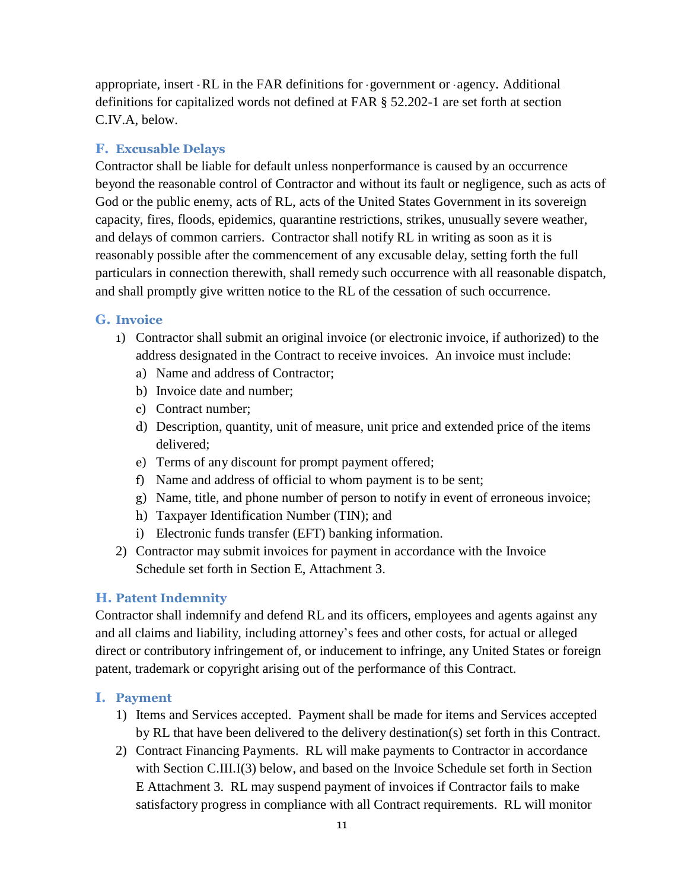appropriate, insert ‐RL in the FAR definitions for ‐government or ‐agency. Additional definitions for capitalized words not defined at FAR § 52.202-1 are set forth at section C.IV.A, below.

### F. Excusable Delays

Contractor shall be liable for default unless nonperformance is caused by an occurrence beyond the reasonable control of Contractor and without its fault or negligence, such as acts of God or the public enemy, acts of RL, acts of the United States Government in its sovereign capacity, fires, floods, epidemics, quarantine restrictions, strikes, unusually severe weather, and delays of common carriers. Contractor shall notify RL in writing as soon as it is reasonably possible after the commencement of any excusable delay, setting forth the full particulars in connection therewith, shall remedy such occurrence with all reasonable dispatch, and shall promptly give written notice to the RL of the cessation of such occurrence.

### G. Invoice

1) Contractor shall submit an original invoice (or electronic invoice, if authorized) to the address designated in the Contract to receive invoices. An invoice must include:
   a) Name and address of Contractor;
   b) Invoice date and number;
   c) Contract number;
   d) Description, quantity, unit of measure, unit price and extended price of the items delivered;
   e) Terms of any discount for prompt payment offered;
   f) Name and address of official to whom payment is to be sent;
   g) Name, title, and phone number of person to notify in event of erroneous invoice;
   h) Taxpayer Identification Number (TIN); and
   i) Electronic funds transfer (EFT) banking information.
2) Contractor may submit invoices for payment in accordance with the Invoice Schedule set forth in Section E, Attachment 3.

### H. Patent Indemnity

Contractor shall indemnify and defend RL and its officers, employees and agents against any and all claims and liability, including attorney's fees and other costs, for actual or alleged direct or contributory infringement of, or inducement to infringe, any United States or foreign patent, trademark or copyright arising out of the performance of this Contract.

### I. Payment

1) Items and Services accepted. Payment shall be made for items and Services accepted by RL that have been delivered to the delivery destination(s) set forth in this Contract.
2) Contract Financing Payments. RL will make payments to Contractor in accordance with Section C.III.I(3) below, and based on the Invoice Schedule set forth in Section E Attachment 3. RL may suspend payment of invoices if Contractor fails to make satisfactory progress in compliance with all Contract requirements. RL will monitor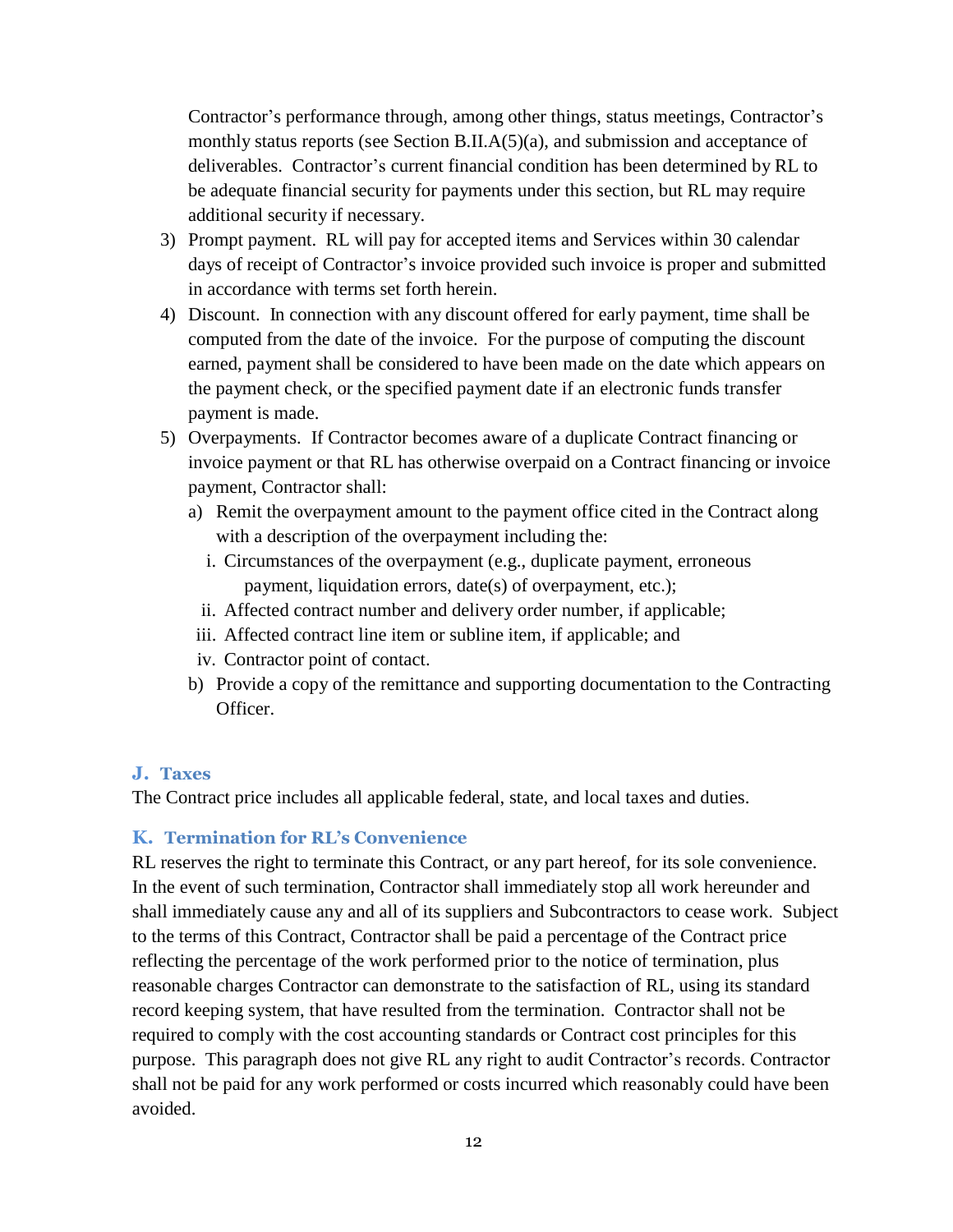Contractor's performance through, among other things, status meetings, Contractor's monthly status reports (see Section B.II.A(5)(a), and submission and acceptance of deliverables. Contractor's current financial condition has been determined by RL to be adequate financial security for payments under this section, but RL may require additional security if necessary.

3) Prompt payment. RL will pay for accepted items and Services within 30 calendar days of receipt of Contractor's invoice provided such invoice is proper and submitted in accordance with terms set forth herein.
4) Discount. In connection with any discount offered for early payment, time shall be computed from the date of the invoice. For the purpose of computing the discount earned, payment shall be considered to have been made on the date which appears on the payment check, or the specified payment date if an electronic funds transfer payment is made.
5) Overpayments. If Contractor becomes aware of a duplicate Contract financing or invoice payment or that RL has otherwise overpaid on a Contract financing or invoice payment, Contractor shall:
   a) Remit the overpayment amount to the payment office cited in the Contract along with a description of the overpayment including the:
      i. Circumstances of the overpayment (e.g., duplicate payment, erroneous payment, liquidation errors, date(s) of overpayment, etc.);
      ii. Affected contract number and delivery order number, if applicable;
      iii. Affected contract line item or subline item, if applicable; and
      iv. Contractor point of contact.
   b) Provide a copy of the remittance and supporting documentation to the Contracting Officer.

### J. Taxes

The Contract price includes all applicable federal, state, and local taxes and duties.

### K. Termination for RL's Convenience

RL reserves the right to terminate this Contract, or any part hereof, for its sole convenience. In the event of such termination, Contractor shall immediately stop all work hereunder and shall immediately cause any and all of its suppliers and Subcontractors to cease work. Subject to the terms of this Contract, Contractor shall be paid a percentage of the Contract price reflecting the percentage of the work performed prior to the notice of termination, plus reasonable charges Contractor can demonstrate to the satisfaction of RL, using its standard record keeping system, that have resulted from the termination. Contractor shall not be required to comply with the cost accounting standards or Contract cost principles for this purpose. This paragraph does not give RL any right to audit Contractor's records. Contractor shall not be paid for any work performed or costs incurred which reasonably could have been avoided.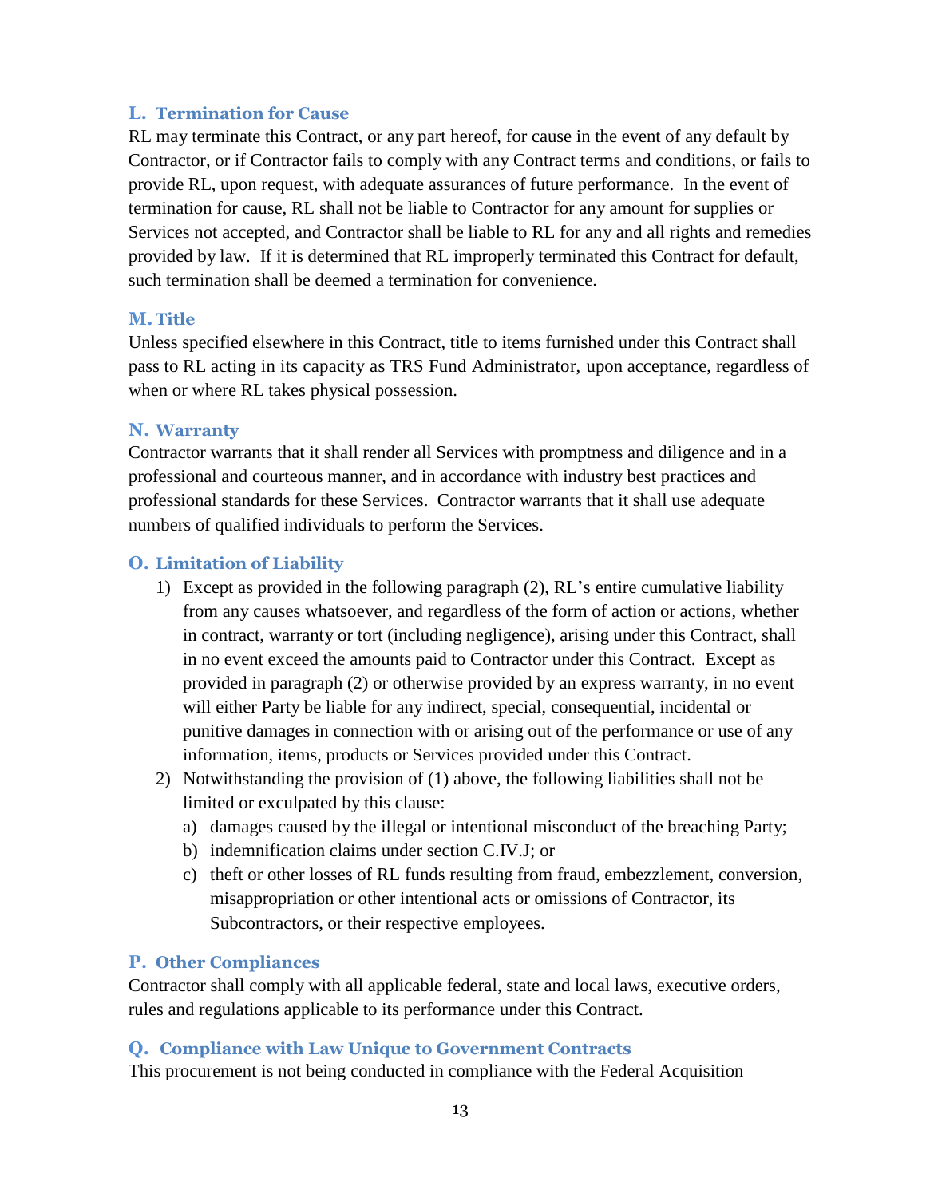### L. Termination for Cause

RL may terminate this Contract, or any part hereof, for cause in the event of any default by Contractor, or if Contractor fails to comply with any Contract terms and conditions, or fails to provide RL, upon request, with adequate assurances of future performance. In the event of termination for cause, RL shall not be liable to Contractor for any amount for supplies or Services not accepted, and Contractor shall be liable to RL for any and all rights and remedies provided by law. If it is determined that RL improperly terminated this Contract for default, such termination shall be deemed a termination for convenience.

### M. Title

Unless specified elsewhere in this Contract, title to items furnished under this Contract shall pass to RL acting in its capacity as TRS Fund Administrator, upon acceptance, regardless of when or where RL takes physical possession.

### N. Warranty

Contractor warrants that it shall render all Services with promptness and diligence and in a professional and courteous manner, and in accordance with industry best practices and professional standards for these Services. Contractor warrants that it shall use adequate numbers of qualified individuals to perform the Services.

### O. Limitation of Liability

1) Except as provided in the following paragraph (2), RL's entire cumulative liability from any causes whatsoever, and regardless of the form of action or actions, whether in contract, warranty or tort (including negligence), arising under this Contract, shall in no event exceed the amounts paid to Contractor under this Contract. Except as provided in paragraph (2) or otherwise provided by an express warranty, in no event will either Party be liable for any indirect, special, consequential, incidental or punitive damages in connection with or arising out of the performance or use of any information, items, products or Services provided under this Contract.
2) Notwithstanding the provision of (1) above, the following liabilities shall not be limited or exculpated by this clause:
   a) damages caused by the illegal or intentional misconduct of the breaching Party;
   b) indemnification claims under section C.IV.J; or
   c) theft or other losses of RL funds resulting from fraud, embezzlement, conversion, misappropriation or other intentional acts or omissions of Contractor, its Subcontractors, or their respective employees.

### P. Other Compliances

Contractor shall comply with all applicable federal, state and local laws, executive orders, rules and regulations applicable to its performance under this Contract.

### Q. Compliance with Law Unique to Government Contracts

This procurement is not being conducted in compliance with the Federal Acquisition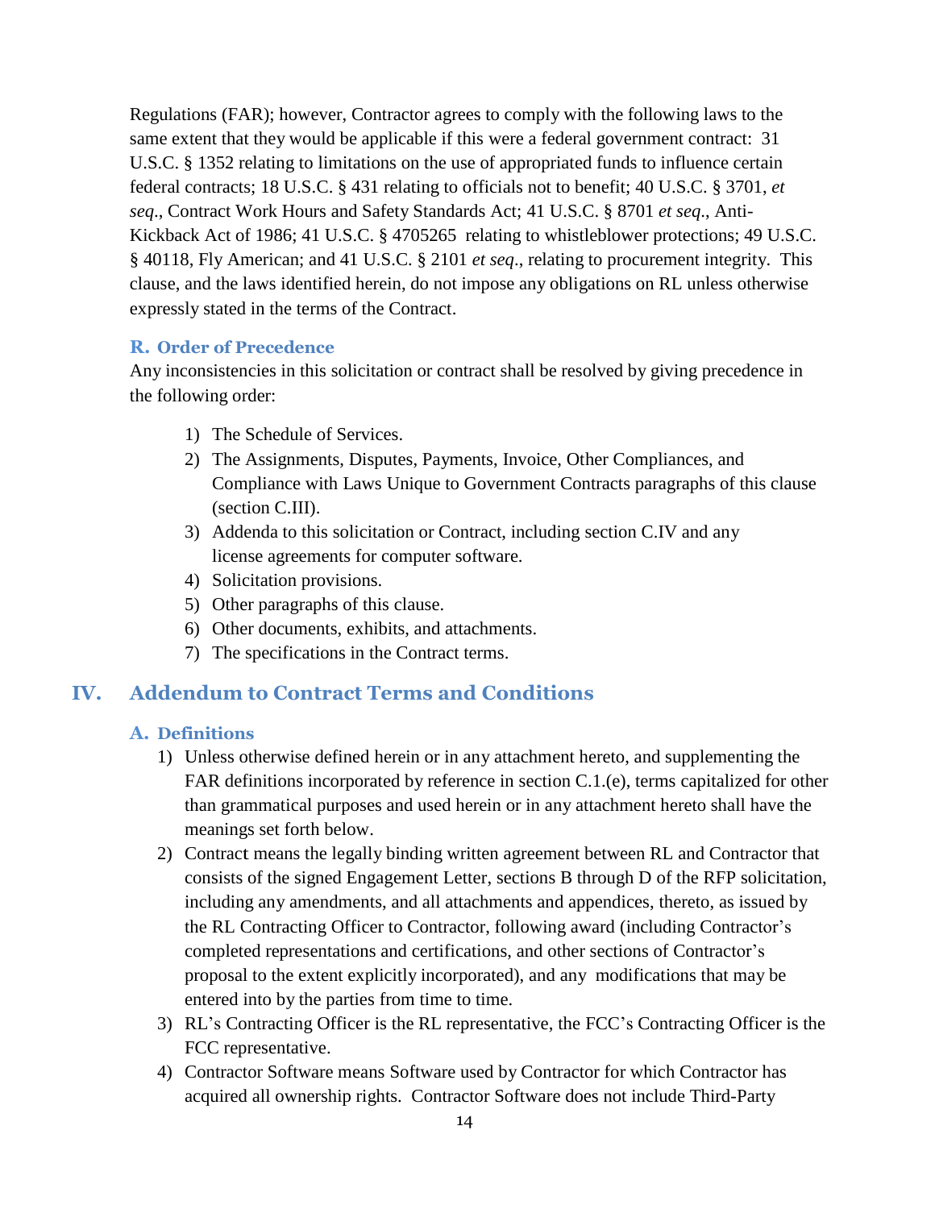Regulations (FAR); however, Contractor agrees to comply with the following laws to the same extent that they would be applicable if this were a federal government contract: 31 U.S.C. § 1352 relating to limitations on the use of appropriated funds to influence certain federal contracts; 18 U.S.C. § 431 relating to officials not to benefit; 40 U.S.C. § 3701, *et seq*., Contract Work Hours and Safety Standards Act; 41 U.S.C. § 8701 *et seq*., Anti-Kickback Act of 1986; 41 U.S.C. § 4705265 relating to whistleblower protections; 49 U.S.C. § 40118, Fly American; and 41 U.S.C. § 2101 *et seq*., relating to procurement integrity. This clause, and the laws identified herein, do not impose any obligations on RL unless otherwise expressly stated in the terms of the Contract.

### R. Order of Precedence

Any inconsistencies in this solicitation or contract shall be resolved by giving precedence in the following order:

1) The Schedule of Services.
2) The Assignments, Disputes, Payments, Invoice, Other Compliances, and Compliance with Laws Unique to Government Contracts paragraphs of this clause (section C.III).
3) Addenda to this solicitation or Contract, including section C.IV and any license agreements for computer software.
4) Solicitation provisions.
5) Other paragraphs of this clause.
6) Other documents, exhibits, and attachments.
7) The specifications in the Contract terms.

## IV. Addendum to Contract Terms and Conditions

### A. Definitions

1) Unless otherwise defined herein or in any attachment hereto, and supplementing the FAR definitions incorporated by reference in section C.1.(e), terms capitalized for other than grammatical purposes and used herein or in any attachment hereto shall have the meanings set forth below.
2) Contract means the legally binding written agreement between RL and Contractor that consists of the signed Engagement Letter, sections B through D of the RFP solicitation, including any amendments, and all attachments and appendices, thereto, as issued by the RL Contracting Officer to Contractor, following award (including Contractor's completed representations and certifications, and other sections of Contractor's proposal to the extent explicitly incorporated), and any modifications that may be entered into by the parties from time to time.
3) RL's Contracting Officer is the RL representative, the FCC's Contracting Officer is the FCC representative.
4) Contractor Software means Software used by Contractor for which Contractor has acquired all ownership rights. Contractor Software does not include Third-Party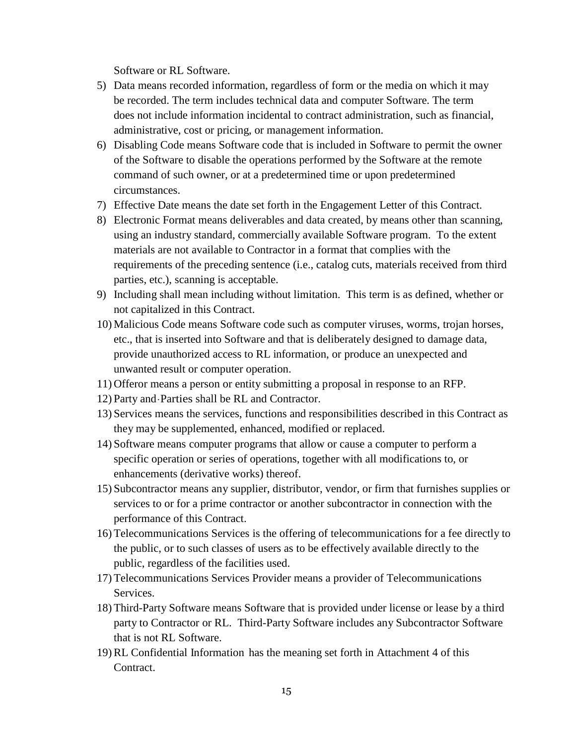Software or RL Software.

5) Data means recorded information, regardless of form or the media on which it may be recorded. The term includes technical data and computer Software. The term does not include information incidental to contract administration, such as financial, administrative, cost or pricing, or management information.
6) Disabling Code means Software code that is included in Software to permit the owner of the Software to disable the operations performed by the Software at the remote command of such owner, or at a predetermined time or upon predetermined circumstances.
7) Effective Date means the date set forth in the Engagement Letter of this Contract.
8) Electronic Format means deliverables and data created, by means other than scanning, using an industry standard, commercially available Software program. To the extent materials are not available to Contractor in a format that complies with the requirements of the preceding sentence (i.e., catalog cuts, materials received from third parties, etc.), scanning is acceptable.
9) Including shall mean including without limitation. This term is as defined, whether or not capitalized in this Contract.
10) Malicious Code means Software code such as computer viruses, worms, trojan horses, etc., that is inserted into Software and that is deliberately designed to damage data, provide unauthorized access to RL information, or produce an unexpected and unwanted result or computer operation.
11) Offeror means a person or entity submitting a proposal in response to an RFP.
12) Party and Parties shall be RL and Contractor.
13) Services means the services, functions and responsibilities described in this Contract as they may be supplemented, enhanced, modified or replaced.
14) Software means computer programs that allow or cause a computer to perform a specific operation or series of operations, together with all modifications to, or enhancements (derivative works) thereof.
15) Subcontractor means any supplier, distributor, vendor, or firm that furnishes supplies or services to or for a prime contractor or another subcontractor in connection with the performance of this Contract.
16) Telecommunications Services is the offering of telecommunications for a fee directly to the public, or to such classes of users as to be effectively available directly to the public, regardless of the facilities used.
17) Telecommunications Services Provider means a provider of Telecommunications Services.
18) Third-Party Software means Software that is provided under license or lease by a third party to Contractor or RL. Third-Party Software includes any Subcontractor Software that is not RL Software.
19) RL Confidential Information has the meaning set forth in Attachment 4 of this Contract.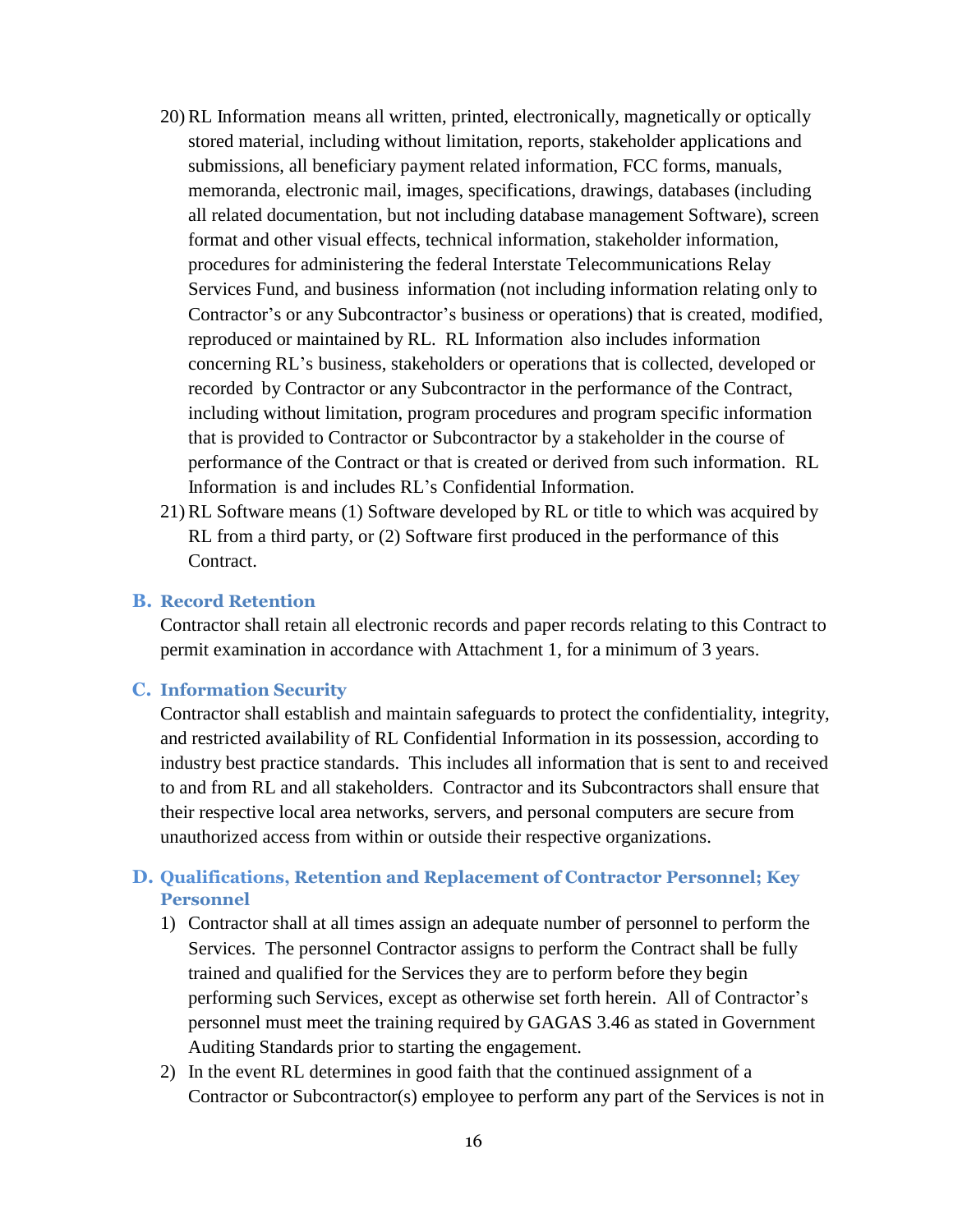20) RL Information means all written, printed, electronically, magnetically or optically stored material, including without limitation, reports, stakeholder applications and submissions, all beneficiary payment related information, FCC forms, manuals, memoranda, electronic mail, images, specifications, drawings, databases (including all related documentation, but not including database management Software), screen format and other visual effects, technical information, stakeholder information, procedures for administering the federal Interstate Telecommunications Relay Services Fund, and business information (not including information relating only to Contractor's or any Subcontractor's business or operations) that is created, modified, reproduced or maintained by RL. RL Information also includes information concerning RL's business, stakeholders or operations that is collected, developed or recorded by Contractor or any Subcontractor in the performance of the Contract, including without limitation, program procedures and program specific information that is provided to Contractor or Subcontractor by a stakeholder in the course of performance of the Contract or that is created or derived from such information. RL Information is and includes RL's Confidential Information.

21) RL Software means (1) Software developed by RL or title to which was acquired by RL from a third party, or (2) Software first produced in the performance of this Contract.

### B. Record Retention

Contractor shall retain all electronic records and paper records relating to this Contract to permit examination in accordance with Attachment 1, for a minimum of 3 years.

### C. Information Security

Contractor shall establish and maintain safeguards to protect the confidentiality, integrity, and restricted availability of RL Confidential Information in its possession, according to industry best practice standards. This includes all information that is sent to and received to and from RL and all stakeholders. Contractor and its Subcontractors shall ensure that their respective local area networks, servers, and personal computers are secure from unauthorized access from within or outside their respective organizations.

### D. Qualifications, Retention and Replacement of Contractor Personnel; Key Personnel

1) Contractor shall at all times assign an adequate number of personnel to perform the Services. The personnel Contractor assigns to perform the Contract shall be fully trained and qualified for the Services they are to perform before they begin performing such Services, except as otherwise set forth herein. All of Contractor's personnel must meet the training required by GAGAS 3.46 as stated in Government Auditing Standards prior to starting the engagement.

2) In the event RL determines in good faith that the continued assignment of a Contractor or Subcontractor(s) employee to perform any part of the Services is not in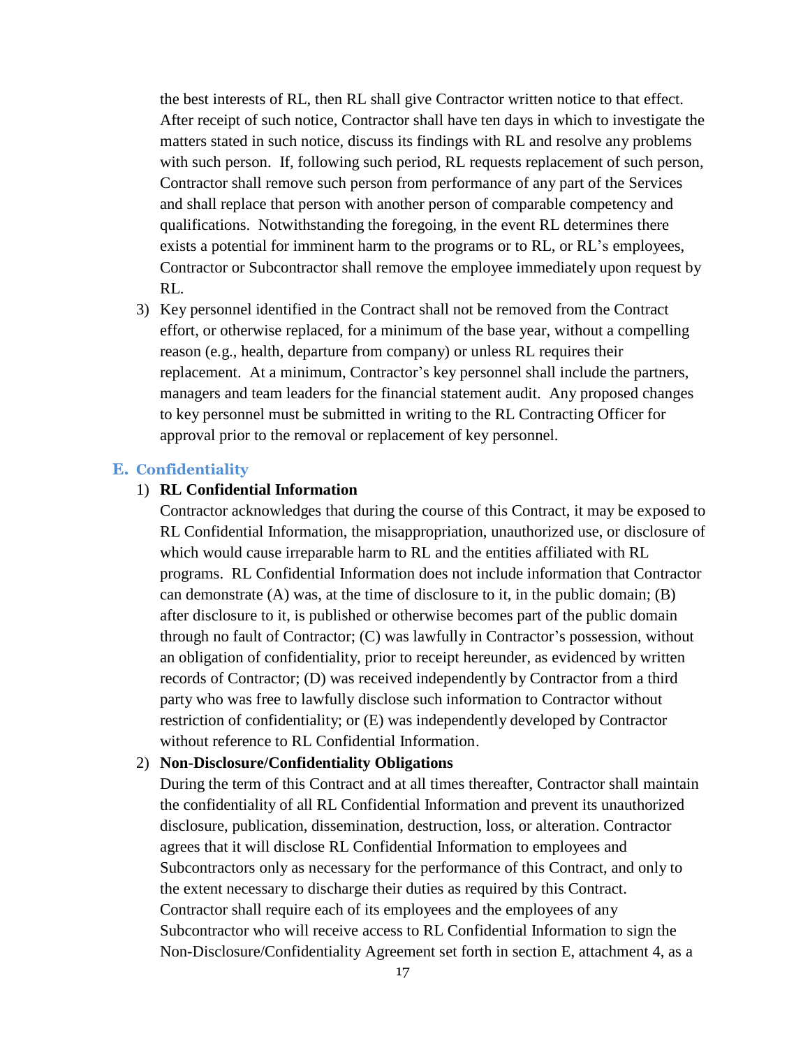the best interests of RL, then RL shall give Contractor written notice to that effect. After receipt of such notice, Contractor shall have ten days in which to investigate the matters stated in such notice, discuss its findings with RL and resolve any problems with such person. If, following such period, RL requests replacement of such person, Contractor shall remove such person from performance of any part of the Services and shall replace that person with another person of comparable competency and qualifications. Notwithstanding the foregoing, in the event RL determines there exists a potential for imminent harm to the programs or to RL, or RL's employees, Contractor or Subcontractor shall remove the employee immediately upon request by RL.

3) Key personnel identified in the Contract shall not be removed from the Contract effort, or otherwise replaced, for a minimum of the base year, without a compelling reason (e.g., health, departure from company) or unless RL requires their replacement. At a minimum, Contractor's key personnel shall include the partners, managers and team leaders for the financial statement audit. Any proposed changes to key personnel must be submitted in writing to the RL Contracting Officer for approval prior to the removal or replacement of key personnel.

## E. Confidentiality

1) **RL Confidential Information**

Contractor acknowledges that during the course of this Contract, it may be exposed to RL Confidential Information, the misappropriation, unauthorized use, or disclosure of which would cause irreparable harm to RL and the entities affiliated with RL programs. RL Confidential Information does not include information that Contractor can demonstrate (A) was, at the time of disclosure to it, in the public domain; (B) after disclosure to it, is published or otherwise becomes part of the public domain through no fault of Contractor; (C) was lawfully in Contractor's possession, without an obligation of confidentiality, prior to receipt hereunder, as evidenced by written records of Contractor; (D) was received independently by Contractor from a third party who was free to lawfully disclose such information to Contractor without restriction of confidentiality; or (E) was independently developed by Contractor without reference to RL Confidential Information.

2) **Non-Disclosure/Confidentiality Obligations**

During the term of this Contract and at all times thereafter, Contractor shall maintain the confidentiality of all RL Confidential Information and prevent its unauthorized disclosure, publication, dissemination, destruction, loss, or alteration. Contractor agrees that it will disclose RL Confidential Information to employees and Subcontractors only as necessary for the performance of this Contract, and only to the extent necessary to discharge their duties as required by this Contract. Contractor shall require each of its employees and the employees of any Subcontractor who will receive access to RL Confidential Information to sign the Non-Disclosure/Confidentiality Agreement set forth in section E, attachment 4, as a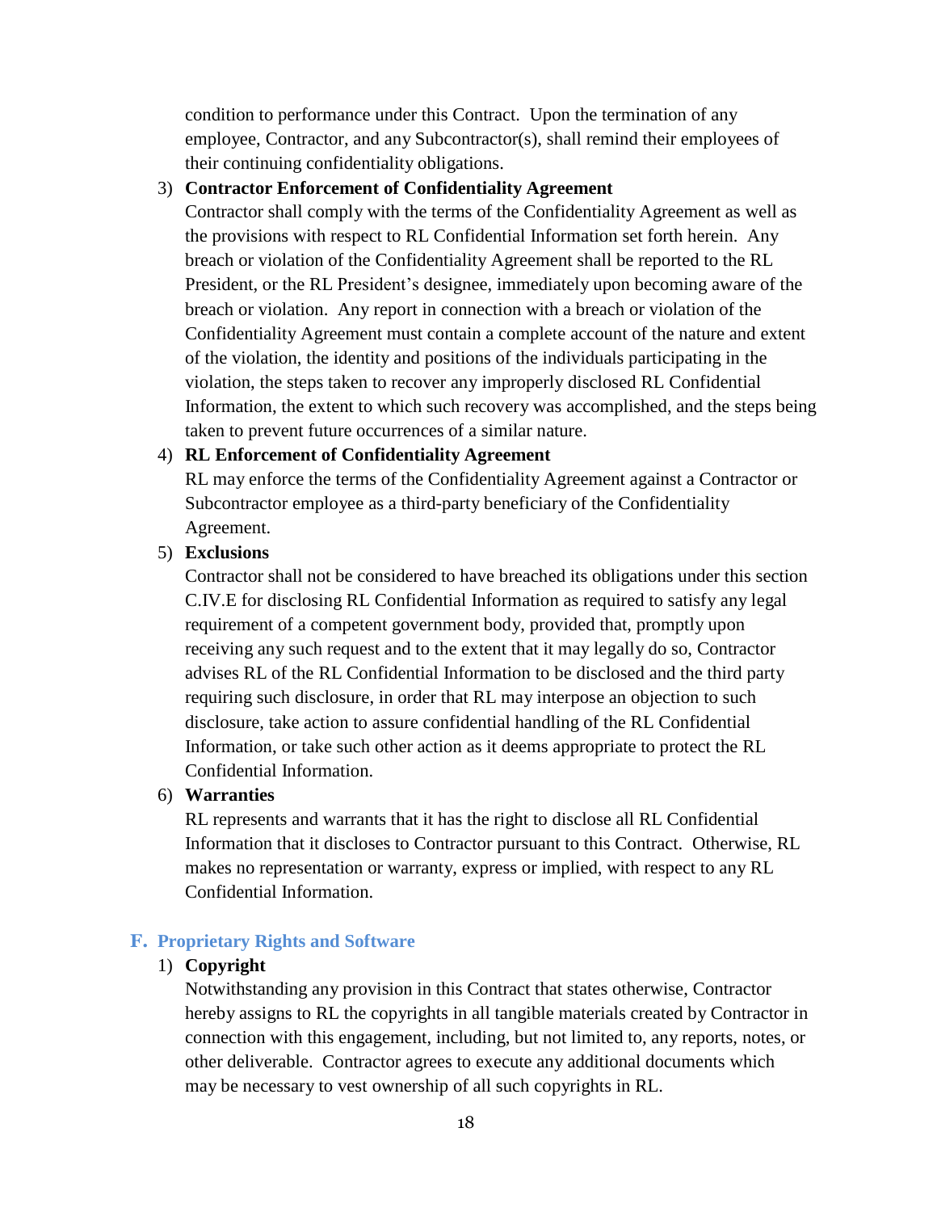condition to performance under this Contract. Upon the termination of any employee, Contractor, and any Subcontractor(s), shall remind their employees of their continuing confidentiality obligations.

3) **Contractor Enforcement of Confidentiality Agreement**

   Contractor shall comply with the terms of the Confidentiality Agreement as well as the provisions with respect to RL Confidential Information set forth herein. Any breach or violation of the Confidentiality Agreement shall be reported to the RL President, or the RL President's designee, immediately upon becoming aware of the breach or violation. Any report in connection with a breach or violation of the Confidentiality Agreement must contain a complete account of the nature and extent of the violation, the identity and positions of the individuals participating in the violation, the steps taken to recover any improperly disclosed RL Confidential Information, the extent to which such recovery was accomplished, and the steps being taken to prevent future occurrences of a similar nature.

4) **RL Enforcement of Confidentiality Agreement**

   RL may enforce the terms of the Confidentiality Agreement against a Contractor or Subcontractor employee as a third-party beneficiary of the Confidentiality Agreement.

5) **Exclusions**

   Contractor shall not be considered to have breached its obligations under this section C.IV.E for disclosing RL Confidential Information as required to satisfy any legal requirement of a competent government body, provided that, promptly upon receiving any such request and to the extent that it may legally do so, Contractor advises RL of the RL Confidential Information to be disclosed and the third party requiring such disclosure, in order that RL may interpose an objection to such disclosure, take action to assure confidential handling of the RL Confidential Information, or take such other action as it deems appropriate to protect the RL Confidential Information.

6) **Warranties**

   RL represents and warrants that it has the right to disclose all RL Confidential Information that it discloses to Contractor pursuant to this Contract. Otherwise, RL makes no representation or warranty, express or implied, with respect to any RL Confidential Information.

### F. Proprietary Rights and Software

1) **Copyright**

   Notwithstanding any provision in this Contract that states otherwise, Contractor hereby assigns to RL the copyrights in all tangible materials created by Contractor in connection with this engagement, including, but not limited to, any reports, notes, or other deliverable. Contractor agrees to execute any additional documents which may be necessary to vest ownership of all such copyrights in RL.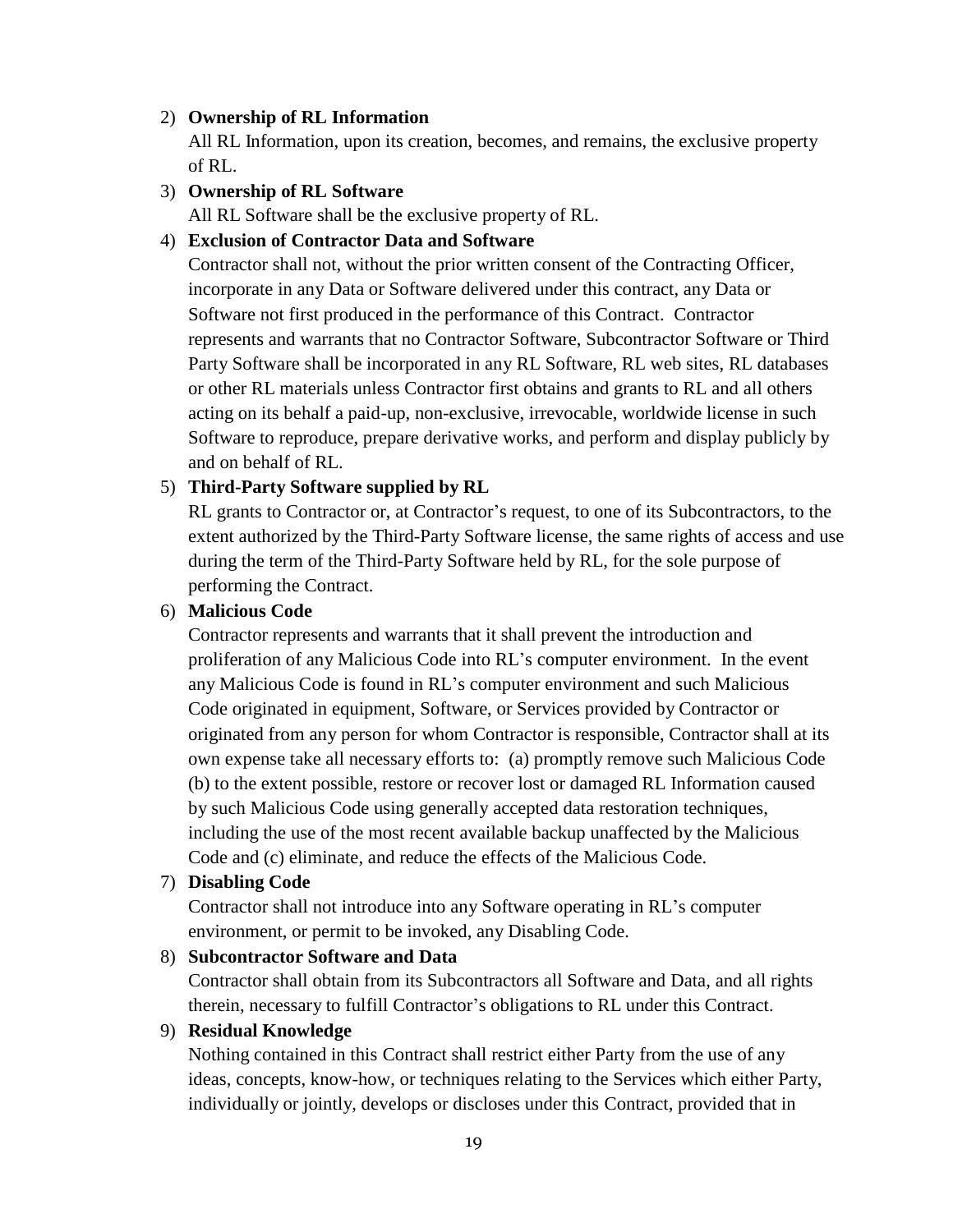2) **Ownership of RL Information**

   All RL Information, upon its creation, becomes, and remains, the exclusive property of RL.

3) **Ownership of RL Software**

   All RL Software shall be the exclusive property of RL.

4) **Exclusion of Contractor Data and Software**

   Contractor shall not, without the prior written consent of the Contracting Officer, incorporate in any Data or Software delivered under this contract, any Data or Software not first produced in the performance of this Contract. Contractor represents and warrants that no Contractor Software, Subcontractor Software or Third Party Software shall be incorporated in any RL Software, RL web sites, RL databases or other RL materials unless Contractor first obtains and grants to RL and all others acting on its behalf a paid-up, non-exclusive, irrevocable, worldwide license in such Software to reproduce, prepare derivative works, and perform and display publicly by and on behalf of RL.

5) **Third-Party Software supplied by RL**

   RL grants to Contractor or, at Contractor's request, to one of its Subcontractors, to the extent authorized by the Third-Party Software license, the same rights of access and use during the term of the Third-Party Software held by RL, for the sole purpose of performing the Contract.

6) **Malicious Code**

   Contractor represents and warrants that it shall prevent the introduction and proliferation of any Malicious Code into RL's computer environment. In the event any Malicious Code is found in RL's computer environment and such Malicious Code originated in equipment, Software, or Services provided by Contractor or originated from any person for whom Contractor is responsible, Contractor shall at its own expense take all necessary efforts to: (a) promptly remove such Malicious Code (b) to the extent possible, restore or recover lost or damaged RL Information caused by such Malicious Code using generally accepted data restoration techniques, including the use of the most recent available backup unaffected by the Malicious Code and (c) eliminate, and reduce the effects of the Malicious Code.

7) **Disabling Code**

   Contractor shall not introduce into any Software operating in RL's computer environment, or permit to be invoked, any Disabling Code.

8) **Subcontractor Software and Data**

   Contractor shall obtain from its Subcontractors all Software and Data, and all rights therein, necessary to fulfill Contractor's obligations to RL under this Contract.

9) **Residual Knowledge**

   Nothing contained in this Contract shall restrict either Party from the use of any ideas, concepts, know-how, or techniques relating to the Services which either Party, individually or jointly, develops or discloses under this Contract, provided that in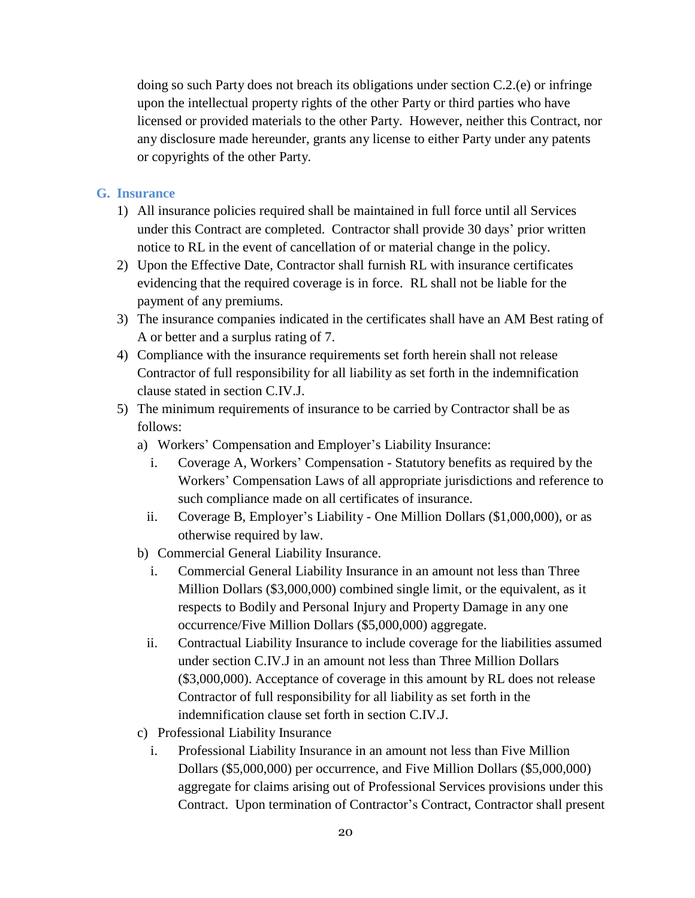doing so such Party does not breach its obligations under section C.2.(e) or infringe upon the intellectual property rights of the other Party or third parties who have licensed or provided materials to the other Party. However, neither this Contract, nor any disclosure made hereunder, grants any license to either Party under any patents or copyrights of the other Party.

## G. Insurance

1) All insurance policies required shall be maintained in full force until all Services under this Contract are completed. Contractor shall provide 30 days' prior written notice to RL in the event of cancellation of or material change in the policy.
2) Upon the Effective Date, Contractor shall furnish RL with insurance certificates evidencing that the required coverage is in force. RL shall not be liable for the payment of any premiums.
3) The insurance companies indicated in the certificates shall have an AM Best rating of A or better and a surplus rating of 7.
4) Compliance with the insurance requirements set forth herein shall not release Contractor of full responsibility for all liability as set forth in the indemnification clause stated in section C.IV.J.
5) The minimum requirements of insurance to be carried by Contractor shall be as follows:
   a) Workers' Compensation and Employer's Liability Insurance:
      i. Coverage A, Workers' Compensation - Statutory benefits as required by the Workers' Compensation Laws of all appropriate jurisdictions and reference to such compliance made on all certificates of insurance.
      ii. Coverage B, Employer's Liability - One Million Dollars ($1,000,000), or as otherwise required by law.
   b) Commercial General Liability Insurance.
      i. Commercial General Liability Insurance in an amount not less than Three Million Dollars ($3,000,000) combined single limit, or the equivalent, as it respects to Bodily and Personal Injury and Property Damage in any one occurrence/Five Million Dollars ($5,000,000) aggregate.
      ii. Contractual Liability Insurance to include coverage for the liabilities assumed under section C.IV.J in an amount not less than Three Million Dollars ($3,000,000). Acceptance of coverage in this amount by RL does not release Contractor of full responsibility for all liability as set forth in the indemnification clause set forth in section C.IV.J.
   c) Professional Liability Insurance
      i. Professional Liability Insurance in an amount not less than Five Million Dollars ($5,000,000) per occurrence, and Five Million Dollars ($5,000,000) aggregate for claims arising out of Professional Services provisions under this Contract. Upon termination of Contractor's Contract, Contractor shall present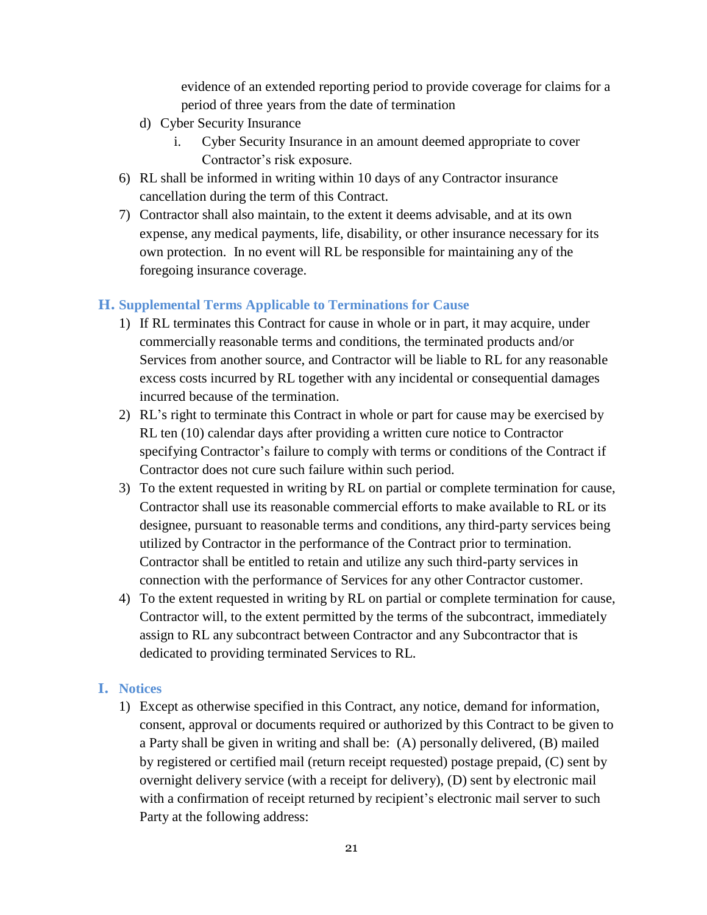evidence of an extended reporting period to provide coverage for claims for a period of three years from the date of termination

d) Cyber Security Insurance

i. Cyber Security Insurance in an amount deemed appropriate to cover Contractor's risk exposure.

6) RL shall be informed in writing within 10 days of any Contractor insurance cancellation during the term of this Contract.

7) Contractor shall also maintain, to the extent it deems advisable, and at its own expense, any medical payments, life, disability, or other insurance necessary for its own protection. In no event will RL be responsible for maintaining any of the foregoing insurance coverage.

### H. Supplemental Terms Applicable to Terminations for Cause

1) If RL terminates this Contract for cause in whole or in part, it may acquire, under commercially reasonable terms and conditions, the terminated products and/or Services from another source, and Contractor will be liable to RL for any reasonable excess costs incurred by RL together with any incidental or consequential damages incurred because of the termination.

2) RL's right to terminate this Contract in whole or part for cause may be exercised by RL ten (10) calendar days after providing a written cure notice to Contractor specifying Contractor's failure to comply with terms or conditions of the Contract if Contractor does not cure such failure within such period.

3) To the extent requested in writing by RL on partial or complete termination for cause, Contractor shall use its reasonable commercial efforts to make available to RL or its designee, pursuant to reasonable terms and conditions, any third-party services being utilized by Contractor in the performance of the Contract prior to termination. Contractor shall be entitled to retain and utilize any such third-party services in connection with the performance of Services for any other Contractor customer.

4) To the extent requested in writing by RL on partial or complete termination for cause, Contractor will, to the extent permitted by the terms of the subcontract, immediately assign to RL any subcontract between Contractor and any Subcontractor that is dedicated to providing terminated Services to RL.

### I. Notices

1) Except as otherwise specified in this Contract, any notice, demand for information, consent, approval or documents required or authorized by this Contract to be given to a Party shall be given in writing and shall be: (A) personally delivered, (B) mailed by registered or certified mail (return receipt requested) postage prepaid, (C) sent by overnight delivery service (with a receipt for delivery), (D) sent by electronic mail with a confirmation of receipt returned by recipient's electronic mail server to such Party at the following address: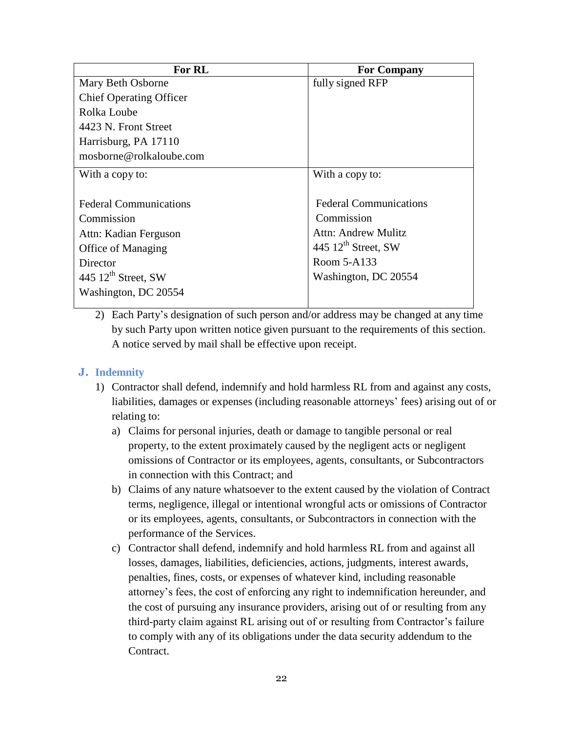| For RL | For Company |
| --- | --- |
| Mary Beth Osborne<br>Chief Operating Officer<br>Rolka Loube<br>4423 N. Front Street<br>Harrisburg, PA 17110<br>mosborne@rolkaloube.com | fully signed RFP |
| With a copy to:<br><br>Federal Communications Commission<br>Attn: Kadian Ferguson<br>Office of Managing Director<br>445 12th Street, SW<br>Washington, DC 20554 | With a copy to:<br><br>Federal Communications Commission<br>Attn: Andrew Mulitz<br>445 12th Street, SW<br>Room 5-A133<br>Washington, DC 20554 |

2) Each Party's designation of such person and/or address may be changed at any time by such Party upon written notice given pursuant to the requirements of this section. A notice served by mail shall be effective upon receipt.

## J. Indemnity

1) Contractor shall defend, indemnify and hold harmless RL from and against any costs, liabilities, damages or expenses (including reasonable attorneys' fees) arising out of or relating to:
   a) Claims for personal injuries, death or damage to tangible personal or real property, to the extent proximately caused by the negligent acts or negligent omissions of Contractor or its employees, agents, consultants, or Subcontractors in connection with this Contract; and
   b) Claims of any nature whatsoever to the extent caused by the violation of Contract terms, negligence, illegal or intentional wrongful acts or omissions of Contractor or its employees, agents, consultants, or Subcontractors in connection with the performance of the Services.
   c) Contractor shall defend, indemnify and hold harmless RL from and against all losses, damages, liabilities, deficiencies, actions, judgments, interest awards, penalties, fines, costs, or expenses of whatever kind, including reasonable attorney's fees, the cost of enforcing any right to indemnification hereunder, and the cost of pursuing any insurance providers, arising out of or resulting from any third-party claim against RL arising out of or resulting from Contractor's failure to comply with any of its obligations under the data security addendum to the Contract.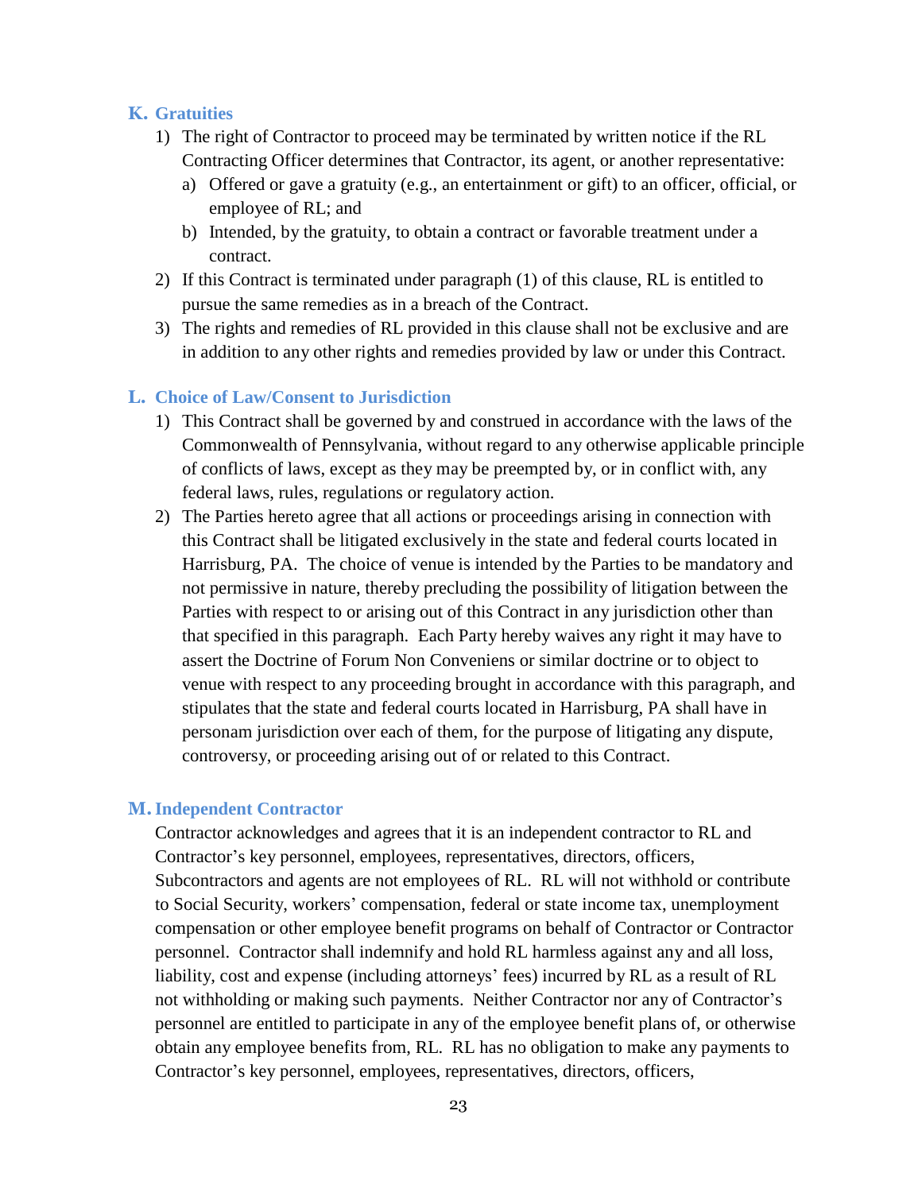### K. Gratuities

1) The right of Contractor to proceed may be terminated by written notice if the RL Contracting Officer determines that Contractor, its agent, or another representative:
   a) Offered or gave a gratuity (e.g., an entertainment or gift) to an officer, official, or employee of RL; and
   b) Intended, by the gratuity, to obtain a contract or favorable treatment under a contract.
2) If this Contract is terminated under paragraph (1) of this clause, RL is entitled to pursue the same remedies as in a breach of the Contract.
3) The rights and remedies of RL provided in this clause shall not be exclusive and are in addition to any other rights and remedies provided by law or under this Contract.

### L. Choice of Law/Consent to Jurisdiction

1) This Contract shall be governed by and construed in accordance with the laws of the Commonwealth of Pennsylvania, without regard to any otherwise applicable principle of conflicts of laws, except as they may be preempted by, or in conflict with, any federal laws, rules, regulations or regulatory action.
2) The Parties hereto agree that all actions or proceedings arising in connection with this Contract shall be litigated exclusively in the state and federal courts located in Harrisburg, PA. The choice of venue is intended by the Parties to be mandatory and not permissive in nature, thereby precluding the possibility of litigation between the Parties with respect to or arising out of this Contract in any jurisdiction other than that specified in this paragraph. Each Party hereby waives any right it may have to assert the Doctrine of Forum Non Conveniens or similar doctrine or to object to venue with respect to any proceeding brought in accordance with this paragraph, and stipulates that the state and federal courts located in Harrisburg, PA shall have in personam jurisdiction over each of them, for the purpose of litigating any dispute, controversy, or proceeding arising out of or related to this Contract.

### M. Independent Contractor

Contractor acknowledges and agrees that it is an independent contractor to RL and Contractor's key personnel, employees, representatives, directors, officers, Subcontractors and agents are not employees of RL. RL will not withhold or contribute to Social Security, workers' compensation, federal or state income tax, unemployment compensation or other employee benefit programs on behalf of Contractor or Contractor personnel. Contractor shall indemnify and hold RL harmless against any and all loss, liability, cost and expense (including attorneys' fees) incurred by RL as a result of RL not withholding or making such payments. Neither Contractor nor any of Contractor's personnel are entitled to participate in any of the employee benefit plans of, or otherwise obtain any employee benefits from, RL. RL has no obligation to make any payments to Contractor's key personnel, employees, representatives, directors, officers,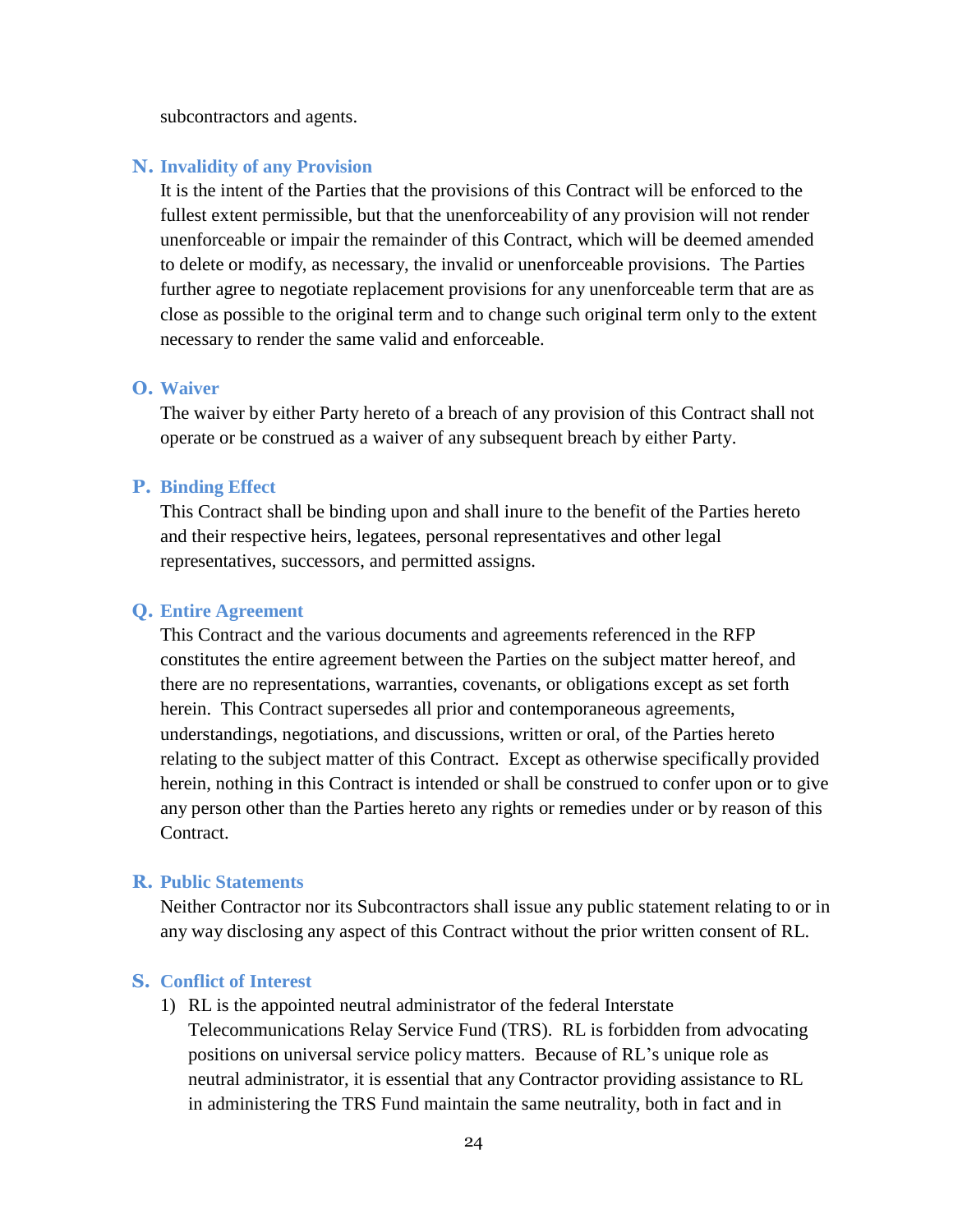subcontractors and agents.

### N. Invalidity of any Provision

It is the intent of the Parties that the provisions of this Contract will be enforced to the fullest extent permissible, but that the unenforceability of any provision will not render unenforceable or impair the remainder of this Contract, which will be deemed amended to delete or modify, as necessary, the invalid or unenforceable provisions. The Parties further agree to negotiate replacement provisions for any unenforceable term that are as close as possible to the original term and to change such original term only to the extent necessary to render the same valid and enforceable.

### O. Waiver

The waiver by either Party hereto of a breach of any provision of this Contract shall not operate or be construed as a waiver of any subsequent breach by either Party.

### P. Binding Effect

This Contract shall be binding upon and shall inure to the benefit of the Parties hereto and their respective heirs, legatees, personal representatives and other legal representatives, successors, and permitted assigns.

### Q. Entire Agreement

This Contract and the various documents and agreements referenced in the RFP constitutes the entire agreement between the Parties on the subject matter hereof, and there are no representations, warranties, covenants, or obligations except as set forth herein. This Contract supersedes all prior and contemporaneous agreements, understandings, negotiations, and discussions, written or oral, of the Parties hereto relating to the subject matter of this Contract. Except as otherwise specifically provided herein, nothing in this Contract is intended or shall be construed to confer upon or to give any person other than the Parties hereto any rights or remedies under or by reason of this Contract.

### R. Public Statements

Neither Contractor nor its Subcontractors shall issue any public statement relating to or in any way disclosing any aspect of this Contract without the prior written consent of RL.

### S. Conflict of Interest

1) RL is the appointed neutral administrator of the federal Interstate Telecommunications Relay Service Fund (TRS). RL is forbidden from advocating positions on universal service policy matters. Because of RL's unique role as neutral administrator, it is essential that any Contractor providing assistance to RL in administering the TRS Fund maintain the same neutrality, both in fact and in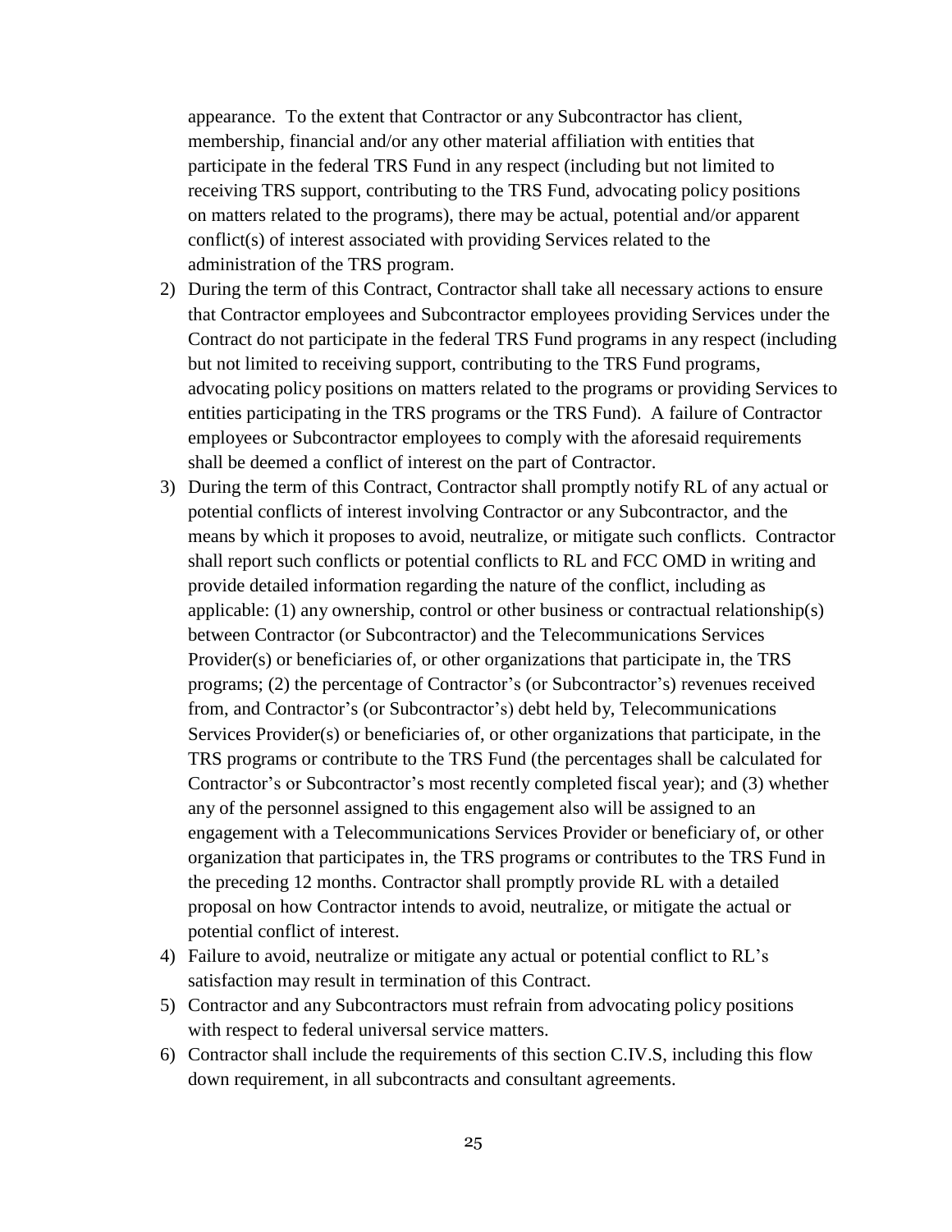appearance. To the extent that Contractor or any Subcontractor has client, membership, financial and/or any other material affiliation with entities that participate in the federal TRS Fund in any respect (including but not limited to receiving TRS support, contributing to the TRS Fund, advocating policy positions on matters related to the programs), there may be actual, potential and/or apparent conflict(s) of interest associated with providing Services related to the administration of the TRS program.

2) During the term of this Contract, Contractor shall take all necessary actions to ensure that Contractor employees and Subcontractor employees providing Services under the Contract do not participate in the federal TRS Fund programs in any respect (including but not limited to receiving support, contributing to the TRS Fund programs, advocating policy positions on matters related to the programs or providing Services to entities participating in the TRS programs or the TRS Fund). A failure of Contractor employees or Subcontractor employees to comply with the aforesaid requirements shall be deemed a conflict of interest on the part of Contractor.
3) During the term of this Contract, Contractor shall promptly notify RL of any actual or potential conflicts of interest involving Contractor or any Subcontractor, and the means by which it proposes to avoid, neutralize, or mitigate such conflicts. Contractor shall report such conflicts or potential conflicts to RL and FCC OMD in writing and provide detailed information regarding the nature of the conflict, including as applicable: (1) any ownership, control or other business or contractual relationship(s) between Contractor (or Subcontractor) and the Telecommunications Services Provider(s) or beneficiaries of, or other organizations that participate in, the TRS programs; (2) the percentage of Contractor's (or Subcontractor's) revenues received from, and Contractor's (or Subcontractor's) debt held by, Telecommunications Services Provider(s) or beneficiaries of, or other organizations that participate, in the TRS programs or contribute to the TRS Fund (the percentages shall be calculated for Contractor's or Subcontractor's most recently completed fiscal year); and (3) whether any of the personnel assigned to this engagement also will be assigned to an engagement with a Telecommunications Services Provider or beneficiary of, or other organization that participates in, the TRS programs or contributes to the TRS Fund in the preceding 12 months. Contractor shall promptly provide RL with a detailed proposal on how Contractor intends to avoid, neutralize, or mitigate the actual or potential conflict of interest.
4) Failure to avoid, neutralize or mitigate any actual or potential conflict to RL's satisfaction may result in termination of this Contract.
5) Contractor and any Subcontractors must refrain from advocating policy positions with respect to federal universal service matters.
6) Contractor shall include the requirements of this section C.IV.S, including this flow down requirement, in all subcontracts and consultant agreements.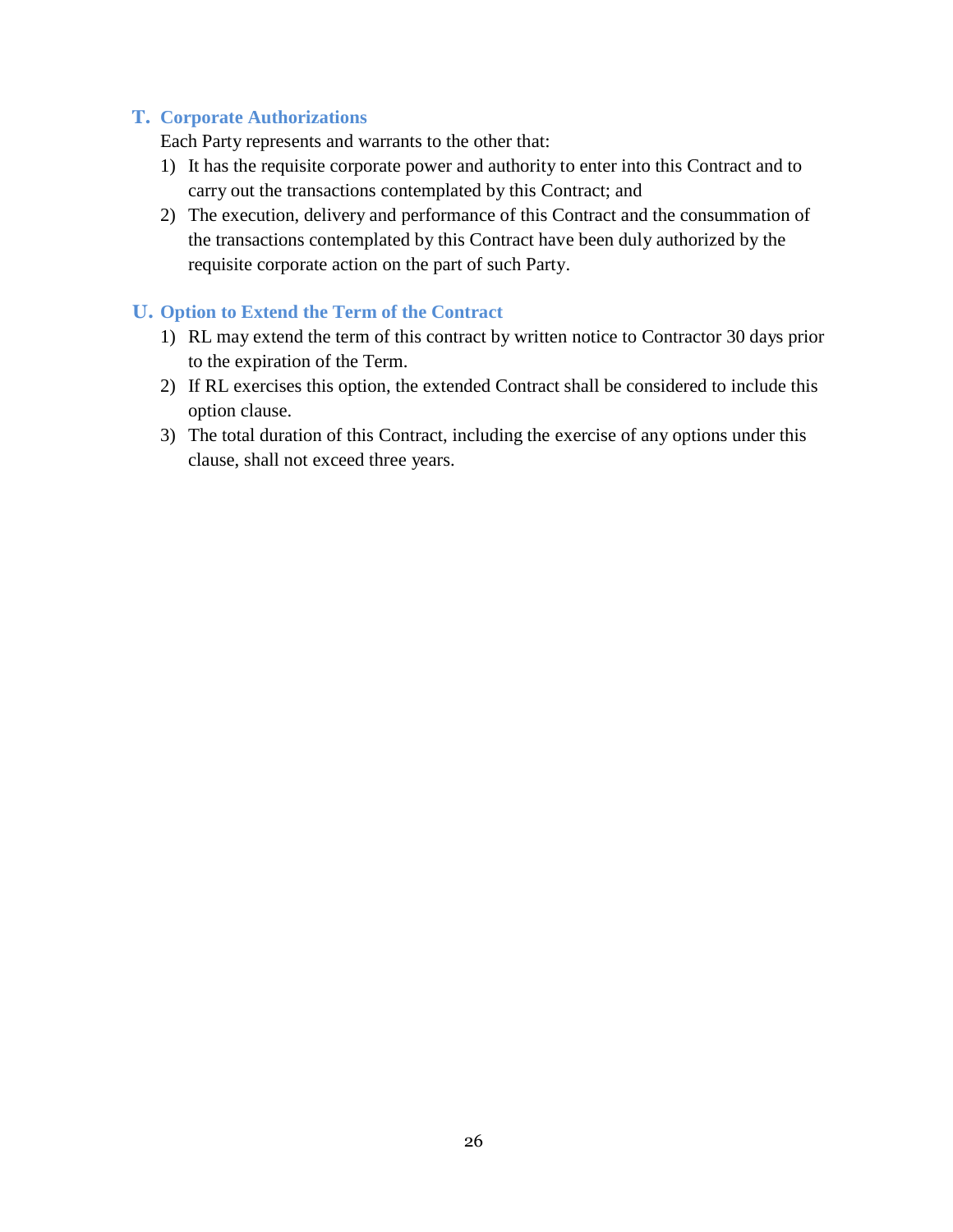## T. Corporate Authorizations

Each Party represents and warrants to the other that:

1) It has the requisite corporate power and authority to enter into this Contract and to carry out the transactions contemplated by this Contract; and
2) The execution, delivery and performance of this Contract and the consummation of the transactions contemplated by this Contract have been duly authorized by the requisite corporate action on the part of such Party.

## U. Option to Extend the Term of the Contract

1) RL may extend the term of this contract by written notice to Contractor 30 days prior to the expiration of the Term.
2) If RL exercises this option, the extended Contract shall be considered to include this option clause.
3) The total duration of this Contract, including the exercise of any options under this clause, shall not exceed three years.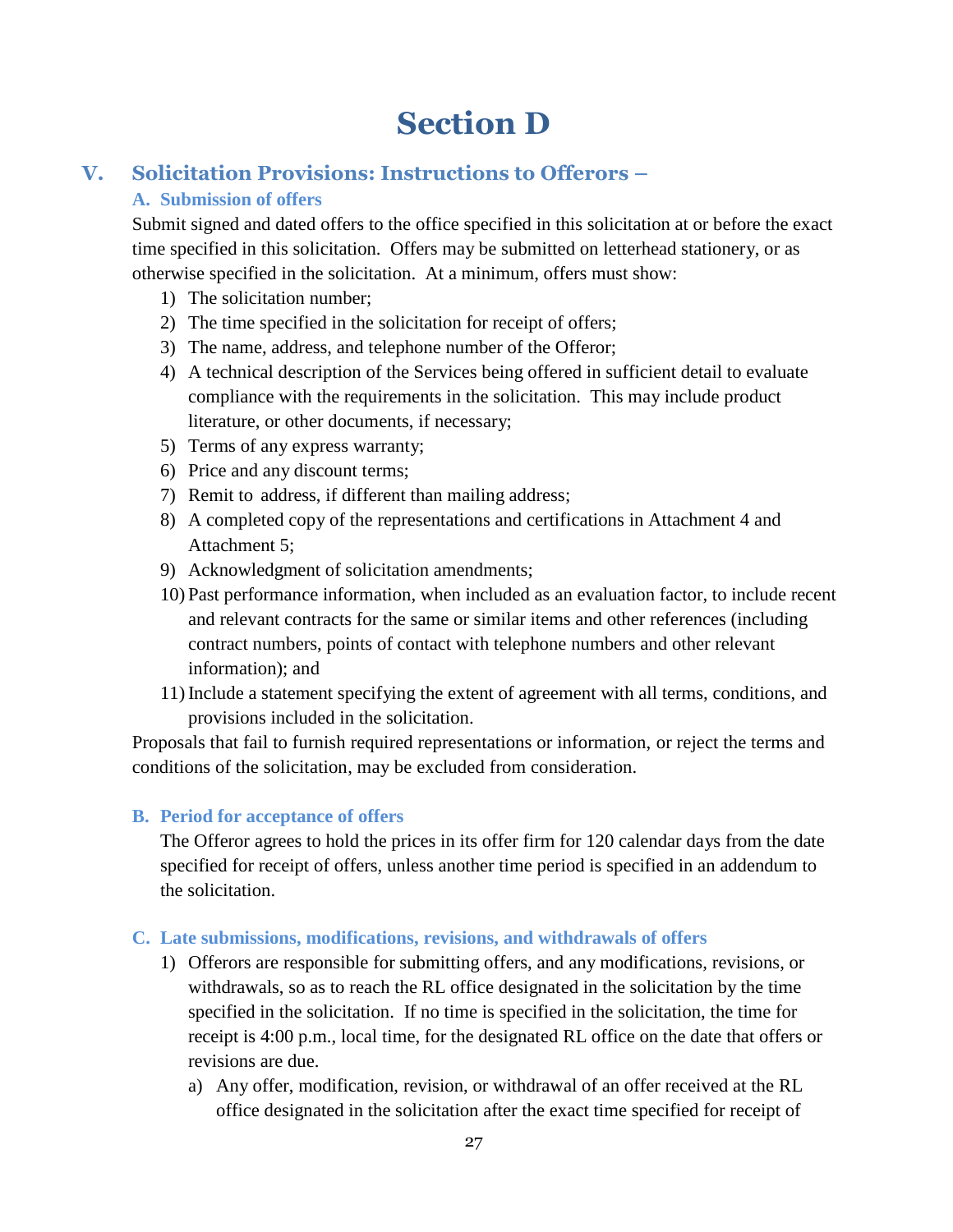# Section D

## V. Solicitation Provisions: Instructions to Offerors –

### A. Submission of offers

Submit signed and dated offers to the office specified in this solicitation at or before the exact time specified in this solicitation. Offers may be submitted on letterhead stationery, or as otherwise specified in the solicitation. At a minimum, offers must show:

1) The solicitation number;
2) The time specified in the solicitation for receipt of offers;
3) The name, address, and telephone number of the Offeror;
4) A technical description of the Services being offered in sufficient detail to evaluate compliance with the requirements in the solicitation. This may include product literature, or other documents, if necessary;
5) Terms of any express warranty;
6) Price and any discount terms;
7) Remit to address, if different than mailing address;
8) A completed copy of the representations and certifications in Attachment 4 and Attachment 5;
9) Acknowledgment of solicitation amendments;
10) Past performance information, when included as an evaluation factor, to include recent and relevant contracts for the same or similar items and other references (including contract numbers, points of contact with telephone numbers and other relevant information); and
11) Include a statement specifying the extent of agreement with all terms, conditions, and provisions included in the solicitation.

Proposals that fail to furnish required representations or information, or reject the terms and conditions of the solicitation, may be excluded from consideration.

### B. Period for acceptance of offers

The Offeror agrees to hold the prices in its offer firm for 120 calendar days from the date specified for receipt of offers, unless another time period is specified in an addendum to the solicitation.

### C. Late submissions, modifications, revisions, and withdrawals of offers

1) Offerors are responsible for submitting offers, and any modifications, revisions, or withdrawals, so as to reach the RL office designated in the solicitation by the time specified in the solicitation. If no time is specified in the solicitation, the time for receipt is 4:00 p.m., local time, for the designated RL office on the date that offers or revisions are due.
   a) Any offer, modification, revision, or withdrawal of an offer received at the RL office designated in the solicitation after the exact time specified for receipt of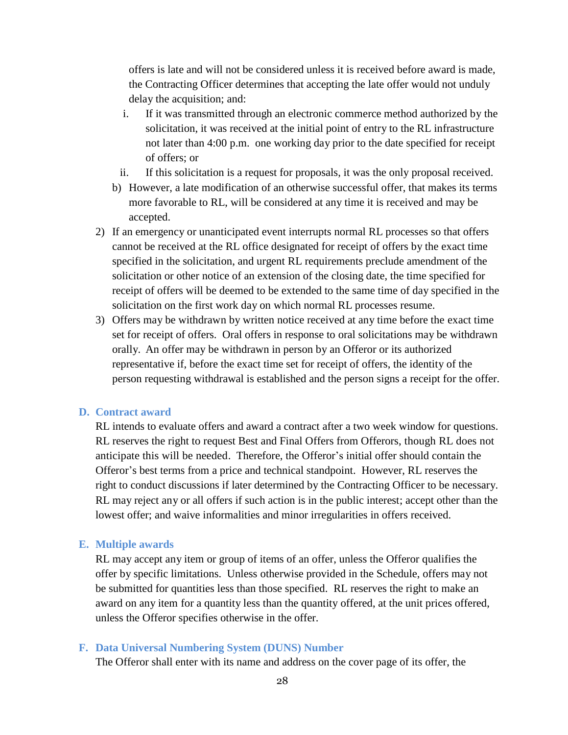offers is late and will not be considered unless it is received before award is made, the Contracting Officer determines that accepting the late offer would not unduly delay the acquisition; and:

i. If it was transmitted through an electronic commerce method authorized by the solicitation, it was received at the initial point of entry to the RL infrastructure not later than 4:00 p.m. one working day prior to the date specified for receipt of offers; or

ii. If this solicitation is a request for proposals, it was the only proposal received.

b) However, a late modification of an otherwise successful offer, that makes its terms more favorable to RL, will be considered at any time it is received and may be accepted.

2) If an emergency or unanticipated event interrupts normal RL processes so that offers cannot be received at the RL office designated for receipt of offers by the exact time specified in the solicitation, and urgent RL requirements preclude amendment of the solicitation or other notice of an extension of the closing date, the time specified for receipt of offers will be deemed to be extended to the same time of day specified in the solicitation on the first work day on which normal RL processes resume.

3) Offers may be withdrawn by written notice received at any time before the exact time set for receipt of offers. Oral offers in response to oral solicitations may be withdrawn orally. An offer may be withdrawn in person by an Offeror or its authorized representative if, before the exact time set for receipt of offers, the identity of the person requesting withdrawal is established and the person signs a receipt for the offer.

### D. Contract award

RL intends to evaluate offers and award a contract after a two week window for questions. RL reserves the right to request Best and Final Offers from Offerors, though RL does not anticipate this will be needed. Therefore, the Offeror's initial offer should contain the Offeror's best terms from a price and technical standpoint. However, RL reserves the right to conduct discussions if later determined by the Contracting Officer to be necessary. RL may reject any or all offers if such action is in the public interest; accept other than the lowest offer; and waive informalities and minor irregularities in offers received.

### E. Multiple awards

RL may accept any item or group of items of an offer, unless the Offeror qualifies the offer by specific limitations. Unless otherwise provided in the Schedule, offers may not be submitted for quantities less than those specified. RL reserves the right to make an award on any item for a quantity less than the quantity offered, at the unit prices offered, unless the Offeror specifies otherwise in the offer.

### F. Data Universal Numbering System (DUNS) Number

The Offeror shall enter with its name and address on the cover page of its offer, the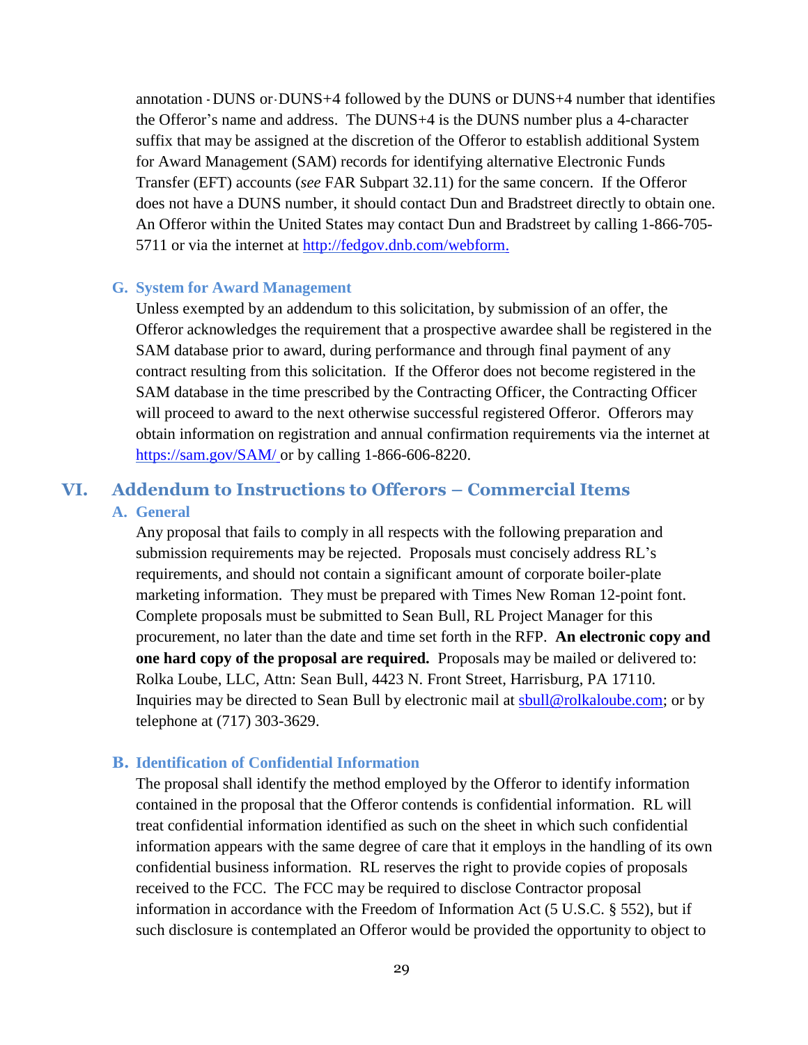annotation DUNS or DUNS+4 followed by the DUNS or DUNS+4 number that identifies the Offeror's name and address. The DUNS+4 is the DUNS number plus a 4-character suffix that may be assigned at the discretion of the Offeror to establish additional System for Award Management (SAM) records for identifying alternative Electronic Funds Transfer (EFT) accounts (*see* FAR Subpart 32.11) for the same concern. If the Offeror does not have a DUNS number, it should contact Dun and Bradstreet directly to obtain one. An Offeror within the United States may contact Dun and Bradstreet by calling 1-866-705-5711 or via the internet at http://fedgov.dnb.com/webform.

### G. System for Award Management

Unless exempted by an addendum to this solicitation, by submission of an offer, the Offeror acknowledges the requirement that a prospective awardee shall be registered in the SAM database prior to award, during performance and through final payment of any contract resulting from this solicitation. If the Offeror does not become registered in the SAM database in the time prescribed by the Contracting Officer, the Contracting Officer will proceed to award to the next otherwise successful registered Offeror. Offerors may obtain information on registration and annual confirmation requirements via the internet at https://sam.gov/SAM/ or by calling 1-866-606-8220.

## VI. Addendum to Instructions to Offerors – Commercial Items

### A. General

Any proposal that fails to comply in all respects with the following preparation and submission requirements may be rejected. Proposals must concisely address RL's requirements, and should not contain a significant amount of corporate boiler-plate marketing information. They must be prepared with Times New Roman 12-point font. Complete proposals must be submitted to Sean Bull, RL Project Manager for this procurement, no later than the date and time set forth in the RFP. **An electronic copy and one hard copy of the proposal are required.** Proposals may be mailed or delivered to: Rolka Loube, LLC, Attn: Sean Bull, 4423 N. Front Street, Harrisburg, PA 17110. Inquiries may be directed to Sean Bull by electronic mail at sbull@rolkaloube.com; or by telephone at (717) 303-3629.

### B. Identification of Confidential Information

The proposal shall identify the method employed by the Offeror to identify information contained in the proposal that the Offeror contends is confidential information. RL will treat confidential information identified as such on the sheet in which such confidential information appears with the same degree of care that it employs in the handling of its own confidential business information. RL reserves the right to provide copies of proposals received to the FCC. The FCC may be required to disclose Contractor proposal information in accordance with the Freedom of Information Act (5 U.S.C. § 552), but if such disclosure is contemplated an Offeror would be provided the opportunity to object to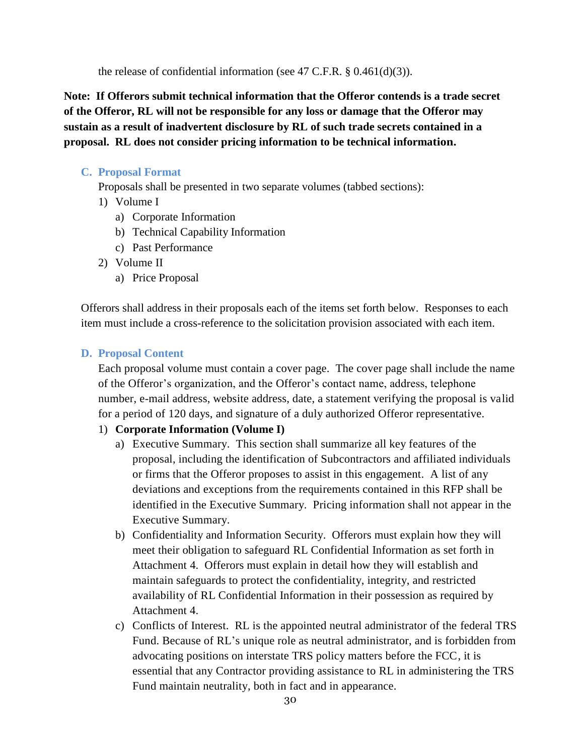the release of confidential information (see 47 C.F.R. § 0.461(d)(3)).

**Note: If Offerors submit technical information that the Offeror contends is a trade secret of the Offeror, RL will not be responsible for any loss or damage that the Offeror may sustain as a result of inadvertent disclosure by RL of such trade secrets contained in a proposal. RL does not consider pricing information to be technical information.**

### C. Proposal Format

Proposals shall be presented in two separate volumes (tabbed sections):

1) Volume I
   a) Corporate Information
   b) Technical Capability Information
   c) Past Performance
2) Volume II
   a) Price Proposal

Offerors shall address in their proposals each of the items set forth below. Responses to each item must include a cross-reference to the solicitation provision associated with each item.

### D. Proposal Content

Each proposal volume must contain a cover page. The cover page shall include the name of the Offeror's organization, and the Offeror's contact name, address, telephone number, e-mail address, website address, date, a statement verifying the proposal is valid for a period of 120 days, and signature of a duly authorized Offeror representative.

1) **Corporate Information (Volume I)**
   a) Executive Summary. This section shall summarize all key features of the proposal, including the identification of Subcontractors and affiliated individuals or firms that the Offeror proposes to assist in this engagement. A list of any deviations and exceptions from the requirements contained in this RFP shall be identified in the Executive Summary. Pricing information shall not appear in the Executive Summary.
   b) Confidentiality and Information Security. Offerors must explain how they will meet their obligation to safeguard RL Confidential Information as set forth in Attachment 4. Offerors must explain in detail how they will establish and maintain safeguards to protect the confidentiality, integrity, and restricted availability of RL Confidential Information in their possession as required by Attachment 4.
   c) Conflicts of Interest. RL is the appointed neutral administrator of the federal TRS Fund. Because of RL's unique role as neutral administrator, and is forbidden from advocating positions on interstate TRS policy matters before the FCC, it is essential that any Contractor providing assistance to RL in administering the TRS Fund maintain neutrality, both in fact and in appearance.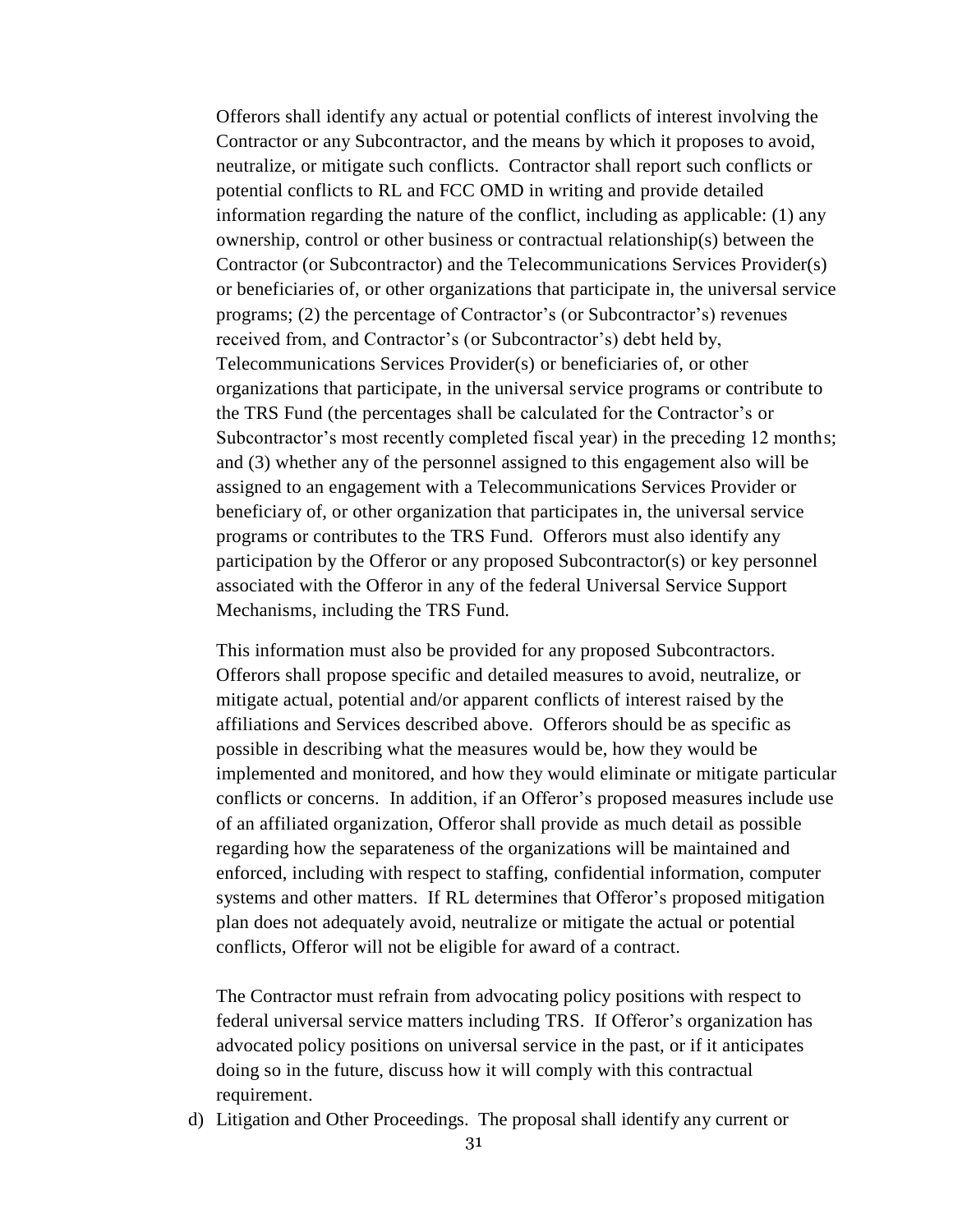Offerors shall identify any actual or potential conflicts of interest involving the Contractor or any Subcontractor, and the means by which it proposes to avoid, neutralize, or mitigate such conflicts. Contractor shall report such conflicts or potential conflicts to RL and FCC OMD in writing and provide detailed information regarding the nature of the conflict, including as applicable: (1) any ownership, control or other business or contractual relationship(s) between the Contractor (or Subcontractor) and the Telecommunications Services Provider(s) or beneficiaries of, or other organizations that participate in, the universal service programs; (2) the percentage of Contractor's (or Subcontractor's) revenues received from, and Contractor's (or Subcontractor's) debt held by, Telecommunications Services Provider(s) or beneficiaries of, or other organizations that participate, in the universal service programs or contribute to the TRS Fund (the percentages shall be calculated for the Contractor's or Subcontractor's most recently completed fiscal year) in the preceding 12 months; and (3) whether any of the personnel assigned to this engagement also will be assigned to an engagement with a Telecommunications Services Provider or beneficiary of, or other organization that participates in, the universal service programs or contributes to the TRS Fund. Offerors must also identify any participation by the Offeror or any proposed Subcontractor(s) or key personnel associated with the Offeror in any of the federal Universal Service Support Mechanisms, including the TRS Fund.

This information must also be provided for any proposed Subcontractors. Offerors shall propose specific and detailed measures to avoid, neutralize, or mitigate actual, potential and/or apparent conflicts of interest raised by the affiliations and Services described above. Offerors should be as specific as possible in describing what the measures would be, how they would be implemented and monitored, and how they would eliminate or mitigate particular conflicts or concerns. In addition, if an Offeror's proposed measures include use of an affiliated organization, Offeror shall provide as much detail as possible regarding how the separateness of the organizations will be maintained and enforced, including with respect to staffing, confidential information, computer systems and other matters. If RL determines that Offeror's proposed mitigation plan does not adequately avoid, neutralize or mitigate the actual or potential conflicts, Offeror will not be eligible for award of a contract.

The Contractor must refrain from advocating policy positions with respect to federal universal service matters including TRS. If Offeror's organization has advocated policy positions on universal service in the past, or if it anticipates doing so in the future, discuss how it will comply with this contractual requirement.

d) Litigation and Other Proceedings. The proposal shall identify any current or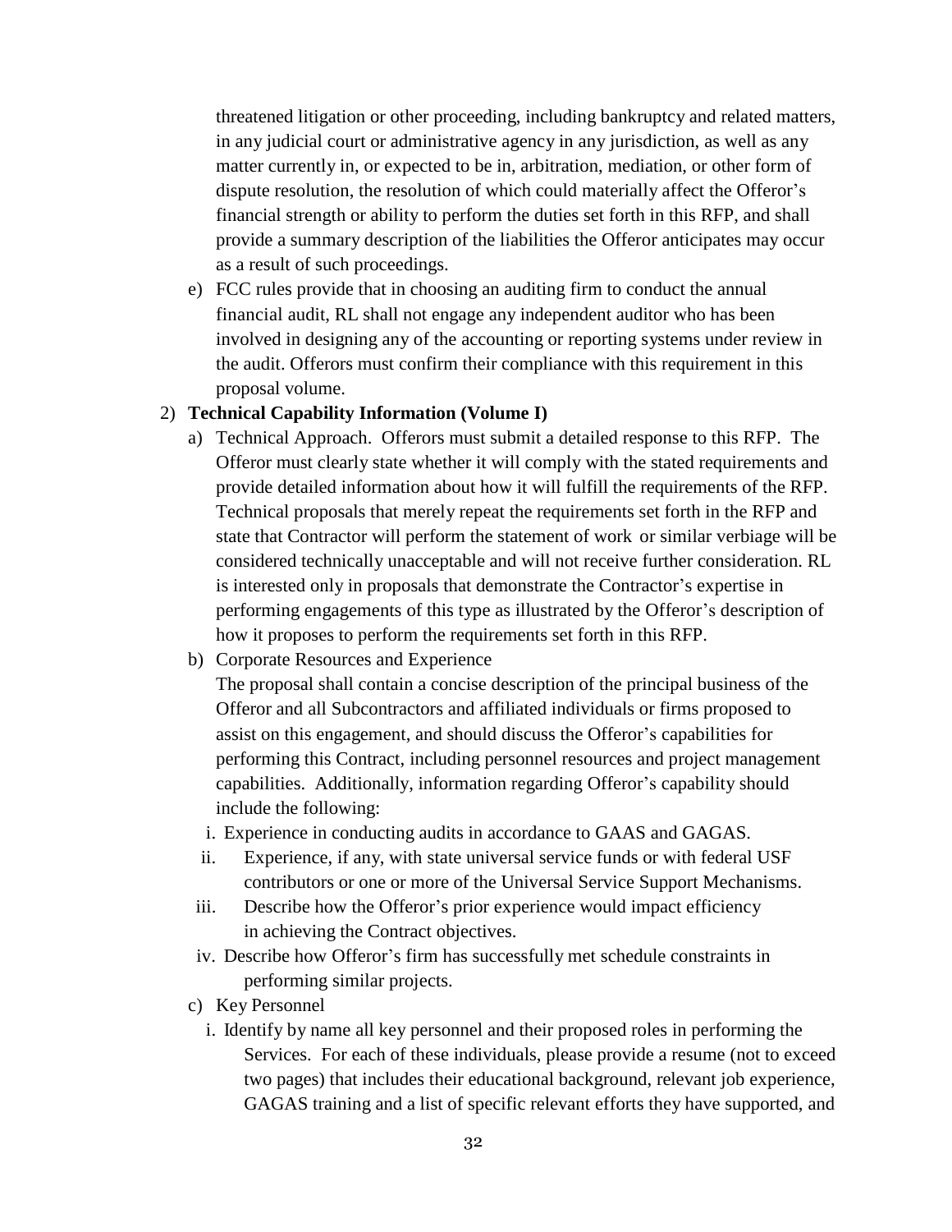threatened litigation or other proceeding, including bankruptcy and related matters, in any judicial court or administrative agency in any jurisdiction, as well as any matter currently in, or expected to be in, arbitration, mediation, or other form of dispute resolution, the resolution of which could materially affect the Offeror's financial strength or ability to perform the duties set forth in this RFP, and shall provide a summary description of the liabilities the Offeror anticipates may occur as a result of such proceedings.

e) FCC rules provide that in choosing an auditing firm to conduct the annual financial audit, RL shall not engage any independent auditor who has been involved in designing any of the accounting or reporting systems under review in the audit. Offerors must confirm their compliance with this requirement in this proposal volume.

2) **Technical Capability Information (Volume I)**

a) Technical Approach. Offerors must submit a detailed response to this RFP. The Offeror must clearly state whether it will comply with the stated requirements and provide detailed information about how it will fulfill the requirements of the RFP. Technical proposals that merely repeat the requirements set forth in the RFP and state that Contractor will perform the statement of work or similar verbiage will be considered technically unacceptable and will not receive further consideration. RL is interested only in proposals that demonstrate the Contractor's expertise in performing engagements of this type as illustrated by the Offeror's description of how it proposes to perform the requirements set forth in this RFP.

b) Corporate Resources and Experience

The proposal shall contain a concise description of the principal business of the Offeror and all Subcontractors and affiliated individuals or firms proposed to assist on this engagement, and should discuss the Offeror's capabilities for performing this Contract, including personnel resources and project management capabilities. Additionally, information regarding Offeror's capability should include the following:

i. Experience in conducting audits in accordance to GAAS and GAGAS.

ii. Experience, if any, with state universal service funds or with federal USF contributors or one or more of the Universal Service Support Mechanisms.

iii. Describe how the Offeror's prior experience would impact efficiency in achieving the Contract objectives.

iv. Describe how Offeror's firm has successfully met schedule constraints in performing similar projects.

c) Key Personnel

i. Identify by name all key personnel and their proposed roles in performing the Services. For each of these individuals, please provide a resume (not to exceed two pages) that includes their educational background, relevant job experience, GAGAS training and a list of specific relevant efforts they have supported, and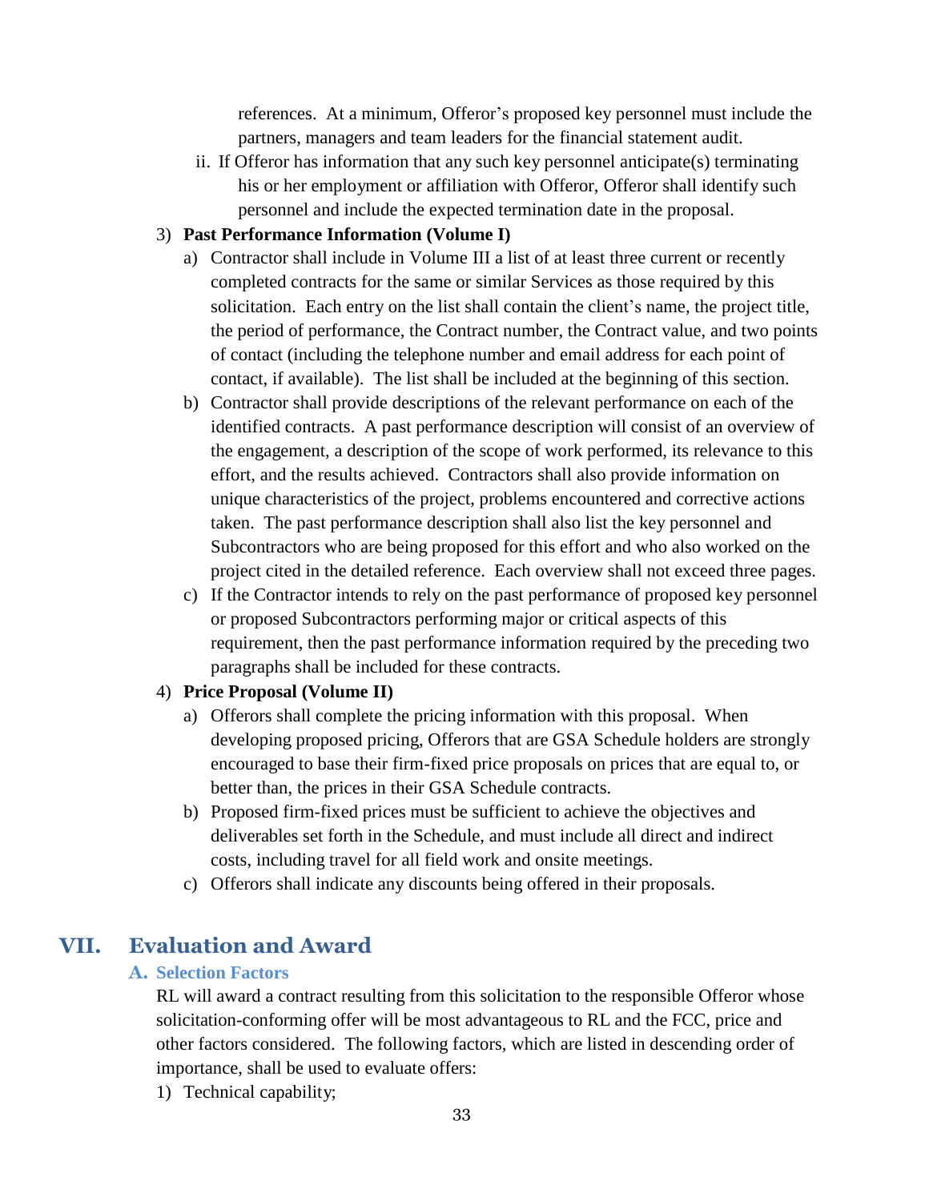references. At a minimum, Offeror's proposed key personnel must include the partners, managers and team leaders for the financial statement audit.

ii. If Offeror has information that any such key personnel anticipate(s) terminating his or her employment or affiliation with Offeror, Offeror shall identify such personnel and include the expected termination date in the proposal.

3) **Past Performance Information (Volume I)**
   a) Contractor shall include in Volume III a list of at least three current or recently completed contracts for the same or similar Services as those required by this solicitation. Each entry on the list shall contain the client's name, the project title, the period of performance, the Contract number, the Contract value, and two points of contact (including the telephone number and email address for each point of contact, if available). The list shall be included at the beginning of this section.
   b) Contractor shall provide descriptions of the relevant performance on each of the identified contracts. A past performance description will consist of an overview of the engagement, a description of the scope of work performed, its relevance to this effort, and the results achieved. Contractors shall also provide information on unique characteristics of the project, problems encountered and corrective actions taken. The past performance description shall also list the key personnel and Subcontractors who are being proposed for this effort and who also worked on the project cited in the detailed reference. Each overview shall not exceed three pages.
   c) If the Contractor intends to rely on the past performance of proposed key personnel or proposed Subcontractors performing major or critical aspects of this requirement, then the past performance information required by the preceding two paragraphs shall be included for these contracts.

4) **Price Proposal (Volume II)**
   a) Offerors shall complete the pricing information with this proposal. When developing proposed pricing, Offerors that are GSA Schedule holders are strongly encouraged to base their firm-fixed price proposals on prices that are equal to, or better than, the prices in their GSA Schedule contracts.
   b) Proposed firm-fixed prices must be sufficient to achieve the objectives and deliverables set forth in the Schedule, and must include all direct and indirect costs, including travel for all field work and onsite meetings.
   c) Offerors shall indicate any discounts being offered in their proposals.

# VII. Evaluation and Award

## A. Selection Factors

RL will award a contract resulting from this solicitation to the responsible Offeror whose solicitation-conforming offer will be most advantageous to RL and the FCC, price and other factors considered. The following factors, which are listed in descending order of importance, shall be used to evaluate offers:

1) Technical capability;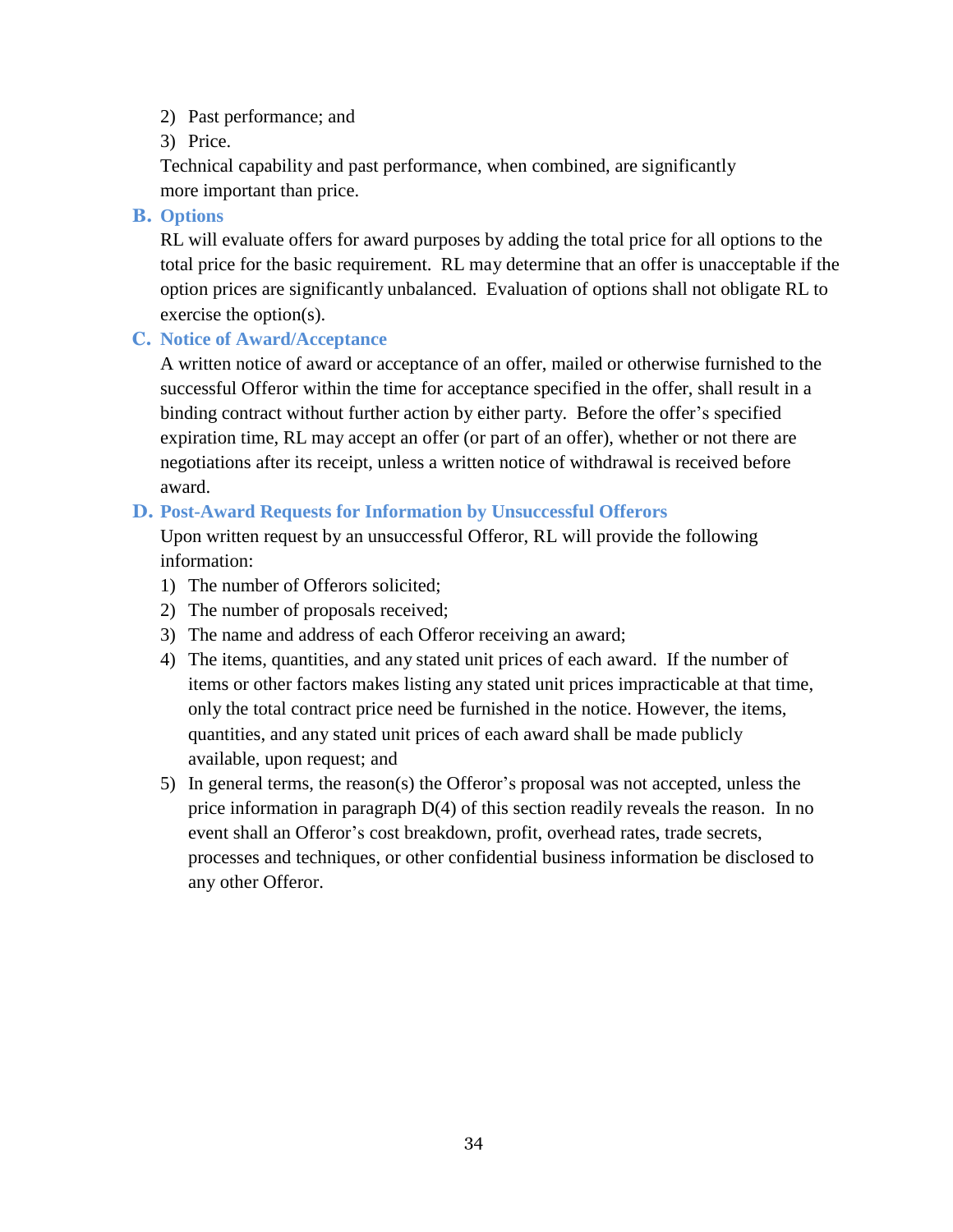2) Past performance; and
3) Price.

Technical capability and past performance, when combined, are significantly more important than price.

### B. Options

RL will evaluate offers for award purposes by adding the total price for all options to the total price for the basic requirement. RL may determine that an offer is unacceptable if the option prices are significantly unbalanced. Evaluation of options shall not obligate RL to exercise the option(s).

### C. Notice of Award/Acceptance

A written notice of award or acceptance of an offer, mailed or otherwise furnished to the successful Offeror within the time for acceptance specified in the offer, shall result in a binding contract without further action by either party. Before the offer's specified expiration time, RL may accept an offer (or part of an offer), whether or not there are negotiations after its receipt, unless a written notice of withdrawal is received before award.

### D. Post-Award Requests for Information by Unsuccessful Offerors

Upon written request by an unsuccessful Offeror, RL will provide the following information:

1) The number of Offerors solicited;
2) The number of proposals received;
3) The name and address of each Offeror receiving an award;
4) The items, quantities, and any stated unit prices of each award. If the number of items or other factors makes listing any stated unit prices impracticable at that time, only the total contract price need be furnished in the notice. However, the items, quantities, and any stated unit prices of each award shall be made publicly available, upon request; and
5) In general terms, the reason(s) the Offeror's proposal was not accepted, unless the price information in paragraph D(4) of this section readily reveals the reason. In no event shall an Offeror's cost breakdown, profit, overhead rates, trade secrets, processes and techniques, or other confidential business information be disclosed to any other Offeror.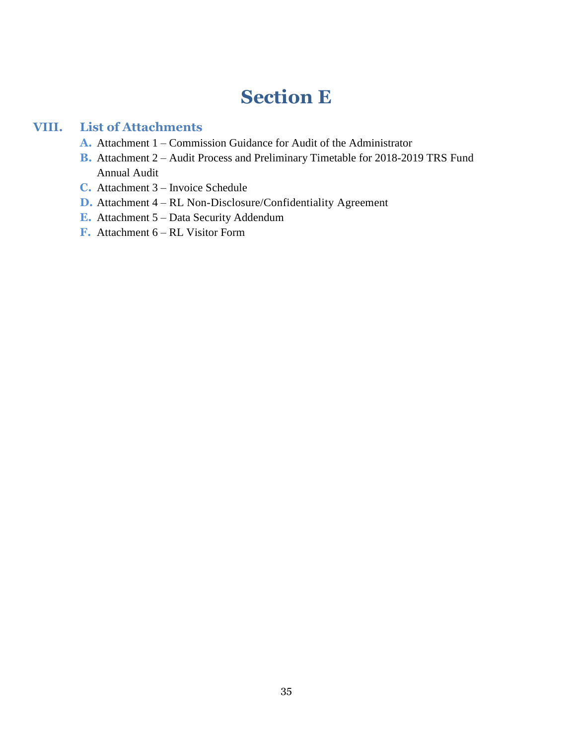# Section E

## VIII. List of Attachments

- **A.** Attachment 1 – Commission Guidance for Audit of the Administrator
- **B.** Attachment 2 – Audit Process and Preliminary Timetable for 2018-2019 TRS Fund Annual Audit
- **C.** Attachment 3 – Invoice Schedule
- **D.** Attachment 4 – RL Non-Disclosure/Confidentiality Agreement
- **E.** Attachment 5 – Data Security Addendum
- **F.** Attachment 6 – RL Visitor Form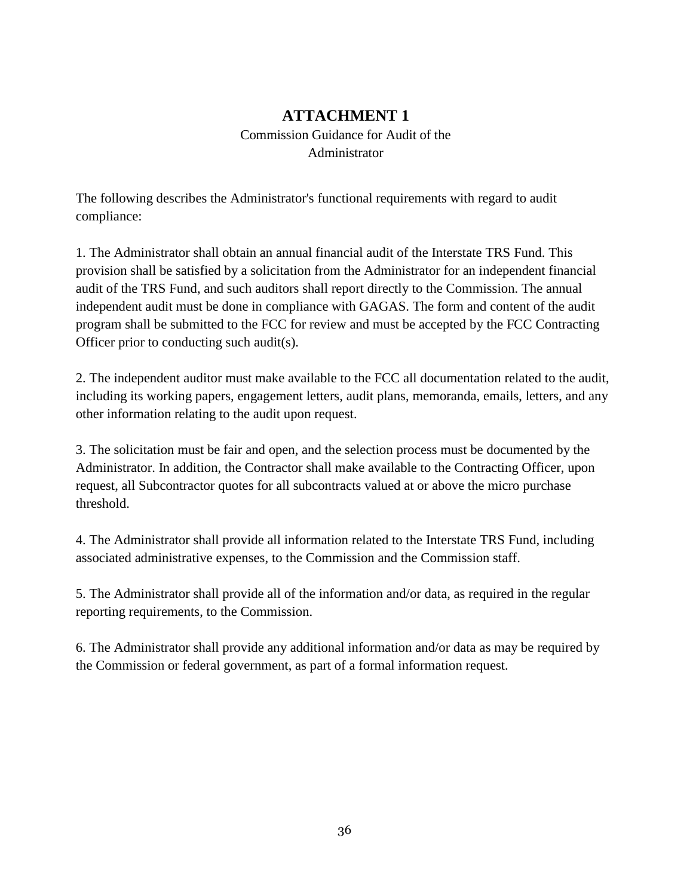# ATTACHMENT 1

Commission Guidance for Audit of the Administrator

The following describes the Administrator's functional requirements with regard to audit compliance:

1. The Administrator shall obtain an annual financial audit of the Interstate TRS Fund. This provision shall be satisfied by a solicitation from the Administrator for an independent financial audit of the TRS Fund, and such auditors shall report directly to the Commission. The annual independent audit must be done in compliance with GAGAS. The form and content of the audit program shall be submitted to the FCC for review and must be accepted by the FCC Contracting Officer prior to conducting such audit(s).

2. The independent auditor must make available to the FCC all documentation related to the audit, including its working papers, engagement letters, audit plans, memoranda, emails, letters, and any other information relating to the audit upon request.

3. The solicitation must be fair and open, and the selection process must be documented by the Administrator. In addition, the Contractor shall make available to the Contracting Officer, upon request, all Subcontractor quotes for all subcontracts valued at or above the micro purchase threshold.

4. The Administrator shall provide all information related to the Interstate TRS Fund, including associated administrative expenses, to the Commission and the Commission staff.

5. The Administrator shall provide all of the information and/or data, as required in the regular reporting requirements, to the Commission.

6. The Administrator shall provide any additional information and/or data as may be required by the Commission or federal government, as part of a formal information request.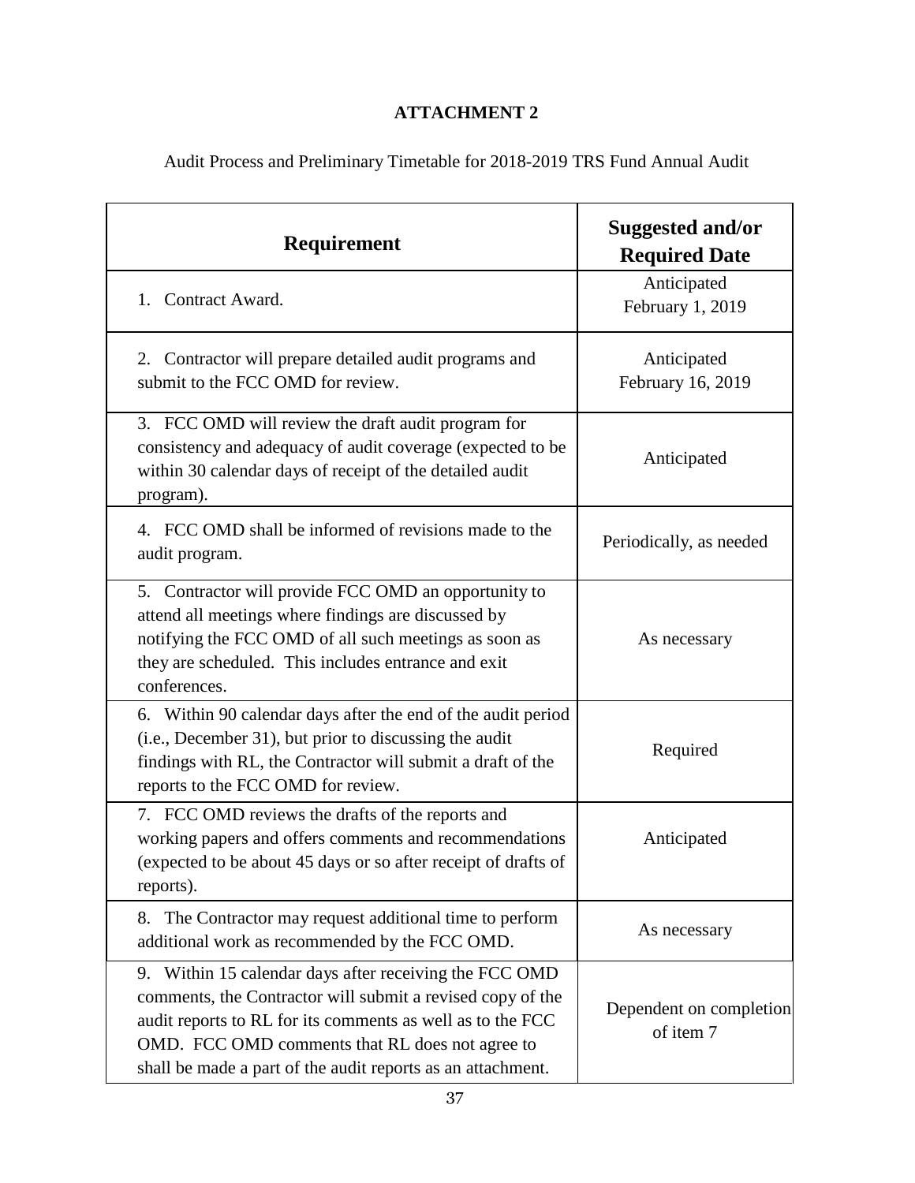**ATTACHMENT 2**

Audit Process and Preliminary Timetable for 2018-2019 TRS Fund Annual Audit

| Requirement | Suggested and/or Required Date |
|---|---|
| 1. Contract Award. | Anticipated February 1, 2019 |
| 2. Contractor will prepare detailed audit programs and submit to the FCC OMD for review. | Anticipated February 16, 2019 |
| 3. FCC OMD will review the draft audit program for consistency and adequacy of audit coverage (expected to be within 30 calendar days of receipt of the detailed audit program). | Anticipated |
| 4. FCC OMD shall be informed of revisions made to the audit program. | Periodically, as needed |
| 5. Contractor will provide FCC OMD an opportunity to attend all meetings where findings are discussed by notifying the FCC OMD of all such meetings as soon as they are scheduled. This includes entrance and exit conferences. | As necessary |
| 6. Within 90 calendar days after the end of the audit period (i.e., December 31), but prior to discussing the audit findings with RL, the Contractor will submit a draft of the reports to the FCC OMD for review. | Required |
| 7. FCC OMD reviews the drafts of the reports and working papers and offers comments and recommendations (expected to be about 45 days or so after receipt of drafts of reports). | Anticipated |
| 8. The Contractor may request additional time to perform additional work as recommended by the FCC OMD. | As necessary |
| 9. Within 15 calendar days after receiving the FCC OMD comments, the Contractor will submit a revised copy of the audit reports to RL for its comments as well as to the FCC OMD. FCC OMD comments that RL does not agree to shall be made a part of the audit reports as an attachment. | Dependent on completion of item 7 |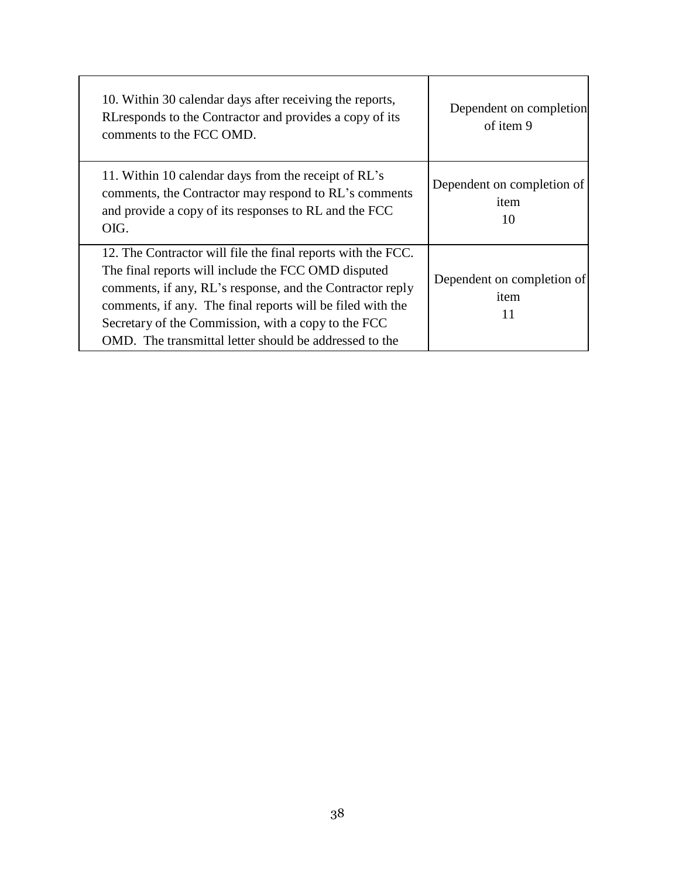| | |
|---|---|
| 10. Within 30 calendar days after receiving the reports, RLresponds to the Contractor and provides a copy of its comments to the FCC OMD. | Dependent on completion of item 9 |
| 11. Within 10 calendar days from the receipt of RL's comments, the Contractor may respond to RL's comments and provide a copy of its responses to RL and the FCC OIG. | Dependent on completion of item 10 |
| 12. The Contractor will file the final reports with the FCC. The final reports will include the FCC OMD disputed comments, if any, RL's response, and the Contractor reply comments, if any. The final reports will be filed with the Secretary of the Commission, with a copy to the FCC OMD. The transmittal letter should be addressed to the | Dependent on completion of item 11 |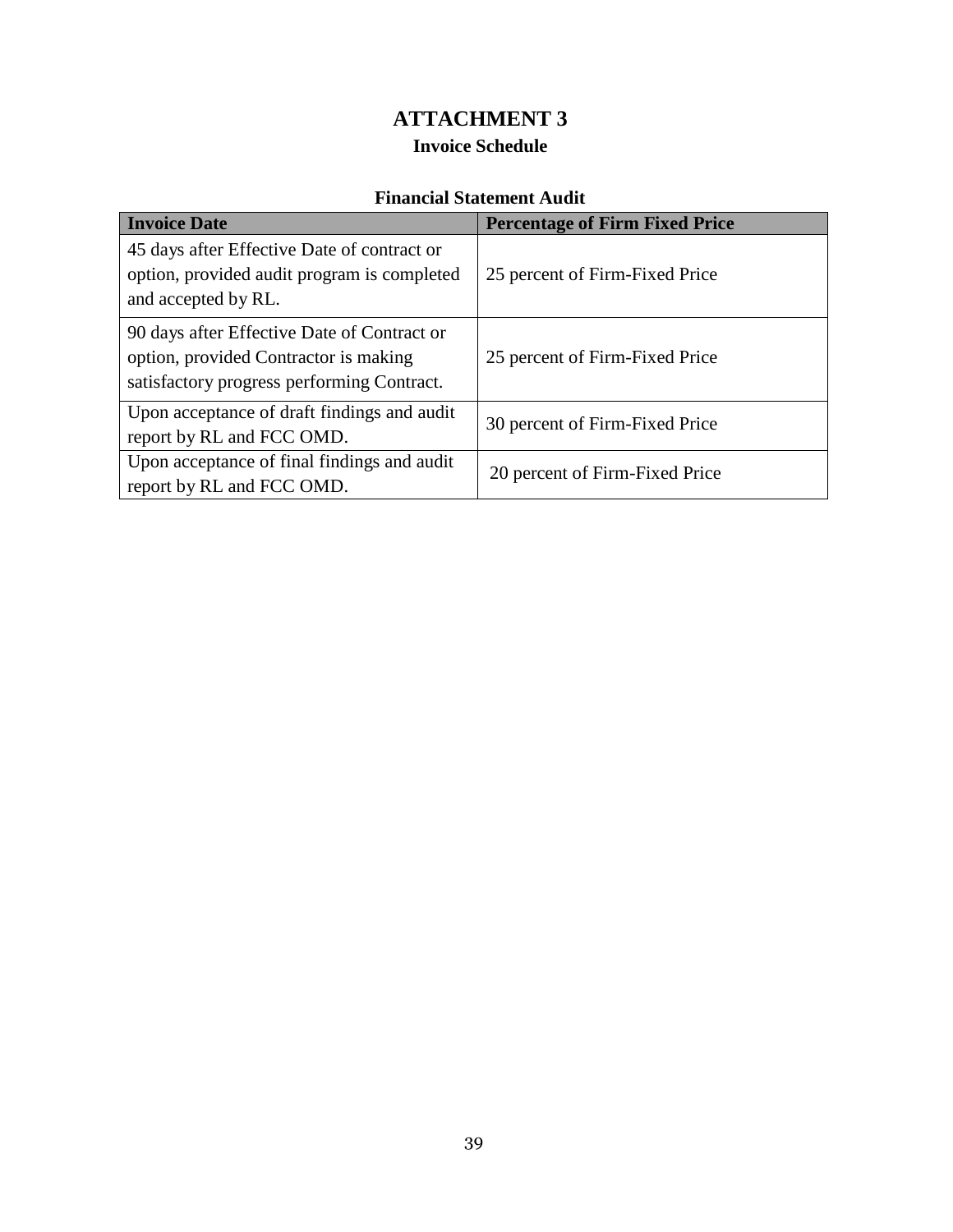# ATTACHMENT 3

## Invoice Schedule

### Financial Statement Audit

| Invoice Date | Percentage of Firm Fixed Price |
|---|---|
| 45 days after Effective Date of contract or option, provided audit program is completed and accepted by RL. | 25 percent of Firm-Fixed Price |
| 90 days after Effective Date of Contract or option, provided Contractor is making satisfactory progress performing Contract. | 25 percent of Firm-Fixed Price |
| Upon acceptance of draft findings and audit report by RL and FCC OMD. | 30 percent of Firm-Fixed Price |
| Upon acceptance of final findings and audit report by RL and FCC OMD. | 20 percent of Firm-Fixed Price |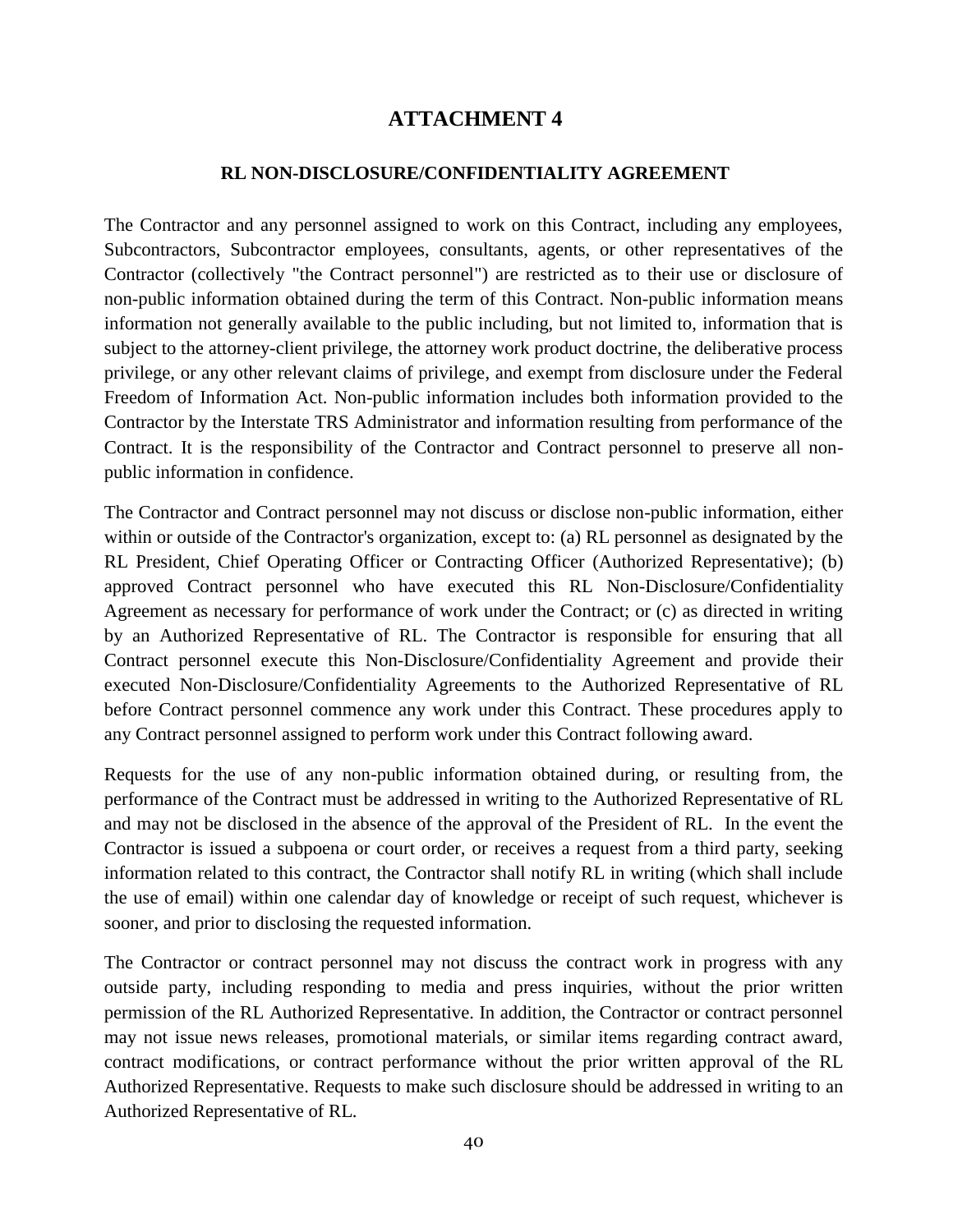# ATTACHMENT 4

### RL NON-DISCLOSURE/CONFIDENTIALITY AGREEMENT

The Contractor and any personnel assigned to work on this Contract, including any employees, Subcontractors, Subcontractor employees, consultants, agents, or other representatives of the Contractor (collectively "the Contract personnel") are restricted as to their use or disclosure of non-public information obtained during the term of this Contract. Non-public information means information not generally available to the public including, but not limited to, information that is subject to the attorney-client privilege, the attorney work product doctrine, the deliberative process privilege, or any other relevant claims of privilege, and exempt from disclosure under the Federal Freedom of Information Act. Non-public information includes both information provided to the Contractor by the Interstate TRS Administrator and information resulting from performance of the Contract. It is the responsibility of the Contractor and Contract personnel to preserve all non-public information in confidence.

The Contractor and Contract personnel may not discuss or disclose non-public information, either within or outside of the Contractor's organization, except to: (a) RL personnel as designated by the RL President, Chief Operating Officer or Contracting Officer (Authorized Representative); (b) approved Contract personnel who have executed this RL Non-Disclosure/Confidentiality Agreement as necessary for performance of work under the Contract; or (c) as directed in writing by an Authorized Representative of RL. The Contractor is responsible for ensuring that all Contract personnel execute this Non-Disclosure/Confidentiality Agreement and provide their executed Non-Disclosure/Confidentiality Agreements to the Authorized Representative of RL before Contract personnel commence any work under this Contract. These procedures apply to any Contract personnel assigned to perform work under this Contract following award.

Requests for the use of any non-public information obtained during, or resulting from, the performance of the Contract must be addressed in writing to the Authorized Representative of RL and may not be disclosed in the absence of the approval of the President of RL. In the event the Contractor is issued a subpoena or court order, or receives a request from a third party, seeking information related to this contract, the Contractor shall notify RL in writing (which shall include the use of email) within one calendar day of knowledge or receipt of such request, whichever is sooner, and prior to disclosing the requested information.

The Contractor or contract personnel may not discuss the contract work in progress with any outside party, including responding to media and press inquiries, without the prior written permission of the RL Authorized Representative. In addition, the Contractor or contract personnel may not issue news releases, promotional materials, or similar items regarding contract award, contract modifications, or contract performance without the prior written approval of the RL Authorized Representative. Requests to make such disclosure should be addressed in writing to an Authorized Representative of RL.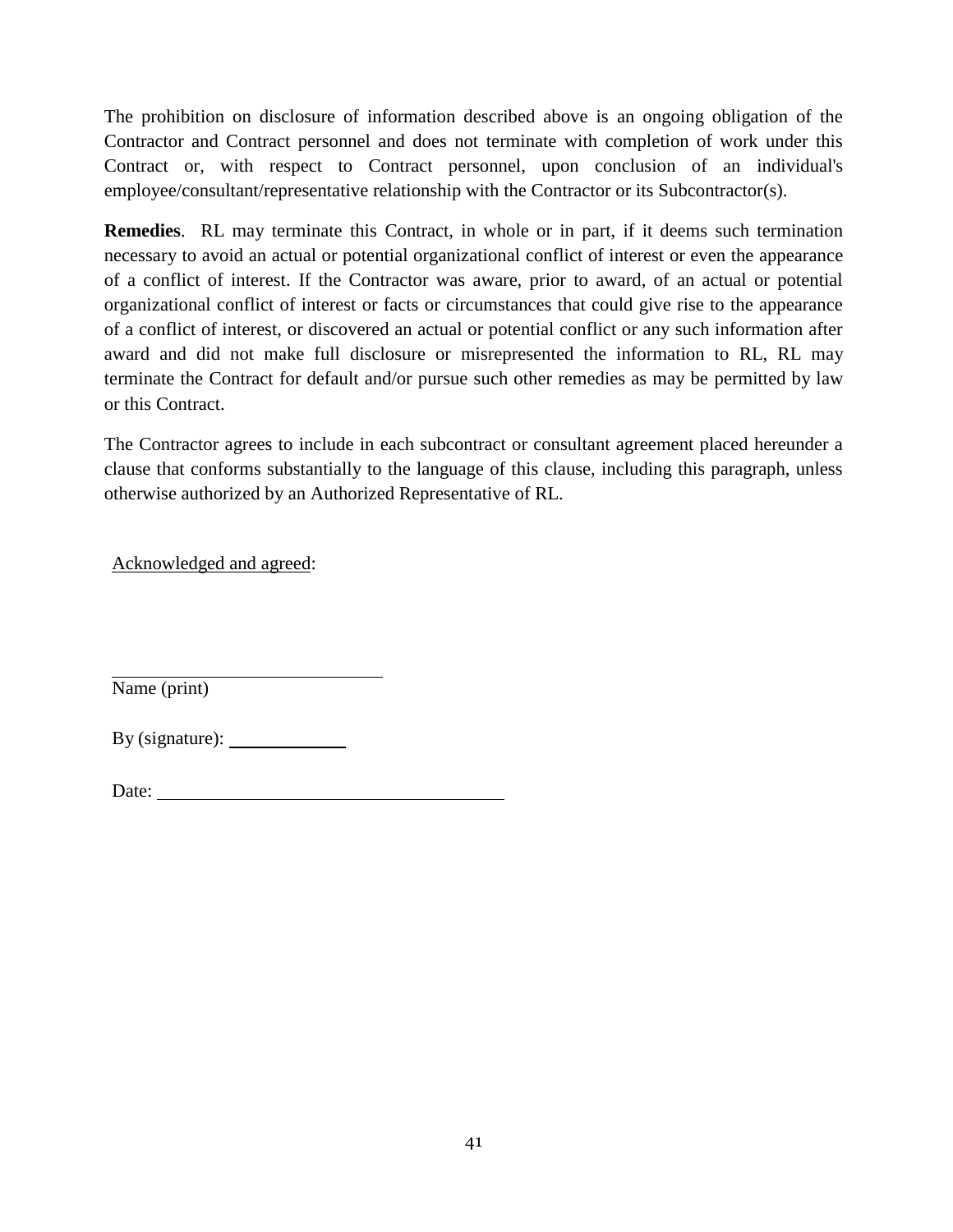The prohibition on disclosure of information described above is an ongoing obligation of the Contractor and Contract personnel and does not terminate with completion of work under this Contract or, with respect to Contract personnel, upon conclusion of an individual's employee/consultant/representative relationship with the Contractor or its Subcontractor(s).

**Remedies**. RL may terminate this Contract, in whole or in part, if it deems such termination necessary to avoid an actual or potential organizational conflict of interest or even the appearance of a conflict of interest. If the Contractor was aware, prior to award, of an actual or potential organizational conflict of interest or facts or circumstances that could give rise to the appearance of a conflict of interest, or discovered an actual or potential conflict or any such information after award and did not make full disclosure or misrepresented the information to RL, RL may terminate the Contract for default and/or pursue such other remedies as may be permitted by law or this Contract.

The Contractor agrees to include in each subcontract or consultant agreement placed hereunder a clause that conforms substantially to the language of this clause, including this paragraph, unless otherwise authorized by an Authorized Representative of RL.

Acknowledged and agreed:

______________________________
Name (print)

By (signature): ____________

Date: ______________________________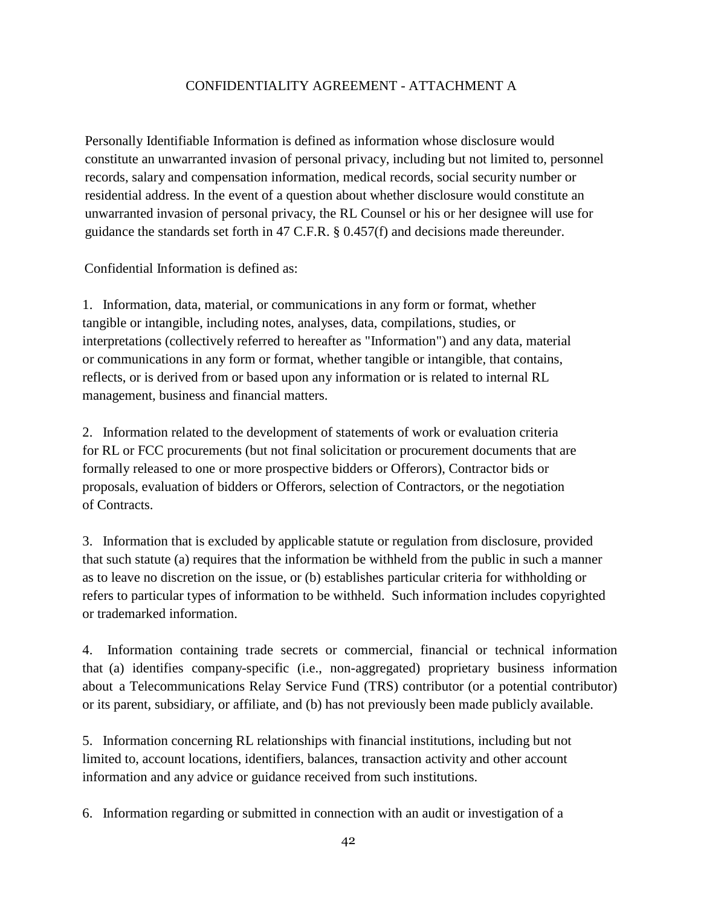## CONFIDENTIALITY AGREEMENT - ATTACHMENT A

Personally Identifiable Information is defined as information whose disclosure would constitute an unwarranted invasion of personal privacy, including but not limited to, personnel records, salary and compensation information, medical records, social security number or residential address. In the event of a question about whether disclosure would constitute an unwarranted invasion of personal privacy, the RL Counsel or his or her designee will use for guidance the standards set forth in 47 C.F.R. § 0.457(f) and decisions made thereunder.

Confidential Information is defined as:

1. Information, data, material, or communications in any form or format, whether tangible or intangible, including notes, analyses, data, compilations, studies, or interpretations (collectively referred to hereafter as "Information") and any data, material or communications in any form or format, whether tangible or intangible, that contains, reflects, or is derived from or based upon any information or is related to internal RL management, business and financial matters.

2. Information related to the development of statements of work or evaluation criteria for RL or FCC procurements (but not final solicitation or procurement documents that are formally released to one or more prospective bidders or Offerors), Contractor bids or proposals, evaluation of bidders or Offerors, selection of Contractors, or the negotiation of Contracts.

3. Information that is excluded by applicable statute or regulation from disclosure, provided that such statute (a) requires that the information be withheld from the public in such a manner as to leave no discretion on the issue, or (b) establishes particular criteria for withholding or refers to particular types of information to be withheld. Such information includes copyrighted or trademarked information.

4. Information containing trade secrets or commercial, financial or technical information that (a) identifies company-specific (i.e., non-aggregated) proprietary business information about a Telecommunications Relay Service Fund (TRS) contributor (or a potential contributor) or its parent, subsidiary, or affiliate, and (b) has not previously been made publicly available.

5. Information concerning RL relationships with financial institutions, including but not limited to, account locations, identifiers, balances, transaction activity and other account information and any advice or guidance received from such institutions.

6. Information regarding or submitted in connection with an audit or investigation of a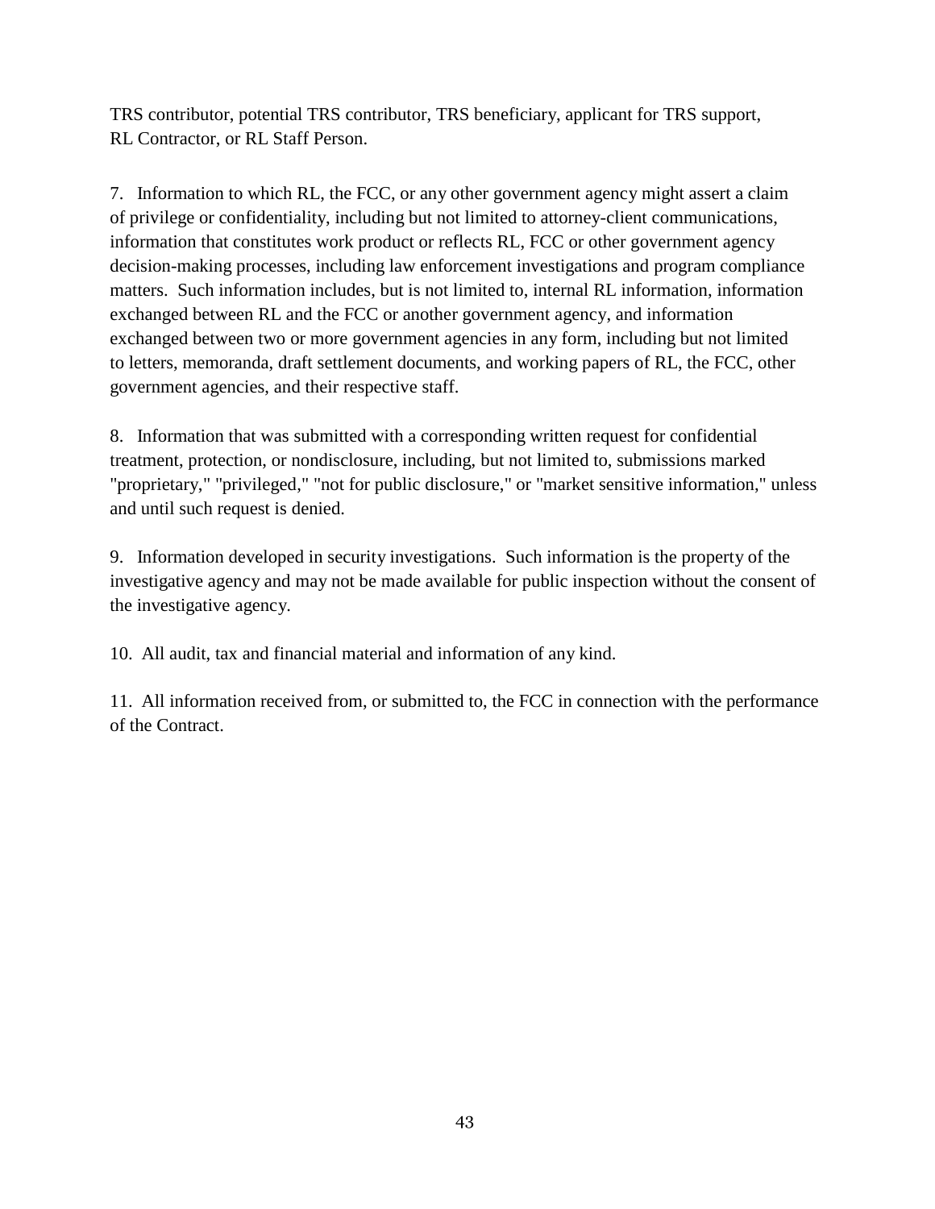TRS contributor, potential TRS contributor, TRS beneficiary, applicant for TRS support, RL Contractor, or RL Staff Person.

7. Information to which RL, the FCC, or any other government agency might assert a claim of privilege or confidentiality, including but not limited to attorney-client communications, information that constitutes work product or reflects RL, FCC or other government agency decision-making processes, including law enforcement investigations and program compliance matters. Such information includes, but is not limited to, internal RL information, information exchanged between RL and the FCC or another government agency, and information exchanged between two or more government agencies in any form, including but not limited to letters, memoranda, draft settlement documents, and working papers of RL, the FCC, other government agencies, and their respective staff.

8. Information that was submitted with a corresponding written request for confidential treatment, protection, or nondisclosure, including, but not limited to, submissions marked "proprietary," "privileged," "not for public disclosure," or "market sensitive information," unless and until such request is denied.

9. Information developed in security investigations. Such information is the property of the investigative agency and may not be made available for public inspection without the consent of the investigative agency.

10. All audit, tax and financial material and information of any kind.

11. All information received from, or submitted to, the FCC in connection with the performance of the Contract.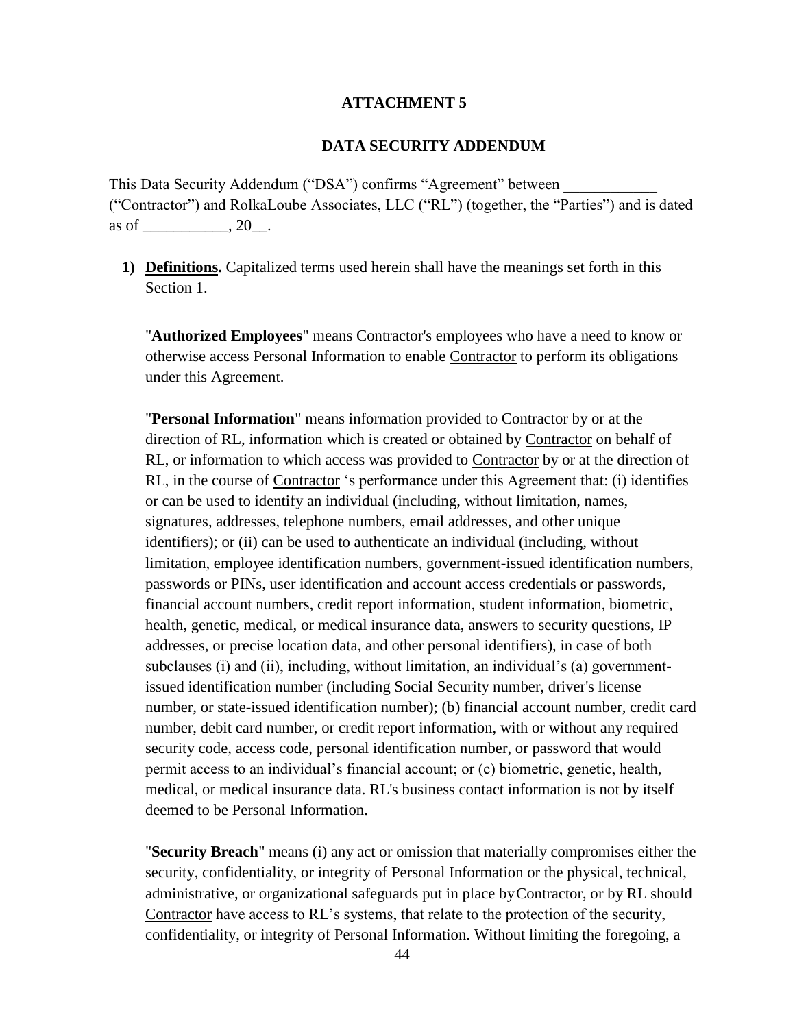# ATTACHMENT 5

## DATA SECURITY ADDENDUM

This Data Security Addendum ("DSA") confirms "Agreement" between ____________ ("Contractor") and RolkaLoube Associates, LLC ("RL") (together, the "Parties") and is dated as of ___________, 20__.

1) **Definitions.** Capitalized terms used herein shall have the meanings set forth in this Section 1.

   "**Authorized Employees**" means Contractor's employees who have a need to know or otherwise access Personal Information to enable Contractor to perform its obligations under this Agreement.

   "**Personal Information**" means information provided to Contractor by or at the direction of RL, information which is created or obtained by Contractor on behalf of RL, or information to which access was provided to Contractor by or at the direction of RL, in the course of Contractor 's performance under this Agreement that: (i) identifies or can be used to identify an individual (including, without limitation, names, signatures, addresses, telephone numbers, email addresses, and other unique identifiers); or (ii) can be used to authenticate an individual (including, without limitation, employee identification numbers, government-issued identification numbers, passwords or PINs, user identification and account access credentials or passwords, financial account numbers, credit report information, student information, biometric, health, genetic, medical, or medical insurance data, answers to security questions, IP addresses, or precise location data, and other personal identifiers), in case of both subclauses (i) and (ii), including, without limitation, an individual's (a) government-issued identification number (including Social Security number, driver's license number, or state-issued identification number); (b) financial account number, credit card number, debit card number, or credit report information, with or without any required security code, access code, personal identification number, or password that would permit access to an individual's financial account; or (c) biometric, genetic, health, medical, or medical insurance data. RL's business contact information is not by itself deemed to be Personal Information.

   "**Security Breach**" means (i) any act or omission that materially compromises either the security, confidentiality, or integrity of Personal Information or the physical, technical, administrative, or organizational safeguards put in place by Contractor, or by RL should Contractor have access to RL's systems, that relate to the protection of the security, confidentiality, or integrity of Personal Information. Without limiting the foregoing, a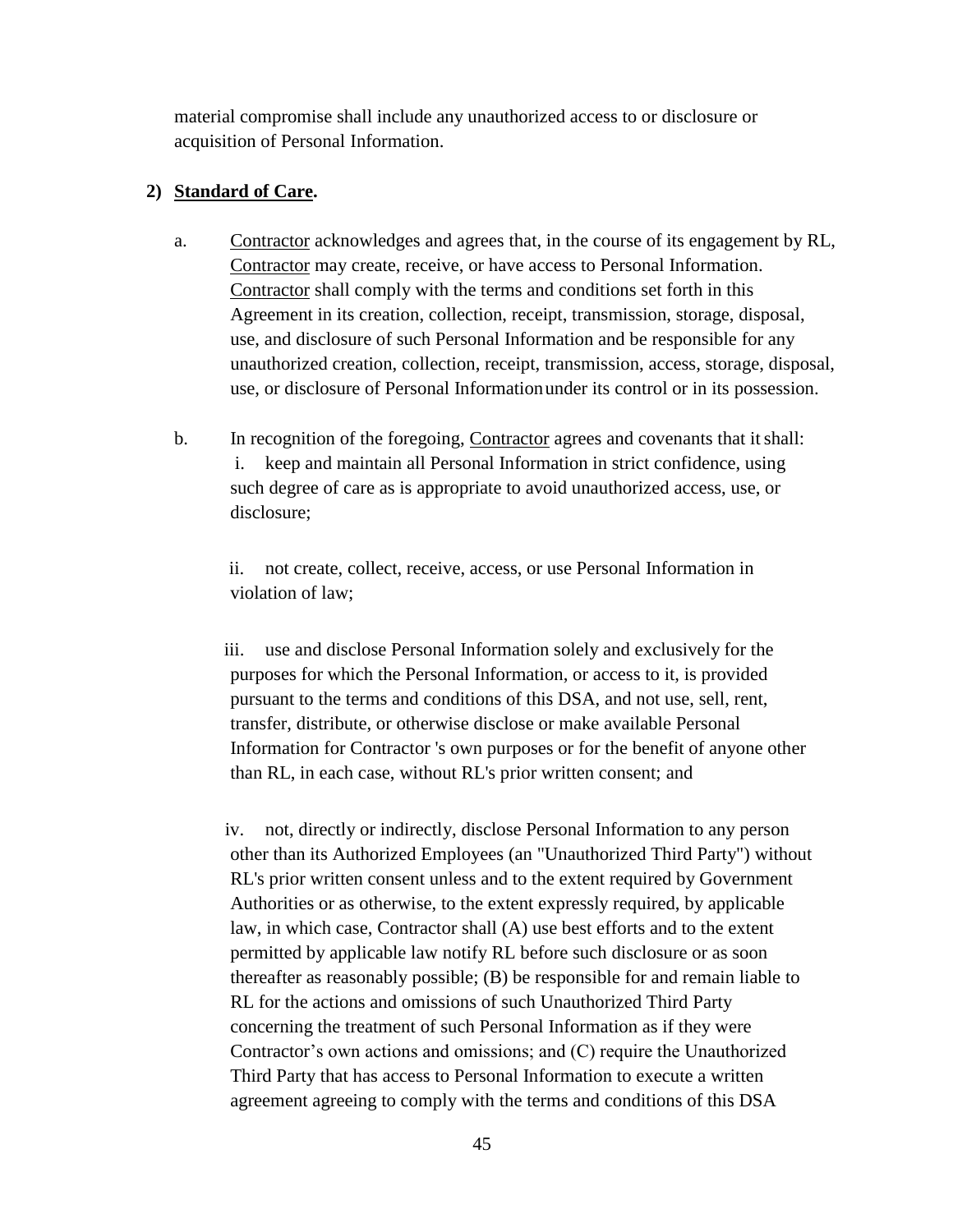material compromise shall include any unauthorized access to or disclosure or acquisition of Personal Information.

2) **<u>Standard of Care</u>.**

a. <u>Contractor</u> acknowledges and agrees that, in the course of its engagement by RL, <u>Contractor</u> may create, receive, or have access to Personal Information. <u>Contractor</u> shall comply with the terms and conditions set forth in this Agreement in its creation, collection, receipt, transmission, storage, disposal, use, and disclosure of such Personal Information and be responsible for any unauthorized creation, collection, receipt, transmission, access, storage, disposal, use, or disclosure of Personal Information under its control or in its possession.

b. In recognition of the foregoing, <u>Contractor</u> agrees and covenants that it shall:

i. keep and maintain all Personal Information in strict confidence, using such degree of care as is appropriate to avoid unauthorized access, use, or disclosure;

ii. not create, collect, receive, access, or use Personal Information in violation of law;

iii. use and disclose Personal Information solely and exclusively for the purposes for which the Personal Information, or access to it, is provided pursuant to the terms and conditions of this DSA, and not use, sell, rent, transfer, distribute, or otherwise disclose or make available Personal Information for Contractor 's own purposes or for the benefit of anyone other than RL, in each case, without RL's prior written consent; and

iv. not, directly or indirectly, disclose Personal Information to any person other than its Authorized Employees (an "Unauthorized Third Party") without RL's prior written consent unless and to the extent required by Government Authorities or as otherwise, to the extent expressly required, by applicable law, in which case, Contractor shall (A) use best efforts and to the extent permitted by applicable law notify RL before such disclosure or as soon thereafter as reasonably possible; (B) be responsible for and remain liable to RL for the actions and omissions of such Unauthorized Third Party concerning the treatment of such Personal Information as if they were Contractor's own actions and omissions; and (C) require the Unauthorized Third Party that has access to Personal Information to execute a written agreement agreeing to comply with the terms and conditions of this DSA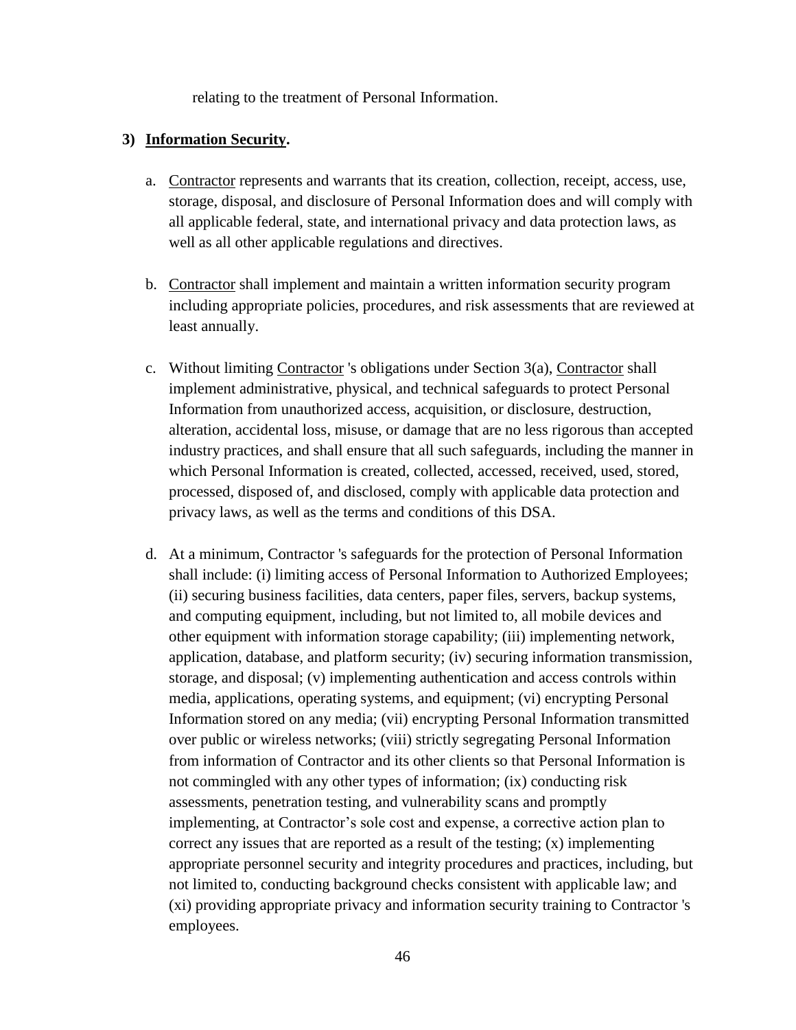relating to the treatment of Personal Information.

3) **Information Security.**

a. Contractor represents and warrants that its creation, collection, receipt, access, use, storage, disposal, and disclosure of Personal Information does and will comply with all applicable federal, state, and international privacy and data protection laws, as well as all other applicable regulations and directives.

b. Contractor shall implement and maintain a written information security program including appropriate policies, procedures, and risk assessments that are reviewed at least annually.

c. Without limiting Contractor 's obligations under Section 3(a), Contractor shall implement administrative, physical, and technical safeguards to protect Personal Information from unauthorized access, acquisition, or disclosure, destruction, alteration, accidental loss, misuse, or damage that are no less rigorous than accepted industry practices, and shall ensure that all such safeguards, including the manner in which Personal Information is created, collected, accessed, received, used, stored, processed, disposed of, and disclosed, comply with applicable data protection and privacy laws, as well as the terms and conditions of this DSA.

d. At a minimum, Contractor 's safeguards for the protection of Personal Information shall include: (i) limiting access of Personal Information to Authorized Employees; (ii) securing business facilities, data centers, paper files, servers, backup systems, and computing equipment, including, but not limited to, all mobile devices and other equipment with information storage capability; (iii) implementing network, application, database, and platform security; (iv) securing information transmission, storage, and disposal; (v) implementing authentication and access controls within media, applications, operating systems, and equipment; (vi) encrypting Personal Information stored on any media; (vii) encrypting Personal Information transmitted over public or wireless networks; (viii) strictly segregating Personal Information from information of Contractor and its other clients so that Personal Information is not commingled with any other types of information; (ix) conducting risk assessments, penetration testing, and vulnerability scans and promptly implementing, at Contractor's sole cost and expense, a corrective action plan to correct any issues that are reported as a result of the testing; (x) implementing appropriate personnel security and integrity procedures and practices, including, but not limited to, conducting background checks consistent with applicable law; and (xi) providing appropriate privacy and information security training to Contractor 's employees.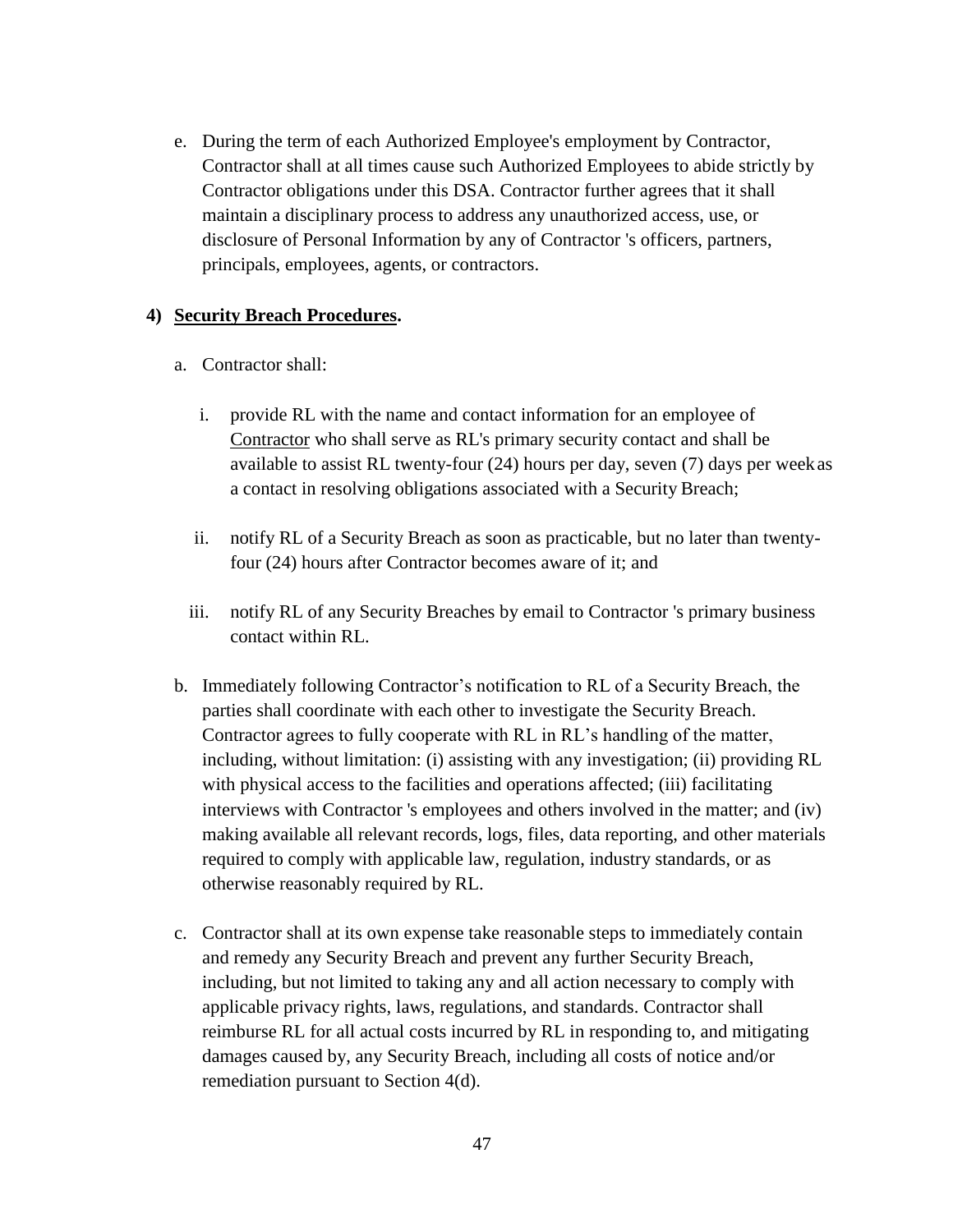e. During the term of each Authorized Employee's employment by Contractor, Contractor shall at all times cause such Authorized Employees to abide strictly by Contractor obligations under this DSA. Contractor further agrees that it shall maintain a disciplinary process to address any unauthorized access, use, or disclosure of Personal Information by any of Contractor 's officers, partners, principals, employees, agents, or contractors.

**4) <u>Security Breach Procedures</u>.**

a. Contractor shall:

i. provide RL with the name and contact information for an employee of <u>Contractor</u> who shall serve as RL's primary security contact and shall be available to assist RL twenty-four (24) hours per day, seven (7) days per week as a contact in resolving obligations associated with a Security Breach;

ii. notify RL of a Security Breach as soon as practicable, but no later than twenty-four (24) hours after Contractor becomes aware of it; and

iii. notify RL of any Security Breaches by email to Contractor 's primary business contact within RL.

b. Immediately following Contractor's notification to RL of a Security Breach, the parties shall coordinate with each other to investigate the Security Breach. Contractor agrees to fully cooperate with RL in RL's handling of the matter, including, without limitation: (i) assisting with any investigation; (ii) providing RL with physical access to the facilities and operations affected; (iii) facilitating interviews with Contractor 's employees and others involved in the matter; and (iv) making available all relevant records, logs, files, data reporting, and other materials required to comply with applicable law, regulation, industry standards, or as otherwise reasonably required by RL.

c. Contractor shall at its own expense take reasonable steps to immediately contain and remedy any Security Breach and prevent any further Security Breach, including, but not limited to taking any and all action necessary to comply with applicable privacy rights, laws, regulations, and standards. Contractor shall reimburse RL for all actual costs incurred by RL in responding to, and mitigating damages caused by, any Security Breach, including all costs of notice and/or remediation pursuant to Section 4(d).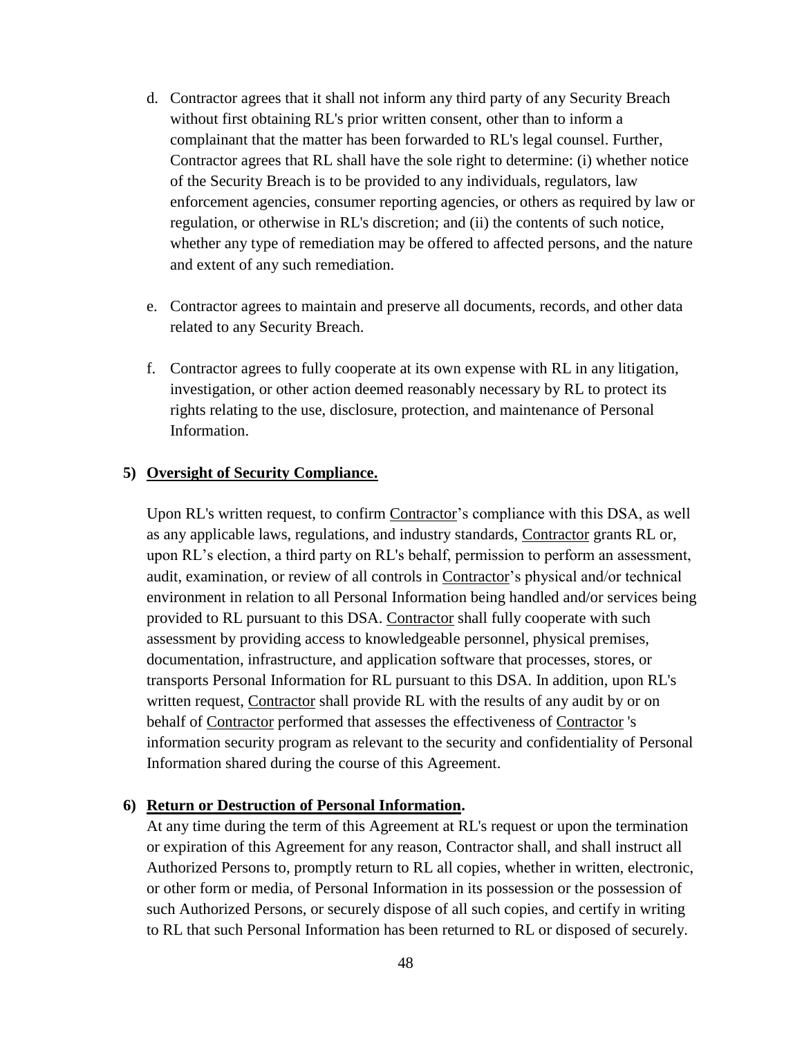d. Contractor agrees that it shall not inform any third party of any Security Breach without first obtaining RL's prior written consent, other than to inform a complainant that the matter has been forwarded to RL's legal counsel. Further, Contractor agrees that RL shall have the sole right to determine: (i) whether notice of the Security Breach is to be provided to any individuals, regulators, law enforcement agencies, consumer reporting agencies, or others as required by law or regulation, or otherwise in RL's discretion; and (ii) the contents of such notice, whether any type of remediation may be offered to affected persons, and the nature and extent of any such remediation.

e. Contractor agrees to maintain and preserve all documents, records, and other data related to any Security Breach.

f. Contractor agrees to fully cooperate at its own expense with RL in any litigation, investigation, or other action deemed reasonably necessary by RL to protect its rights relating to the use, disclosure, protection, and maintenance of Personal Information.

**5) Oversight of Security Compliance.**

Upon RL's written request, to confirm Contractor's compliance with this DSA, as well as any applicable laws, regulations, and industry standards, Contractor grants RL or, upon RL's election, a third party on RL's behalf, permission to perform an assessment, audit, examination, or review of all controls in Contractor's physical and/or technical environment in relation to all Personal Information being handled and/or services being provided to RL pursuant to this DSA. Contractor shall fully cooperate with such assessment by providing access to knowledgeable personnel, physical premises, documentation, infrastructure, and application software that processes, stores, or transports Personal Information for RL pursuant to this DSA. In addition, upon RL's written request, Contractor shall provide RL with the results of any audit by or on behalf of Contractor performed that assesses the effectiveness of Contractor 's information security program as relevant to the security and confidentiality of Personal Information shared during the course of this Agreement.

**6) Return or Destruction of Personal Information.**

At any time during the term of this Agreement at RL's request or upon the termination or expiration of this Agreement for any reason, Contractor shall, and shall instruct all Authorized Persons to, promptly return to RL all copies, whether in written, electronic, or other form or media, of Personal Information in its possession or the possession of such Authorized Persons, or securely dispose of all such copies, and certify in writing to RL that such Personal Information has been returned to RL or disposed of securely.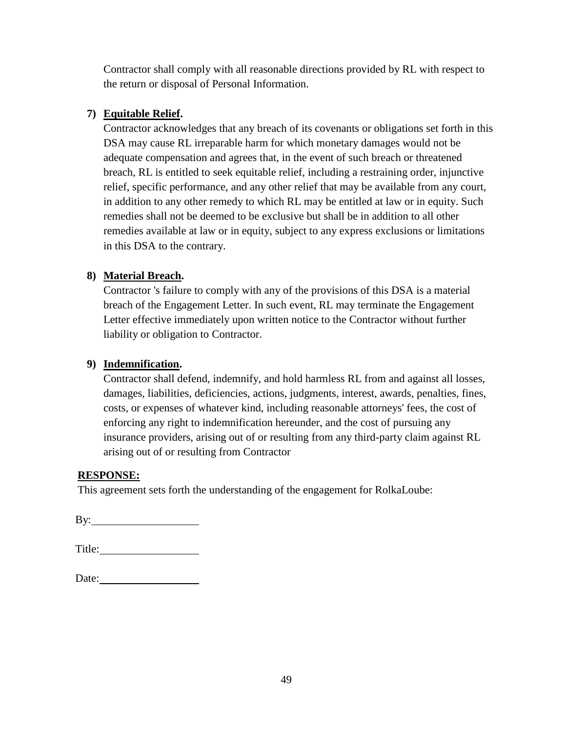Contractor shall comply with all reasonable directions provided by RL with respect to the return or disposal of Personal Information.

7) **Equitable Relief.**
   Contractor acknowledges that any breach of its covenants or obligations set forth in this DSA may cause RL irreparable harm for which monetary damages would not be adequate compensation and agrees that, in the event of such breach or threatened breach, RL is entitled to seek equitable relief, including a restraining order, injunctive relief, specific performance, and any other relief that may be available from any court, in addition to any other remedy to which RL may be entitled at law or in equity. Such remedies shall not be deemed to be exclusive but shall be in addition to all other remedies available at law or in equity, subject to any express exclusions or limitations in this DSA to the contrary.

8) **Material Breach.**
   Contractor 's failure to comply with any of the provisions of this DSA is a material breach of the Engagement Letter. In such event, RL may terminate the Engagement Letter effective immediately upon written notice to the Contractor without further liability or obligation to Contractor.

9) **Indemnification.**
   Contractor shall defend, indemnify, and hold harmless RL from and against all losses, damages, liabilities, deficiencies, actions, judgments, interest, awards, penalties, fines, costs, or expenses of whatever kind, including reasonable attorneys' fees, the cost of enforcing any right to indemnification hereunder, and the cost of pursuing any insurance providers, arising out of or resulting from any third-party claim against RL arising out of or resulting from Contractor

**RESPONSE:**

This agreement sets forth the understanding of the engagement for RolkaLoube:

By: ___________________

Title: __________________

Date: ___________________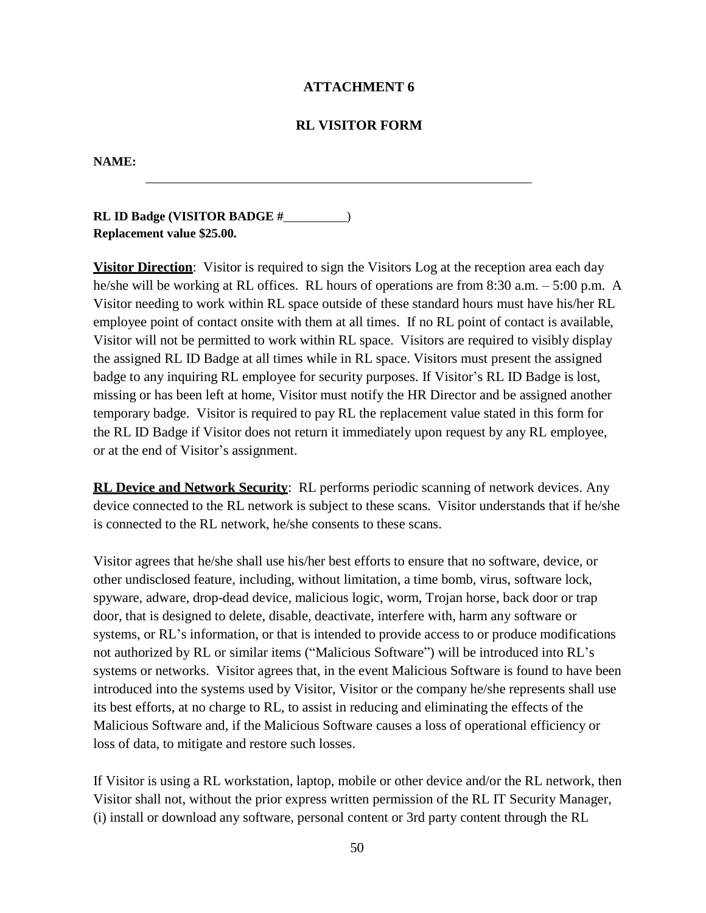## ATTACHMENT 6

## RL VISITOR FORM

**NAME:** ____________________________________________________________

**RL ID Badge (VISITOR BADGE #__________)**
**Replacement value $25.00.**

**<u>Visitor Direction</u>**: Visitor is required to sign the Visitors Log at the reception area each day he/she will be working at RL offices. RL hours of operations are from 8:30 a.m. – 5:00 p.m. A Visitor needing to work within RL space outside of these standard hours must have his/her RL employee point of contact onsite with them at all times. If no RL point of contact is available, Visitor will not be permitted to work within RL space. Visitors are required to visibly display the assigned RL ID Badge at all times while in RL space. Visitors must present the assigned badge to any inquiring RL employee for security purposes. If Visitor's RL ID Badge is lost, missing or has been left at home, Visitor must notify the HR Director and be assigned another temporary badge. Visitor is required to pay RL the replacement value stated in this form for the RL ID Badge if Visitor does not return it immediately upon request by any RL employee, or at the end of Visitor's assignment.

**<u>RL Device and Network Security</u>**: RL performs periodic scanning of network devices. Any device connected to the RL network is subject to these scans. Visitor understands that if he/she is connected to the RL network, he/she consents to these scans.

Visitor agrees that he/she shall use his/her best efforts to ensure that no software, device, or other undisclosed feature, including, without limitation, a time bomb, virus, software lock, spyware, adware, drop-dead device, malicious logic, worm, Trojan horse, back door or trap door, that is designed to delete, disable, deactivate, interfere with, harm any software or systems, or RL's information, or that is intended to provide access to or produce modifications not authorized by RL or similar items ("Malicious Software") will be introduced into RL's systems or networks. Visitor agrees that, in the event Malicious Software is found to have been introduced into the systems used by Visitor, Visitor or the company he/she represents shall use its best efforts, at no charge to RL, to assist in reducing and eliminating the effects of the Malicious Software and, if the Malicious Software causes a loss of operational efficiency or loss of data, to mitigate and restore such losses.

If Visitor is using a RL workstation, laptop, mobile or other device and/or the RL network, then Visitor shall not, without the prior express written permission of the RL IT Security Manager, (i) install or download any software, personal content or 3rd party content through the RL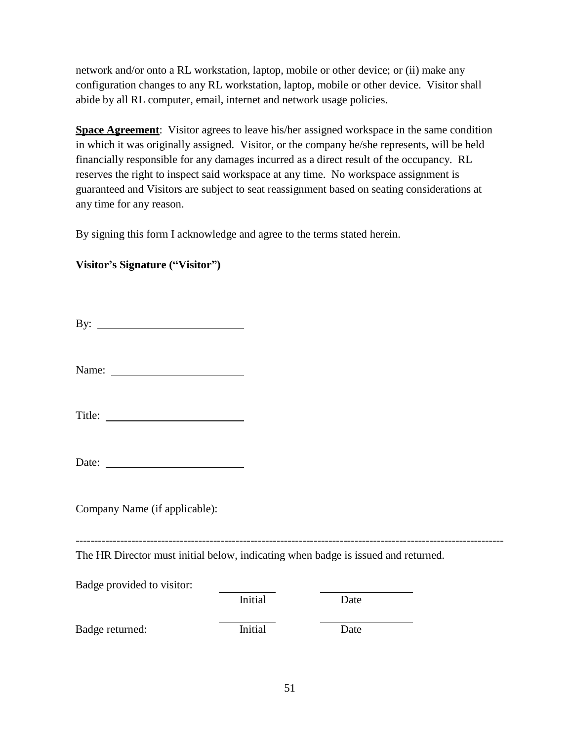network and/or onto a RL workstation, laptop, mobile or other device; or (ii) make any configuration changes to any RL workstation, laptop, mobile or other device. Visitor shall abide by all RL computer, email, internet and network usage policies.

**Space Agreement**: Visitor agrees to leave his/her assigned workspace in the same condition in which it was originally assigned. Visitor, or the company he/she represents, will be held financially responsible for any damages incurred as a direct result of the occupancy. RL reserves the right to inspect said workspace at any time. No workspace assignment is guaranteed and Visitors are subject to seat reassignment based on seating considerations at any time for any reason.

By signing this form I acknowledge and agree to the terms stated herein.

**Visitor's Signature ("Visitor")**

By: ___________________________

Name: ___________________________

Title: ___________________________

Date: ___________________________

Company Name (if applicable): ___________________________

---

The HR Director must initial below, indicating when badge is issued and returned.

| | | |
|---|---|---|
| Badge provided to visitor: | ________ Initial | ____________ Date |
| Badge returned: | ________ Initial | ____________ Date |